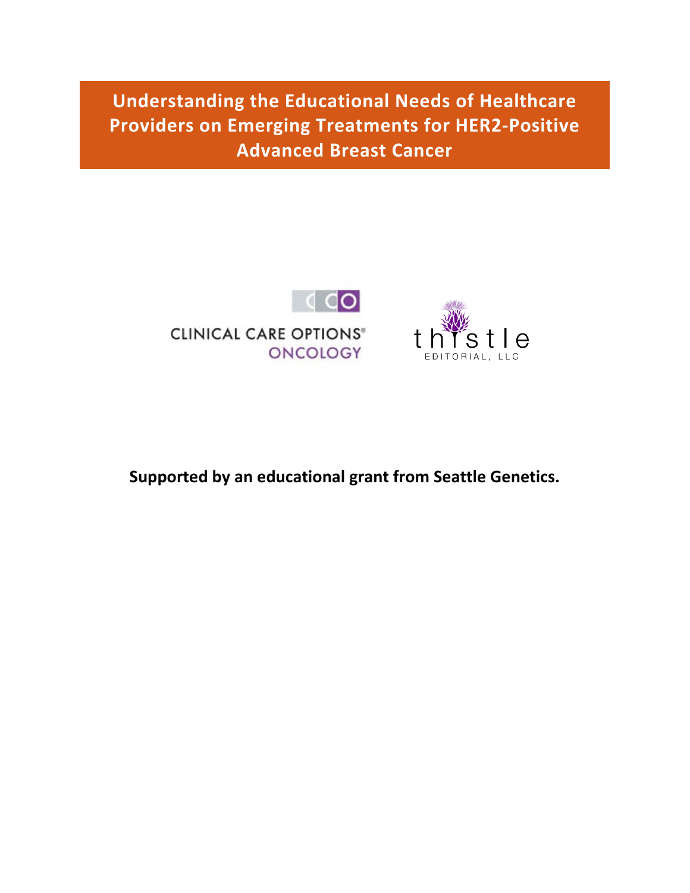# Understanding the Educational Needs of Healthcare Providers on Emerging Treatments for HER2-Positive Advanced Breast Cancer

CLINICAL CARE OPTIONS® ONCOLOGY

thistle EDITORIAL, LLC

**Supported by an educational grant from Seattle Genetics.**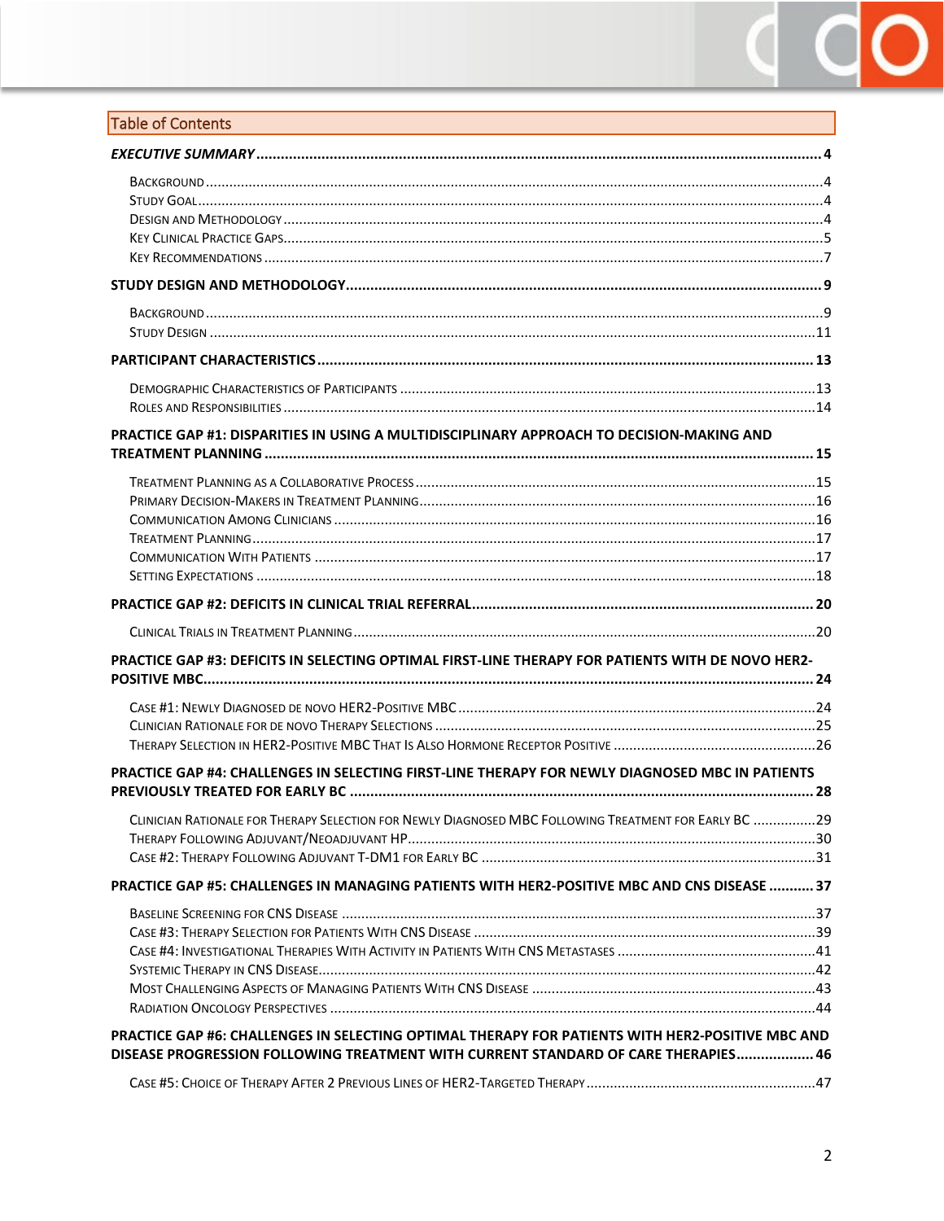## Table of Contents

**EXECUTIVE SUMMARY** ..... 4

- Background ..... 4
- Study Goal ..... 4
- Design and Methodology ..... 4
- Key Clinical Practice Gaps ..... 5
- Key Recommendations ..... 7

**STUDY DESIGN AND METHODOLOGY** ..... 9

- Background ..... 9
- Study Design ..... 11

**PARTICIPANT CHARACTERISTICS** ..... 13

- Demographic Characteristics of Participants ..... 13
- Roles and Responsibilities ..... 14

**PRACTICE GAP #1: DISPARITIES IN USING A MULTIDISCIPLINARY APPROACH TO DECISION-MAKING AND TREATMENT PLANNING** ..... 15

- Treatment Planning as a Collaborative Process ..... 15
- Primary Decision-Makers in Treatment Planning ..... 16
- Communication Among Clinicians ..... 16
- Treatment Planning ..... 17
- Communication With Patients ..... 17
- Setting Expectations ..... 18

**PRACTICE GAP #2: DEFICITS IN CLINICAL TRIAL REFERRAL** ..... 20

- Clinical Trials in Treatment Planning ..... 20

**PRACTICE GAP #3: DEFICITS IN SELECTING OPTIMAL FIRST-LINE THERAPY FOR PATIENTS WITH DE NOVO HER2-POSITIVE MBC** ..... 24

- Case #1: Newly Diagnosed de novo HER2-Positive MBC ..... 24
- Clinician Rationale for de novo Therapy Selections ..... 25
- Therapy Selection in HER2-Positive MBC That Is Also Hormone Receptor Positive ..... 26

**PRACTICE GAP #4: CHALLENGES IN SELECTING FIRST-LINE THERAPY FOR NEWLY DIAGNOSED MBC IN PATIENTS PREVIOUSLY TREATED FOR EARLY BC** ..... 28

- Clinician Rationale for Therapy Selection for Newly Diagnosed MBC Following Treatment for Early BC ..... 29
- Therapy Following Adjuvant/Neoadjuvant HP ..... 30
- Case #2: Therapy Following Adjuvant T-DM1 for Early BC ..... 31

**PRACTICE GAP #5: CHALLENGES IN MANAGING PATIENTS WITH HER2-POSITIVE MBC AND CNS DISEASE** ..... 37

- Baseline Screening for CNS Disease ..... 37
- Case #3: Therapy Selection for Patients With CNS Disease ..... 39
- Case #4: Investigational Therapies With Activity in Patients With CNS Metastases ..... 41
- Systemic Therapy in CNS Disease ..... 42
- Most Challenging Aspects of Managing Patients With CNS Disease ..... 43
- Radiation Oncology Perspectives ..... 44

**PRACTICE GAP #6: CHALLENGES IN SELECTING OPTIMAL THERAPY FOR PATIENTS WITH HER2-POSITIVE MBC AND DISEASE PROGRESSION FOLLOWING TREATMENT WITH CURRENT STANDARD OF CARE THERAPIES** ..... 46

- Case #5: Choice of Therapy After 2 Previous Lines of HER2-Targeted Therapy ..... 47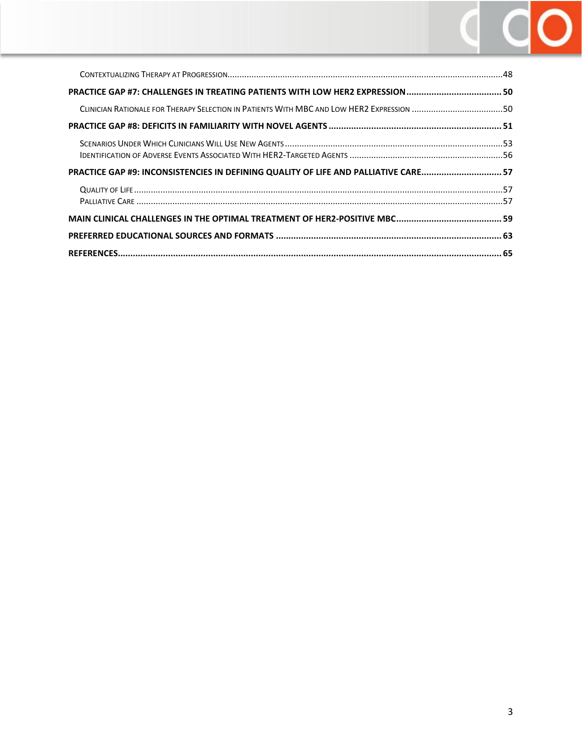Contextualizing Therapy at Progression.....48

**PRACTICE GAP #7: CHALLENGES IN TREATING PATIENTS WITH LOW HER2 EXPRESSION.....50**

Clinician Rationale for Therapy Selection in Patients With MBC and Low HER2 Expression.....50

**PRACTICE GAP #8: DEFICITS IN FAMILIARITY WITH NOVEL AGENTS.....51**

Scenarios Under Which Clinicians Will Use New Agents.....53

Identification of Adverse Events Associated With HER2-Targeted Agents.....56

**PRACTICE GAP #9: INCONSISTENCIES IN DEFINING QUALITY OF LIFE AND PALLIATIVE CARE.....57**

Quality of Life.....57

Palliative Care.....57

**MAIN CLINICAL CHALLENGES IN THE OPTIMAL TREATMENT OF HER2-POSITIVE MBC.....59**

**PREFERRED EDUCATIONAL SOURCES AND FORMATS.....63**

**REFERENCES.....65**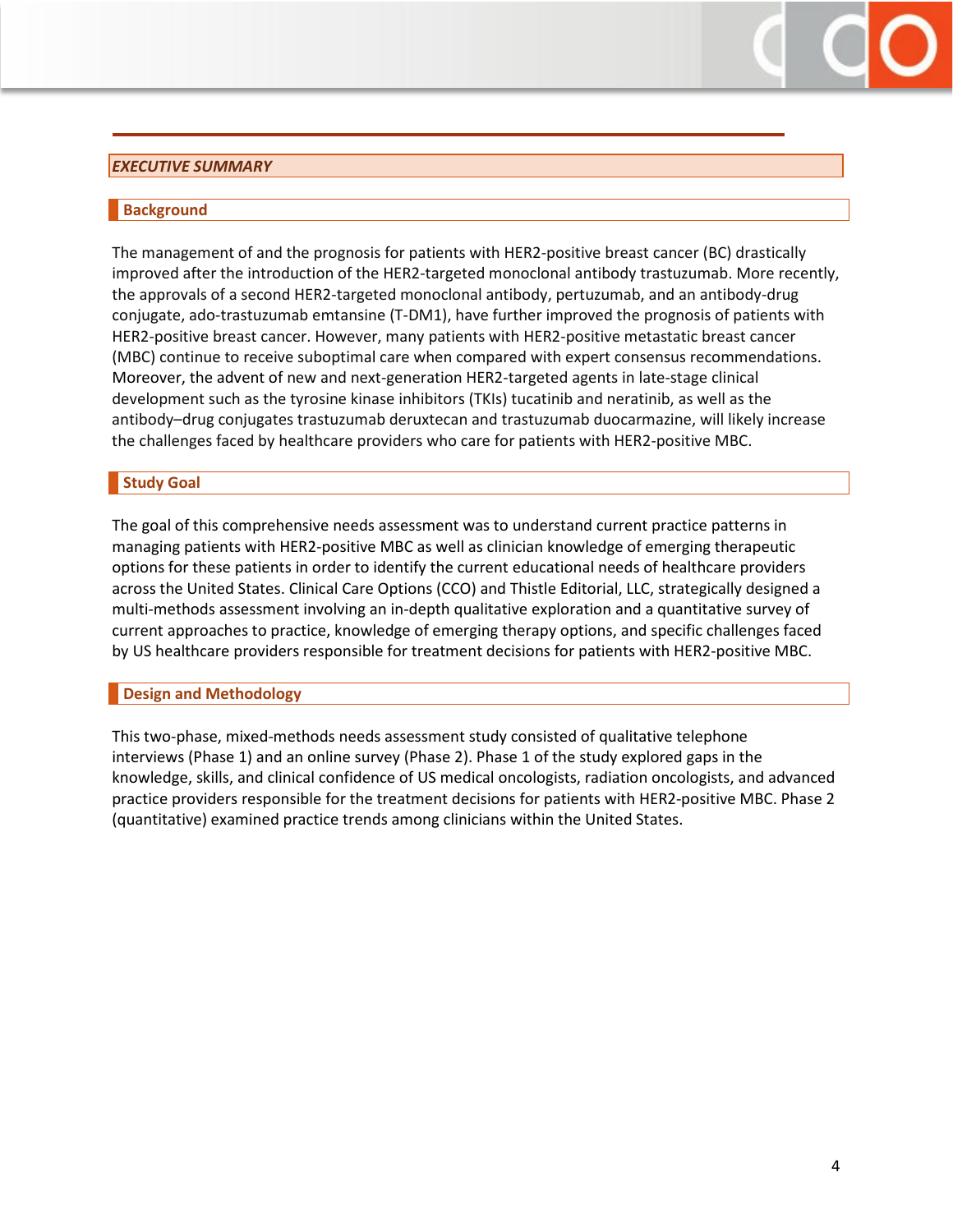## *EXECUTIVE SUMMARY*

### Background

The management of and the prognosis for patients with HER2-positive breast cancer (BC) drastically improved after the introduction of the HER2-targeted monoclonal antibody trastuzumab. More recently, the approvals of a second HER2-targeted monoclonal antibody, pertuzumab, and an antibody-drug conjugate, ado-trastuzumab emtansine (T-DM1), have further improved the prognosis of patients with HER2-positive breast cancer. However, many patients with HER2-positive metastatic breast cancer (MBC) continue to receive suboptimal care when compared with expert consensus recommendations. Moreover, the advent of new and next-generation HER2-targeted agents in late-stage clinical development such as the tyrosine kinase inhibitors (TKIs) tucatinib and neratinib, as well as the antibody–drug conjugates trastuzumab deruxtecan and trastuzumab duocarmazine, will likely increase the challenges faced by healthcare providers who care for patients with HER2-positive MBC.

### Study Goal

The goal of this comprehensive needs assessment was to understand current practice patterns in managing patients with HER2-positive MBC as well as clinician knowledge of emerging therapeutic options for these patients in order to identify the current educational needs of healthcare providers across the United States. Clinical Care Options (CCO) and Thistle Editorial, LLC, strategically designed a multi-methods assessment involving an in-depth qualitative exploration and a quantitative survey of current approaches to practice, knowledge of emerging therapy options, and specific challenges faced by US healthcare providers responsible for treatment decisions for patients with HER2-positive MBC.

### Design and Methodology

This two-phase, mixed-methods needs assessment study consisted of qualitative telephone interviews (Phase 1) and an online survey (Phase 2). Phase 1 of the study explored gaps in the knowledge, skills, and clinical confidence of US medical oncologists, radiation oncologists, and advanced practice providers responsible for the treatment decisions for patients with HER2-positive MBC. Phase 2 (quantitative) examined practice trends among clinicians within the United States.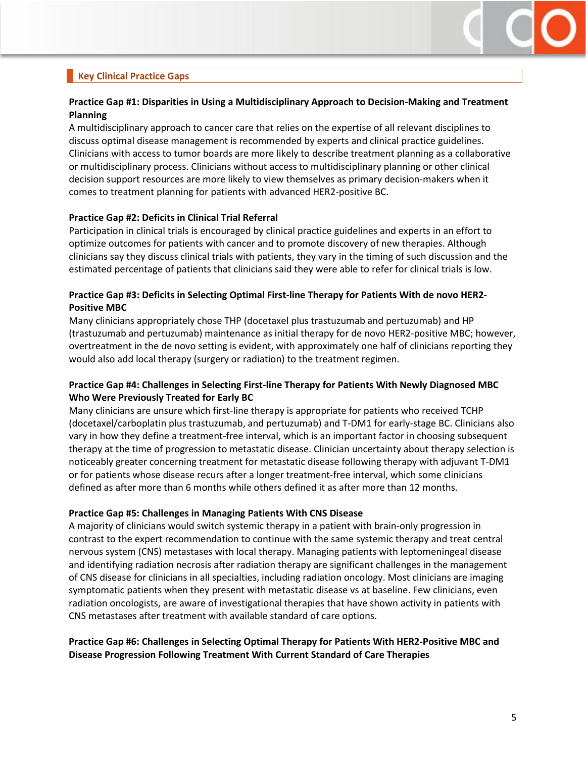## Key Clinical Practice Gaps

**Practice Gap #1: Disparities in Using a Multidisciplinary Approach to Decision-Making and Treatment Planning**

A multidisciplinary approach to cancer care that relies on the expertise of all relevant disciplines to discuss optimal disease management is recommended by experts and clinical practice guidelines. Clinicians with access to tumor boards are more likely to describe treatment planning as a collaborative or multidisciplinary process. Clinicians without access to multidisciplinary planning or other clinical decision support resources are more likely to view themselves as primary decision-makers when it comes to treatment planning for patients with advanced HER2-positive BC.

**Practice Gap #2: Deficits in Clinical Trial Referral**

Participation in clinical trials is encouraged by clinical practice guidelines and experts in an effort to optimize outcomes for patients with cancer and to promote discovery of new therapies. Although clinicians say they discuss clinical trials with patients, they vary in the timing of such discussion and the estimated percentage of patients that clinicians said they were able to refer for clinical trials is low.

**Practice Gap #3: Deficits in Selecting Optimal First-line Therapy for Patients With de novo HER2-Positive MBC**

Many clinicians appropriately chose THP (docetaxel plus trastuzumab and pertuzumab) and HP (trastuzumab and pertuzumab) maintenance as initial therapy for de novo HER2-positive MBC; however, overtreatment in the de novo setting is evident, with approximately one half of clinicians reporting they would also add local therapy (surgery or radiation) to the treatment regimen.

**Practice Gap #4: Challenges in Selecting First-line Therapy for Patients With Newly Diagnosed MBC Who Were Previously Treated for Early BC**

Many clinicians are unsure which first-line therapy is appropriate for patients who received TCHP (docetaxel/carboplatin plus trastuzumab, and pertuzumab) and T-DM1 for early-stage BC. Clinicians also vary in how they define a treatment-free interval, which is an important factor in choosing subsequent therapy at the time of progression to metastatic disease. Clinician uncertainty about therapy selection is noticeably greater concerning treatment for metastatic disease following therapy with adjuvant T-DM1 or for patients whose disease recurs after a longer treatment-free interval, which some clinicians defined as after more than 6 months while others defined it as after more than 12 months.

**Practice Gap #5: Challenges in Managing Patients With CNS Disease**

A majority of clinicians would switch systemic therapy in a patient with brain-only progression in contrast to the expert recommendation to continue with the same systemic therapy and treat central nervous system (CNS) metastases with local therapy. Managing patients with leptomeningeal disease and identifying radiation necrosis after radiation therapy are significant challenges in the management of CNS disease for clinicians in all specialties, including radiation oncology. Most clinicians are imaging symptomatic patients when they present with metastatic disease vs at baseline. Few clinicians, even radiation oncologists, are aware of investigational therapies that have shown activity in patients with CNS metastases after treatment with available standard of care options.

**Practice Gap #6: Challenges in Selecting Optimal Therapy for Patients With HER2-Positive MBC and Disease Progression Following Treatment With Current Standard of Care Therapies**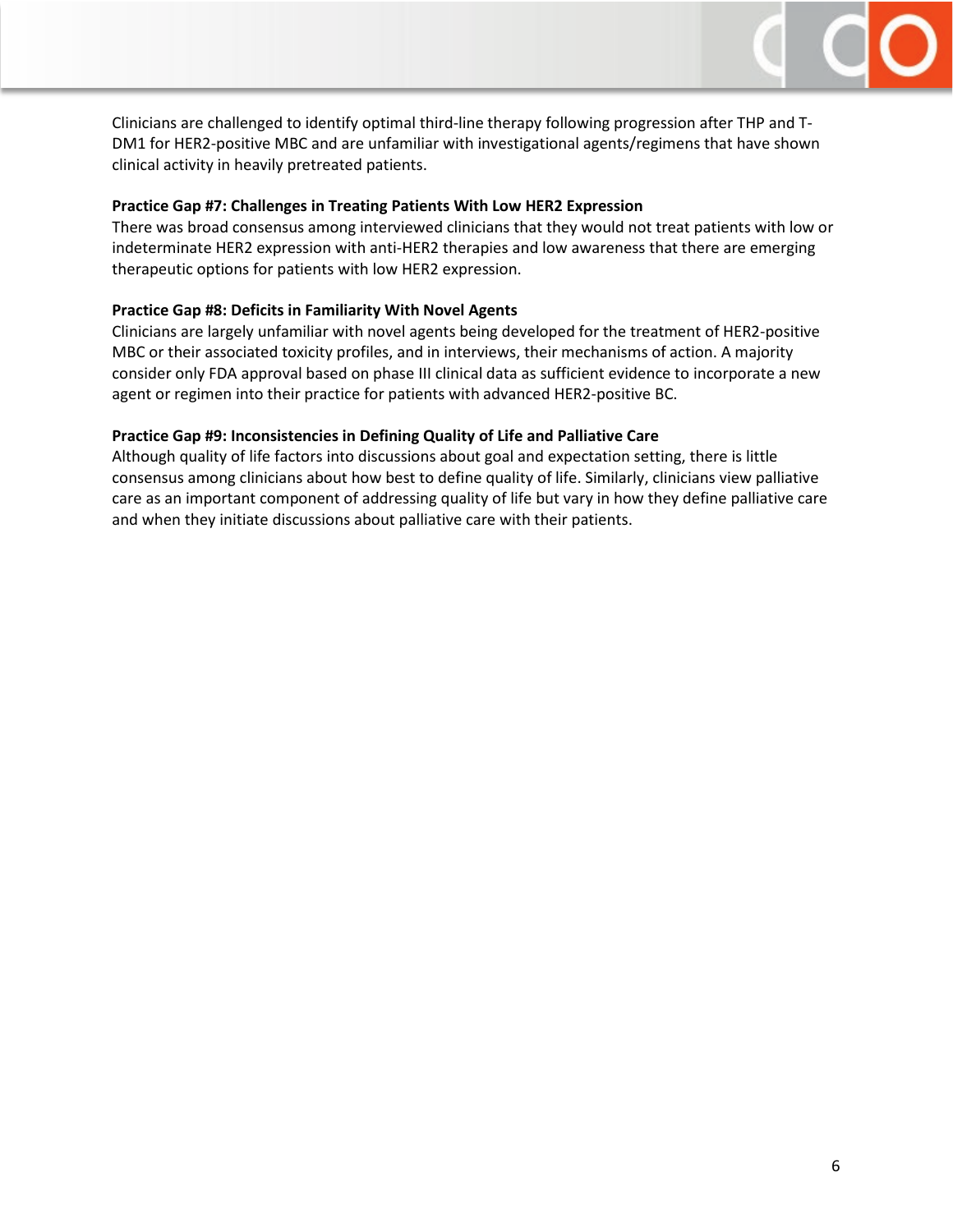Clinicians are challenged to identify optimal third-line therapy following progression after THP and T-DM1 for HER2-positive MBC and are unfamiliar with investigational agents/regimens that have shown clinical activity in heavily pretreated patients.

**Practice Gap #7: Challenges in Treating Patients With Low HER2 Expression**

There was broad consensus among interviewed clinicians that they would not treat patients with low or indeterminate HER2 expression with anti-HER2 therapies and low awareness that there are emerging therapeutic options for patients with low HER2 expression.

**Practice Gap #8: Deficits in Familiarity With Novel Agents**

Clinicians are largely unfamiliar with novel agents being developed for the treatment of HER2-positive MBC or their associated toxicity profiles, and in interviews, their mechanisms of action. A majority consider only FDA approval based on phase III clinical data as sufficient evidence to incorporate a new agent or regimen into their practice for patients with advanced HER2-positive BC.

**Practice Gap #9: Inconsistencies in Defining Quality of Life and Palliative Care**

Although quality of life factors into discussions about goal and expectation setting, there is little consensus among clinicians about how best to define quality of life. Similarly, clinicians view palliative care as an important component of addressing quality of life but vary in how they define palliative care and when they initiate discussions about palliative care with their patients.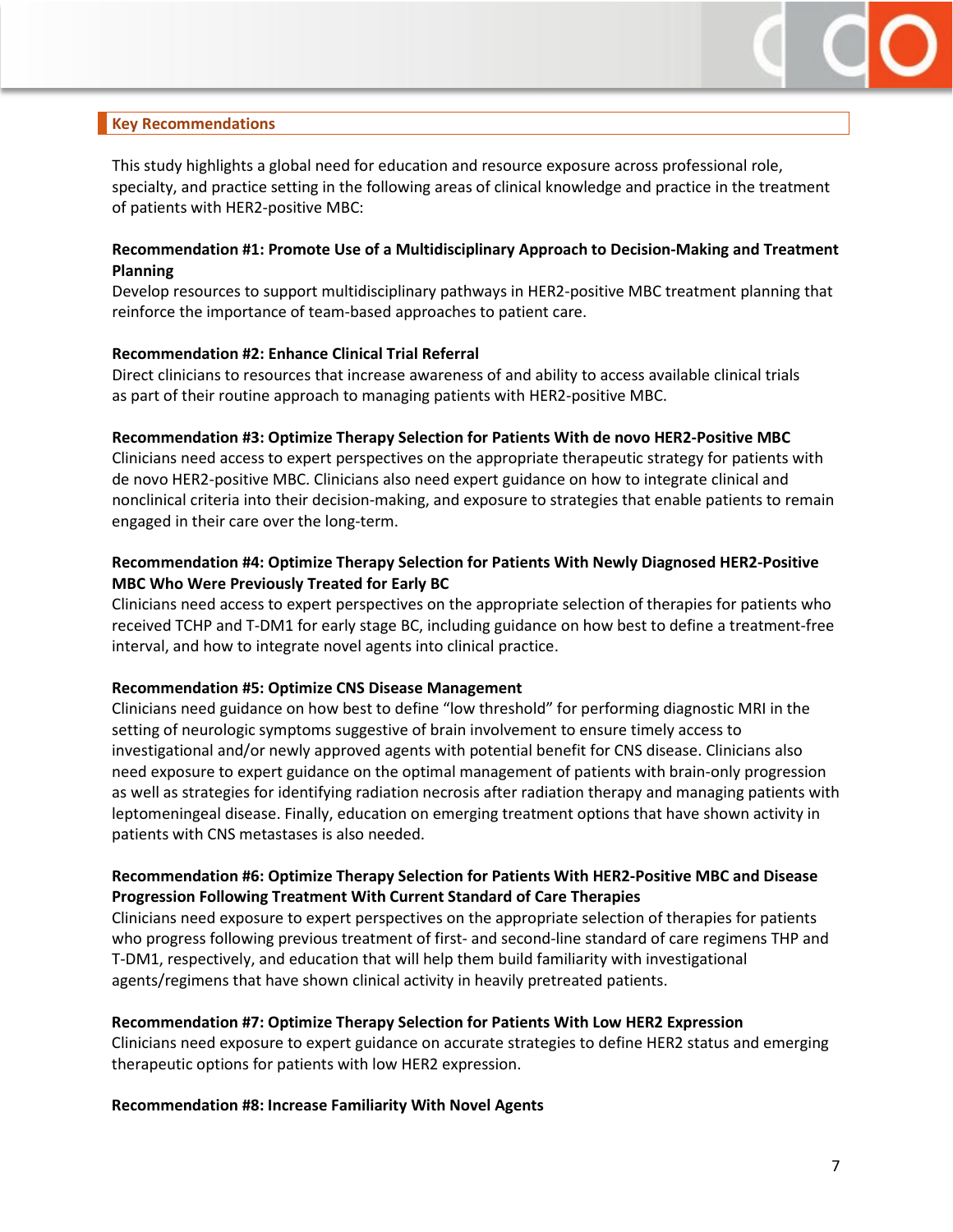## Key Recommendations

This study highlights a global need for education and resource exposure across professional role, specialty, and practice setting in the following areas of clinical knowledge and practice in the treatment of patients with HER2-positive MBC:

**Recommendation #1: Promote Use of a Multidisciplinary Approach to Decision-Making and Treatment Planning**
Develop resources to support multidisciplinary pathways in HER2-positive MBC treatment planning that reinforce the importance of team-based approaches to patient care.

**Recommendation #2: Enhance Clinical Trial Referral**
Direct clinicians to resources that increase awareness of and ability to access available clinical trials as part of their routine approach to managing patients with HER2-positive MBC.

**Recommendation #3: Optimize Therapy Selection for Patients With de novo HER2-Positive MBC**
Clinicians need access to expert perspectives on the appropriate therapeutic strategy for patients with de novo HER2-positive MBC. Clinicians also need expert guidance on how to integrate clinical and nonclinical criteria into their decision-making, and exposure to strategies that enable patients to remain engaged in their care over the long-term.

**Recommendation #4: Optimize Therapy Selection for Patients With Newly Diagnosed HER2-Positive MBC Who Were Previously Treated for Early BC**
Clinicians need access to expert perspectives on the appropriate selection of therapies for patients who received TCHP and T-DM1 for early stage BC, including guidance on how best to define a treatment-free interval, and how to integrate novel agents into clinical practice.

**Recommendation #5: Optimize CNS Disease Management**
Clinicians need guidance on how best to define "low threshold" for performing diagnostic MRI in the setting of neurologic symptoms suggestive of brain involvement to ensure timely access to investigational and/or newly approved agents with potential benefit for CNS disease. Clinicians also need exposure to expert guidance on the optimal management of patients with brain-only progression as well as strategies for identifying radiation necrosis after radiation therapy and managing patients with leptomeningeal disease. Finally, education on emerging treatment options that have shown activity in patients with CNS metastases is also needed.

**Recommendation #6: Optimize Therapy Selection for Patients With HER2-Positive MBC and Disease Progression Following Treatment With Current Standard of Care Therapies**
Clinicians need exposure to expert perspectives on the appropriate selection of therapies for patients who progress following previous treatment of first- and second-line standard of care regimens THP and T-DM1, respectively, and education that will help them build familiarity with investigational agents/regimens that have shown clinical activity in heavily pretreated patients.

**Recommendation #7: Optimize Therapy Selection for Patients With Low HER2 Expression**
Clinicians need exposure to expert guidance on accurate strategies to define HER2 status and emerging therapeutic options for patients with low HER2 expression.

**Recommendation #8: Increase Familiarity With Novel Agents**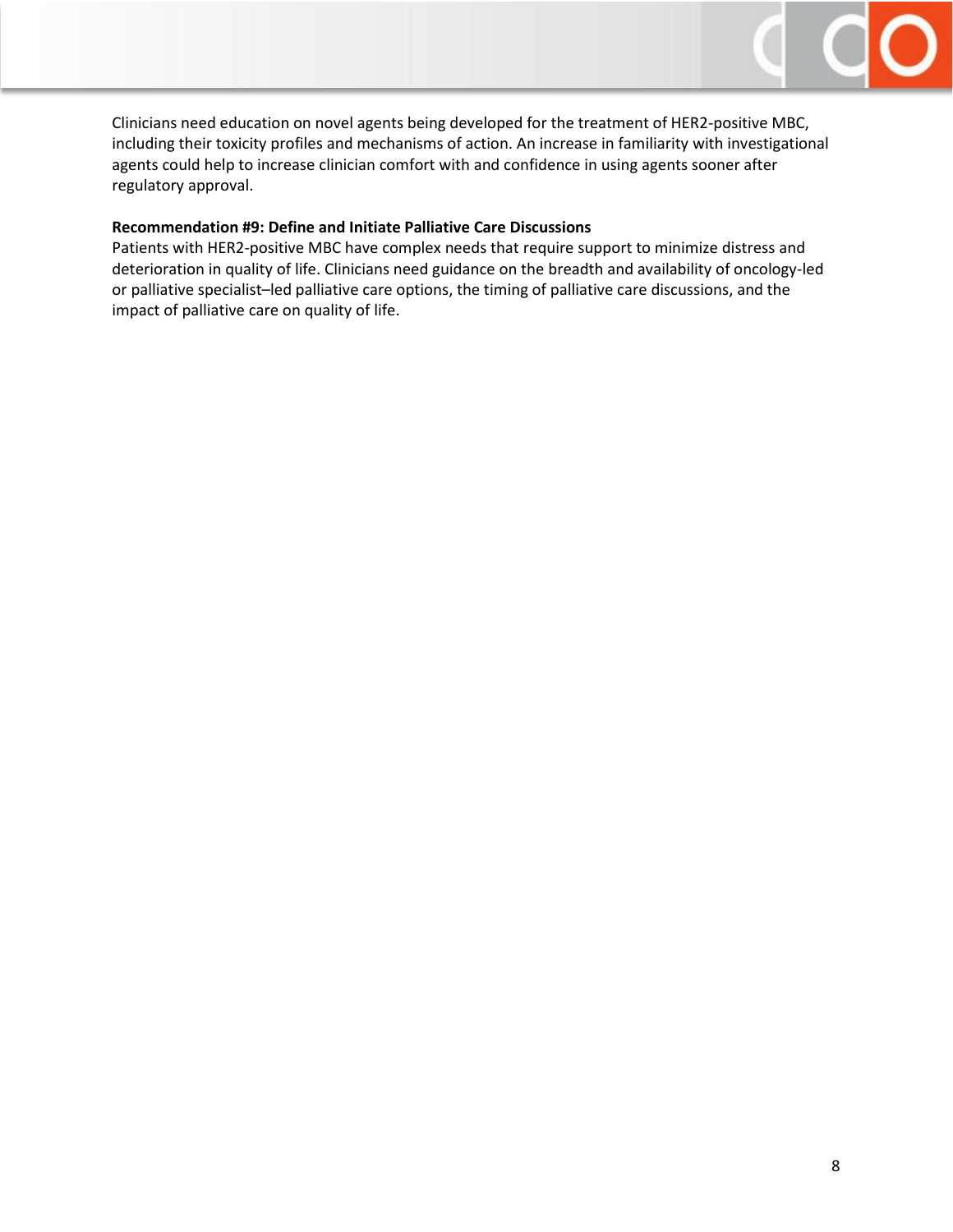Clinicians need education on novel agents being developed for the treatment of HER2-positive MBC, including their toxicity profiles and mechanisms of action. An increase in familiarity with investigational agents could help to increase clinician comfort with and confidence in using agents sooner after regulatory approval.

**Recommendation #9: Define and Initiate Palliative Care Discussions**

Patients with HER2-positive MBC have complex needs that require support to minimize distress and deterioration in quality of life. Clinicians need guidance on the breadth and availability of oncology-led or palliative specialist–led palliative care options, the timing of palliative care discussions, and the impact of palliative care on quality of life.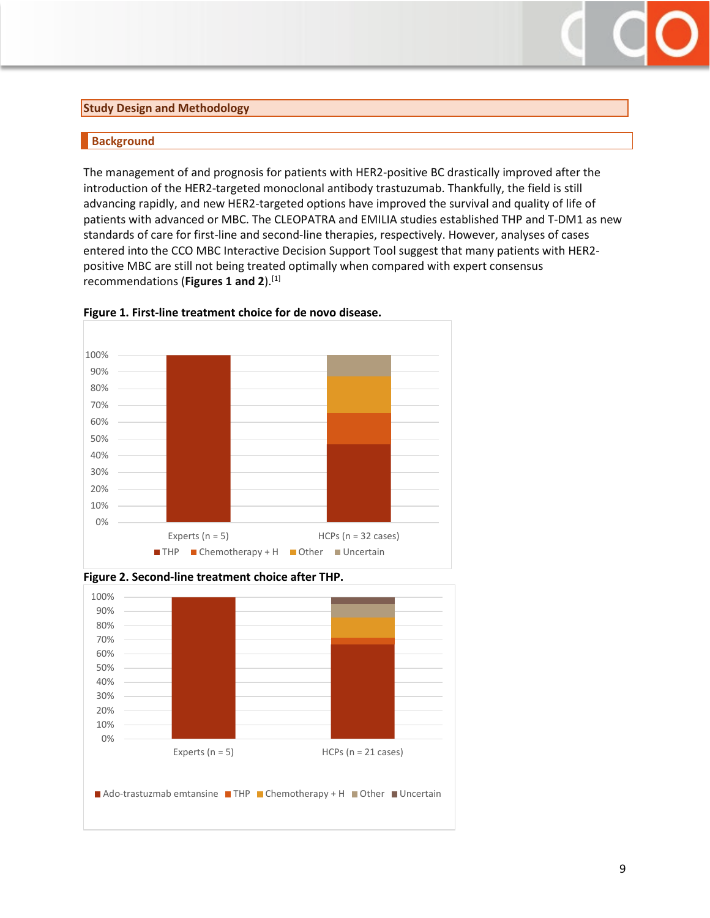## Study Design and Methodology

### Background

The management of and prognosis for patients with HER2-positive BC drastically improved after the introduction of the HER2-targeted monoclonal antibody trastuzumab. Thankfully, the field is still advancing rapidly, and new HER2-targeted options have improved the survival and quality of life of patients with advanced or MBC. The CLEOPATRA and EMILIA studies established THP and T-DM1 as new standards of care for first-line and second-line therapies, respectively. However, analyses of cases entered into the CCO MBC Interactive Decision Support Tool suggest that many patients with HER2-positive MBC are still not being treated optimally when compared with expert consensus recommendations (**Figures 1 and 2**).[1]

**Figure 1. First-line treatment choice for de novo disease.**

100%
90%
80%
70%
60%
50%
40%
30%
20%
10%
0%

Experts (n = 5) HCPs (n = 32 cases)

THP Chemotherapy + H Other Uncertain

**Figure 2. Second-line treatment choice after THP.**

100%
90%
80%
70%
60%
50%
40%
30%
20%
10%
0%

Experts (n = 5) HCPs (n = 21 cases)

Ado-trastuzmab emtansine THP Chemotherapy + H Other Uncertain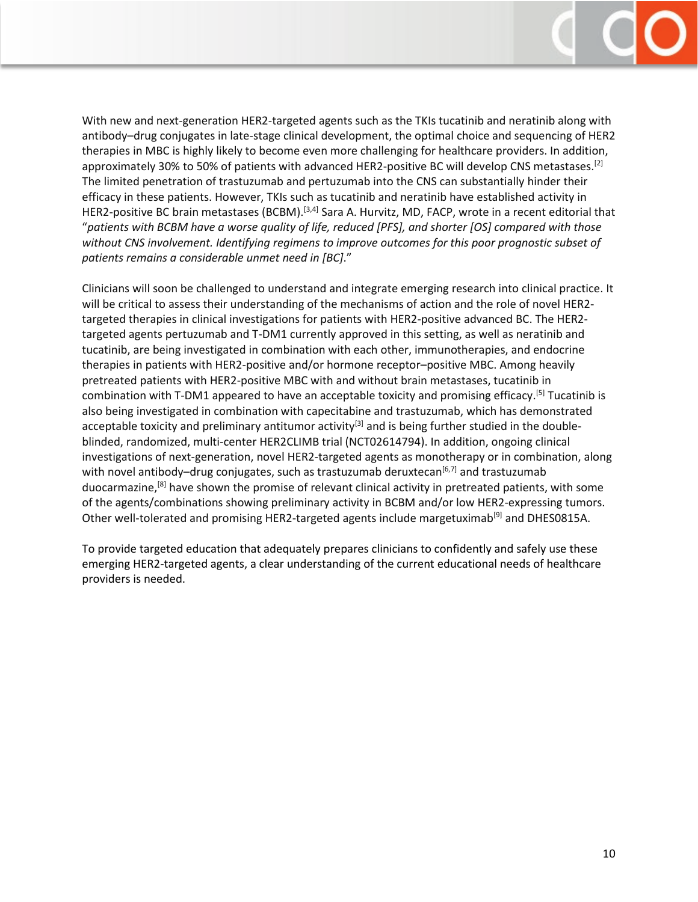With new and next-generation HER2-targeted agents such as the TKIs tucatinib and neratinib along with antibody–drug conjugates in late-stage clinical development, the optimal choice and sequencing of HER2 therapies in MBC is highly likely to become even more challenging for healthcare providers. In addition, approximately 30% to 50% of patients with advanced HER2-positive BC will develop CNS metastases.[2] The limited penetration of trastuzumab and pertuzumab into the CNS can substantially hinder their efficacy in these patients. However, TKIs such as tucatinib and neratinib have established activity in HER2-positive BC brain metastases (BCBM).[3,4] Sara A. Hurvitz, MD, FACP, wrote in a recent editorial that "*patients with BCBM have a worse quality of life, reduced [PFS], and shorter [OS] compared with those without CNS involvement. Identifying regimens to improve outcomes for this poor prognostic subset of patients remains a considerable unmet need in [BC]*."

Clinicians will soon be challenged to understand and integrate emerging research into clinical practice. It will be critical to assess their understanding of the mechanisms of action and the role of novel HER2-targeted therapies in clinical investigations for patients with HER2-positive advanced BC. The HER2-targeted agents pertuzumab and T-DM1 currently approved in this setting, as well as neratinib and tucatinib, are being investigated in combination with each other, immunotherapies, and endocrine therapies in patients with HER2-positive and/or hormone receptor–positive MBC. Among heavily pretreated patients with HER2-positive MBC with and without brain metastases, tucatinib in combination with T-DM1 appeared to have an acceptable toxicity and promising efficacy.[5] Tucatinib is also being investigated in combination with capecitabine and trastuzumab, which has demonstrated acceptable toxicity and preliminary antitumor activity[3] and is being further studied in the double-blinded, randomized, multi-center HER2CLIMB trial (NCT02614794). In addition, ongoing clinical investigations of next-generation, novel HER2-targeted agents as monotherapy or in combination, along with novel antibody–drug conjugates, such as trastuzumab deruxtecan[6,7] and trastuzumab duocarmazine,[8] have shown the promise of relevant clinical activity in pretreated patients, with some of the agents/combinations showing preliminary activity in BCBM and/or low HER2-expressing tumors. Other well-tolerated and promising HER2-targeted agents include margetuximab[9] and DHES0815A.

To provide targeted education that adequately prepares clinicians to confidently and safely use these emerging HER2-targeted agents, a clear understanding of the current educational needs of healthcare providers is needed.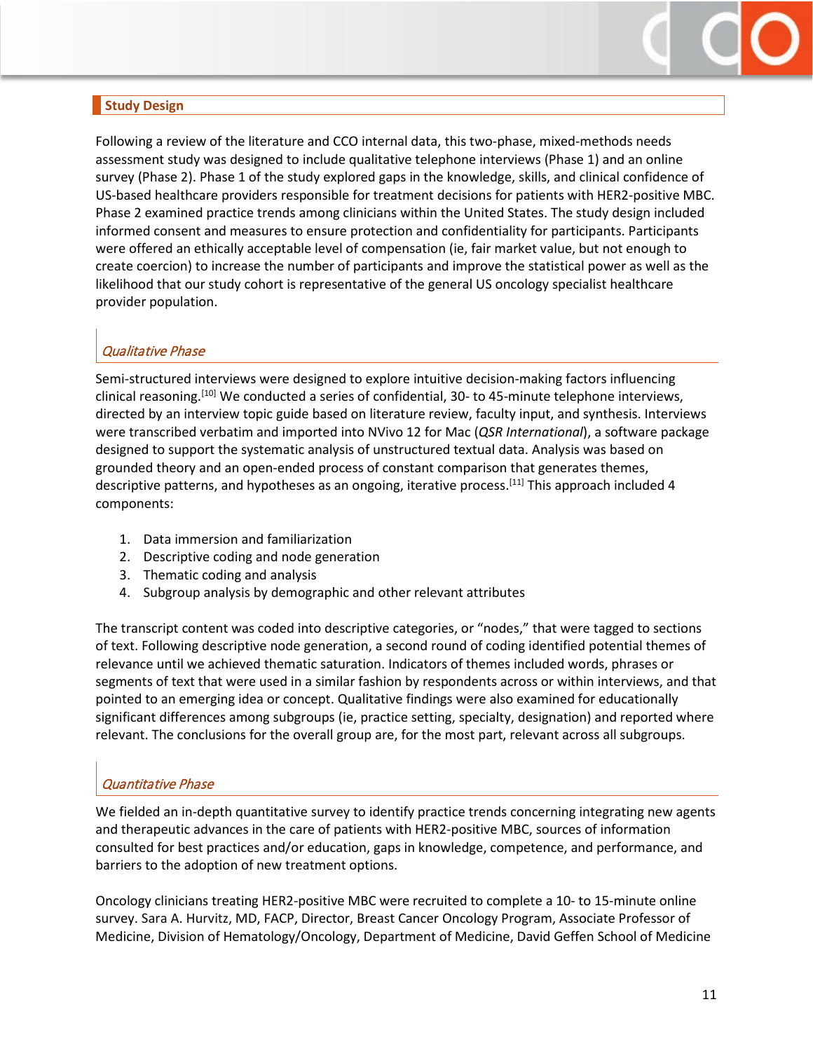## Study Design

Following a review of the literature and CCO internal data, this two-phase, mixed-methods needs assessment study was designed to include qualitative telephone interviews (Phase 1) and an online survey (Phase 2). Phase 1 of the study explored gaps in the knowledge, skills, and clinical confidence of US-based healthcare providers responsible for treatment decisions for patients with HER2-positive MBC. Phase 2 examined practice trends among clinicians within the United States. The study design included informed consent and measures to ensure protection and confidentiality for participants. Participants were offered an ethically acceptable level of compensation (ie, fair market value, but not enough to create coercion) to increase the number of participants and improve the statistical power as well as the likelihood that our study cohort is representative of the general US oncology specialist healthcare provider population.

### *Qualitative Phase*

Semi-structured interviews were designed to explore intuitive decision-making factors influencing clinical reasoning.[10] We conducted a series of confidential, 30- to 45-minute telephone interviews, directed by an interview topic guide based on literature review, faculty input, and synthesis. Interviews were transcribed verbatim and imported into NVivo 12 for Mac (*QSR International*), a software package designed to support the systematic analysis of unstructured textual data. Analysis was based on grounded theory and an open-ended process of constant comparison that generates themes, descriptive patterns, and hypotheses as an ongoing, iterative process.[11] This approach included 4 components:

1. Data immersion and familiarization
2. Descriptive coding and node generation
3. Thematic coding and analysis
4. Subgroup analysis by demographic and other relevant attributes

The transcript content was coded into descriptive categories, or "nodes," that were tagged to sections of text. Following descriptive node generation, a second round of coding identified potential themes of relevance until we achieved thematic saturation. Indicators of themes included words, phrases or segments of text that were used in a similar fashion by respondents across or within interviews, and that pointed to an emerging idea or concept. Qualitative findings were also examined for educationally significant differences among subgroups (ie, practice setting, specialty, designation) and reported where relevant. The conclusions for the overall group are, for the most part, relevant across all subgroups.

### *Quantitative Phase*

We fielded an in-depth quantitative survey to identify practice trends concerning integrating new agents and therapeutic advances in the care of patients with HER2-positive MBC, sources of information consulted for best practices and/or education, gaps in knowledge, competence, and performance, and barriers to the adoption of new treatment options.

Oncology clinicians treating HER2-positive MBC were recruited to complete a 10- to 15-minute online survey. Sara A. Hurvitz, MD, FACP, Director, Breast Cancer Oncology Program, Associate Professor of Medicine, Division of Hematology/Oncology, Department of Medicine, David Geffen School of Medicine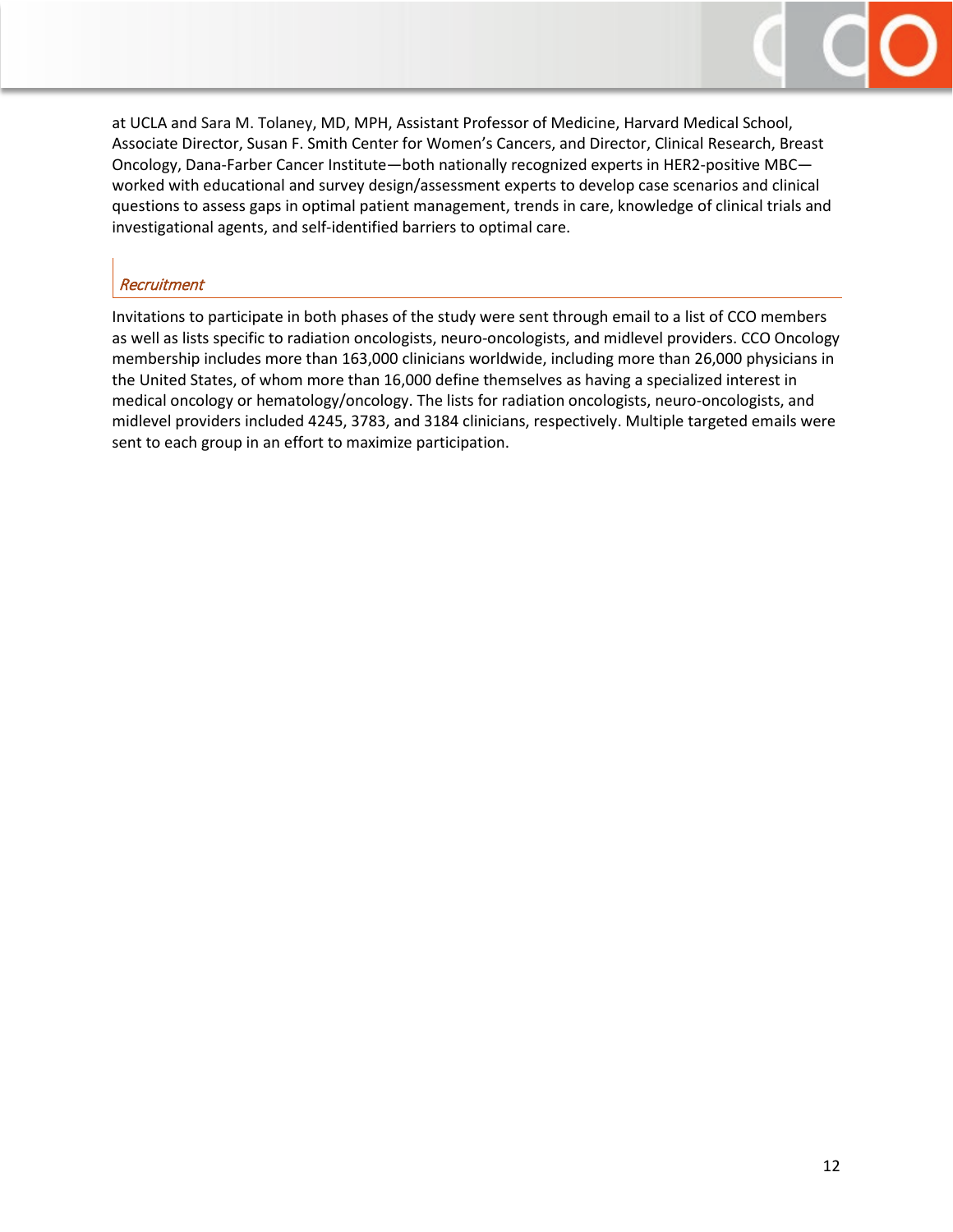at UCLA and Sara M. Tolaney, MD, MPH, Assistant Professor of Medicine, Harvard Medical School, Associate Director, Susan F. Smith Center for Women's Cancers, and Director, Clinical Research, Breast Oncology, Dana-Farber Cancer Institute—both nationally recognized experts in HER2-positive MBC—worked with educational and survey design/assessment experts to develop case scenarios and clinical questions to assess gaps in optimal patient management, trends in care, knowledge of clinical trials and investigational agents, and self-identified barriers to optimal care.

### *Recruitment*

Invitations to participate in both phases of the study were sent through email to a list of CCO members as well as lists specific to radiation oncologists, neuro-oncologists, and midlevel providers. CCO Oncology membership includes more than 163,000 clinicians worldwide, including more than 26,000 physicians in the United States, of whom more than 16,000 define themselves as having a specialized interest in medical oncology or hematology/oncology. The lists for radiation oncologists, neuro-oncologists, and midlevel providers included 4245, 3783, and 3184 clinicians, respectively. Multiple targeted emails were sent to each group in an effort to maximize participation.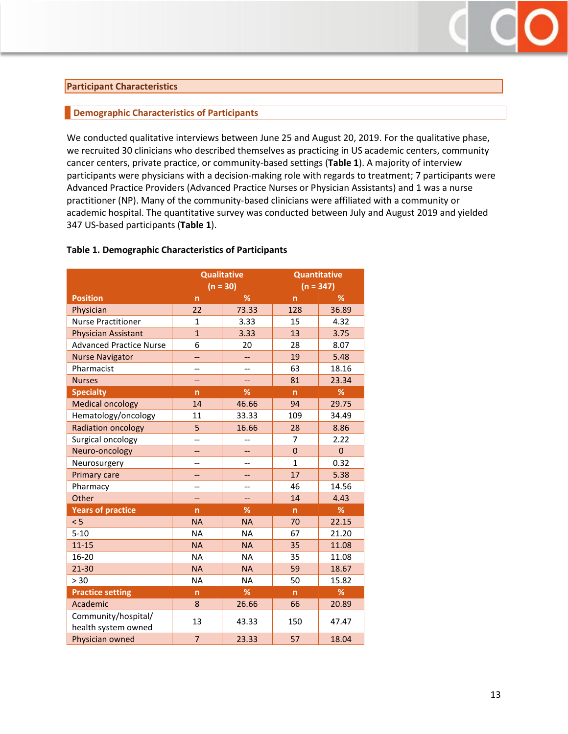## Participant Characteristics

### Demographic Characteristics of Participants

We conducted qualitative interviews between June 25 and August 20, 2019. For the qualitative phase, we recruited 30 clinicians who described themselves as practicing in US academic centers, community cancer centers, private practice, or community-based settings (**Table 1**). A majority of interview participants were physicians with a decision-making role with regards to treatment; 7 participants were Advanced Practice Providers (Advanced Practice Nurses or Physician Assistants) and 1 was a nurse practitioner (NP). Many of the community-based clinicians were affiliated with a community or academic hospital. The quantitative survey was conducted between July and August 2019 and yielded 347 US-based participants (**Table 1**).

**Table 1. Demographic Characteristics of Participants**

| | Qualitative (n = 30) | | Quantitative (n = 347) | |
|---|---|---|---|---|
| **Position** | **n** | **%** | **n** | **%** |
| Physician | 22 | 73.33 | 128 | 36.89 |
| Nurse Practitioner | 1 | 3.33 | 15 | 4.32 |
| Physician Assistant | 1 | 3.33 | 13 | 3.75 |
| Advanced Practice Nurse | 6 | 20 | 28 | 8.07 |
| Nurse Navigator | -- | -- | 19 | 5.48 |
| Pharmacist | -- | -- | 63 | 18.16 |
| Nurses | -- | -- | 81 | 23.34 |
| **Specialty** | **n** | **%** | **n** | **%** |
| Medical oncology | 14 | 46.66 | 94 | 29.75 |
| Hematology/oncology | 11 | 33.33 | 109 | 34.49 |
| Radiation oncology | 5 | 16.66 | 28 | 8.86 |
| Surgical oncology | -- | -- | 7 | 2.22 |
| Neuro-oncology | -- | -- | 0 | 0 |
| Neurosurgery | -- | -- | 1 | 0.32 |
| Primary care | -- | -- | 17 | 5.38 |
| Pharmacy | -- | -- | 46 | 14.56 |
| Other | -- | -- | 14 | 4.43 |
| **Years of practice** | **n** | **%** | **n** | **%** |
| < 5 | NA | NA | 70 | 22.15 |
| 5-10 | NA | NA | 67 | 21.20 |
| 11-15 | NA | NA | 35 | 11.08 |
| 16-20 | NA | NA | 35 | 11.08 |
| 21-30 | NA | NA | 59 | 18.67 |
| > 30 | NA | NA | 50 | 15.82 |
| **Practice setting** | **n** | **%** | **n** | **%** |
| Academic | 8 | 26.66 | 66 | 20.89 |
| Community/hospital/ health system owned | 13 | 43.33 | 150 | 47.47 |
| Physician owned | 7 | 23.33 | 57 | 18.04 |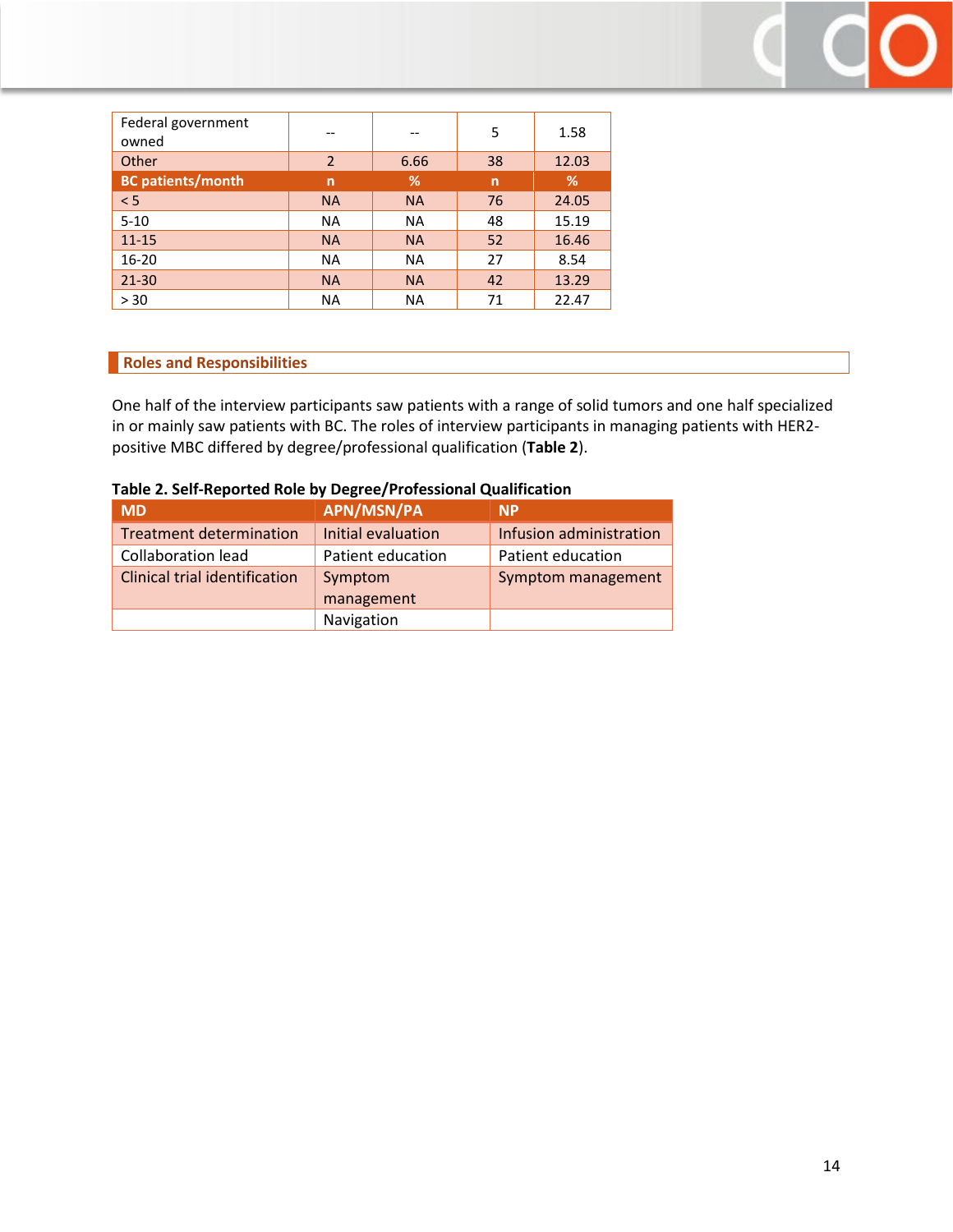| Federal government owned | -- | -- | 5 | 1.58 |
|---|---|---|---|---|
| Other | 2 | 6.66 | 38 | 12.03 |
| **BC patients/month** | **n** | **%** | **n** | **%** |
| < 5 | NA | NA | 76 | 24.05 |
| 5-10 | NA | NA | 48 | 15.19 |
| 11-15 | NA | NA | 52 | 16.46 |
| 16-20 | NA | NA | 27 | 8.54 |
| 21-30 | NA | NA | 42 | 13.29 |
| > 30 | NA | NA | 71 | 22.47 |

## Roles and Responsibilities

One half of the interview participants saw patients with a range of solid tumors and one half specialized in or mainly saw patients with BC. The roles of interview participants in managing patients with HER2-positive MBC differed by degree/professional qualification (**Table 2**).

**Table 2. Self-Reported Role by Degree/Professional Qualification**

| MD | APN/MSN/PA | NP |
|---|---|---|
| Treatment determination | Initial evaluation | Infusion administration |
| Collaboration lead | Patient education | Patient education |
| Clinical trial identification | Symptom management | Symptom management |
| | Navigation | |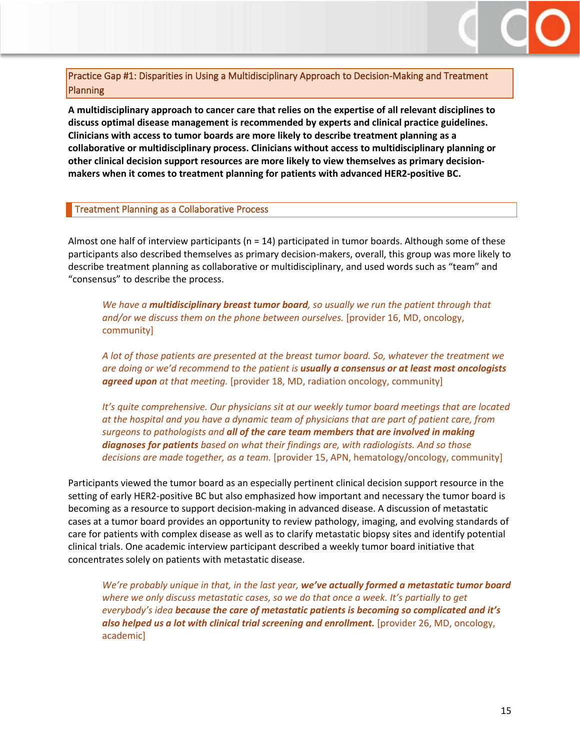## Practice Gap #1: Disparities in Using a Multidisciplinary Approach to Decision-Making and Treatment Planning

**A multidisciplinary approach to cancer care that relies on the expertise of all relevant disciplines to discuss optimal disease management is recommended by experts and clinical practice guidelines. Clinicians with access to tumor boards are more likely to describe treatment planning as a collaborative or multidisciplinary process. Clinicians without access to multidisciplinary planning or other clinical decision support resources are more likely to view themselves as primary decision-makers when it comes to treatment planning for patients with advanced HER2-positive BC.**

### Treatment Planning as a Collaborative Process

Almost one half of interview participants (n = 14) participated in tumor boards. Although some of these participants also described themselves as primary decision-makers, overall, this group was more likely to describe treatment planning as collaborative or multidisciplinary, and used words such as "team" and "consensus" to describe the process.

> *We have a **multidisciplinary breast tumor board**, so usually we run the patient through that and/or we discuss them on the phone between ourselves.* [provider 16, MD, oncology, community]

> *A lot of those patients are presented at the breast tumor board. So, whatever the treatment we are doing or we'd recommend to the patient is **usually a consensus or at least most oncologists agreed upon** at that meeting.* [provider 18, MD, radiation oncology, community]

> *It's quite comprehensive. Our physicians sit at our weekly tumor board meetings that are located at the hospital and you have a dynamic team of physicians that are part of patient care, from surgeons to pathologists and **all of the care team members that are involved in making diagnoses for patients** based on what their findings are, with radiologists. And so those decisions are made together, as a team.* [provider 15, APN, hematology/oncology, community]

Participants viewed the tumor board as an especially pertinent clinical decision support resource in the setting of early HER2-positive BC but also emphasized how important and necessary the tumor board is becoming as a resource to support decision-making in advanced disease. A discussion of metastatic cases at a tumor board provides an opportunity to review pathology, imaging, and evolving standards of care for patients with complex disease as well as to clarify metastatic biopsy sites and identify potential clinical trials. One academic interview participant described a weekly tumor board initiative that concentrates solely on patients with metastatic disease.

> *We're probably unique in that, in the last year, **we've actually formed a metastatic tumor board** where we only discuss metastatic cases, so we do that once a week. It's partially to get everybody's idea **because the care of metastatic patients is becoming so complicated and it's also helped us a lot with clinical trial screening and enrollment.*** [provider 26, MD, oncology, academic]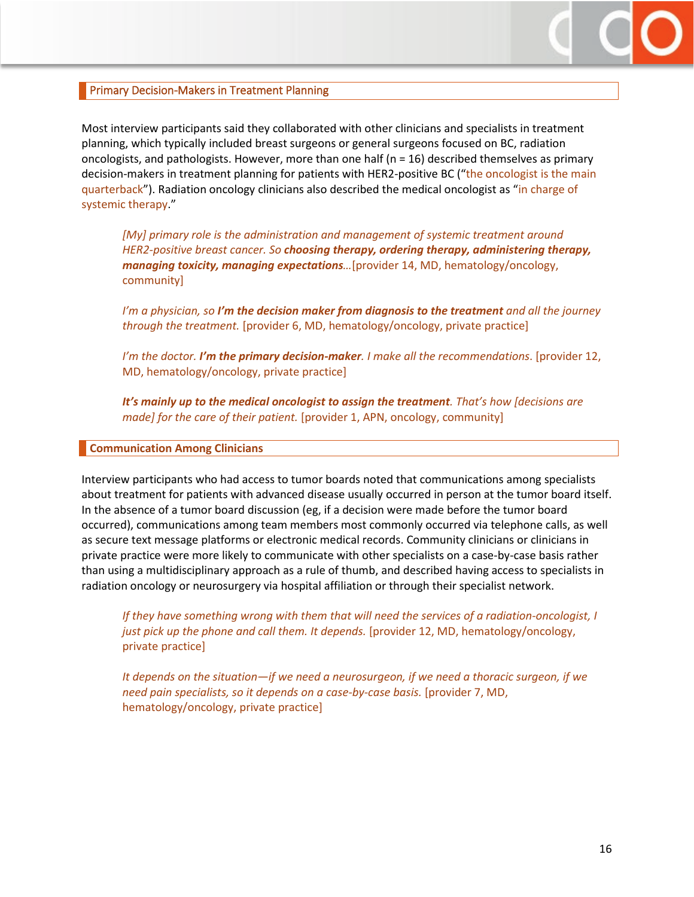## Primary Decision-Makers in Treatment Planning

Most interview participants said they collaborated with other clinicians and specialists in treatment planning, which typically included breast surgeons or general surgeons focused on BC, radiation oncologists, and pathologists. However, more than one half (n = 16) described themselves as primary decision-makers in treatment planning for patients with HER2-positive BC ("the oncologist is the main quarterback"). Radiation oncology clinicians also described the medical oncologist as "in charge of systemic therapy."

> *[My] primary role is the administration and management of systemic treatment around HER2-positive breast cancer. So* ***choosing therapy, ordering therapy, administering therapy, managing toxicity, managing expectations****…* [provider 14, MD, hematology/oncology, community]

> *I'm a physician, so* ***I'm the decision maker from diagnosis to the treatment*** *and all the journey through the treatment.* [provider 6, MD, hematology/oncology, private practice]

> *I'm the doctor.* ***I'm the primary decision-maker****. I make all the recommendations.* [provider 12, MD, hematology/oncology, private practice]

> ***It's mainly up to the medical oncologist to assign the treatment****. That's how [decisions are made] for the care of their patient.* [provider 1, APN, oncology, community]

## Communication Among Clinicians

Interview participants who had access to tumor boards noted that communications among specialists about treatment for patients with advanced disease usually occurred in person at the tumor board itself. In the absence of a tumor board discussion (eg, if a decision were made before the tumor board occurred), communications among team members most commonly occurred via telephone calls, as well as secure text message platforms or electronic medical records. Community clinicians or clinicians in private practice were more likely to communicate with other specialists on a case-by-case basis rather than using a multidisciplinary approach as a rule of thumb, and described having access to specialists in radiation oncology or neurosurgery via hospital affiliation or through their specialist network.

> *If they have something wrong with them that will need the services of a radiation-oncologist, I just pick up the phone and call them. It depends.* [provider 12, MD, hematology/oncology, private practice]

> *It depends on the situation—if we need a neurosurgeon, if we need a thoracic surgeon, if we need pain specialists, so it depends on a case-by-case basis.* [provider 7, MD, hematology/oncology, private practice]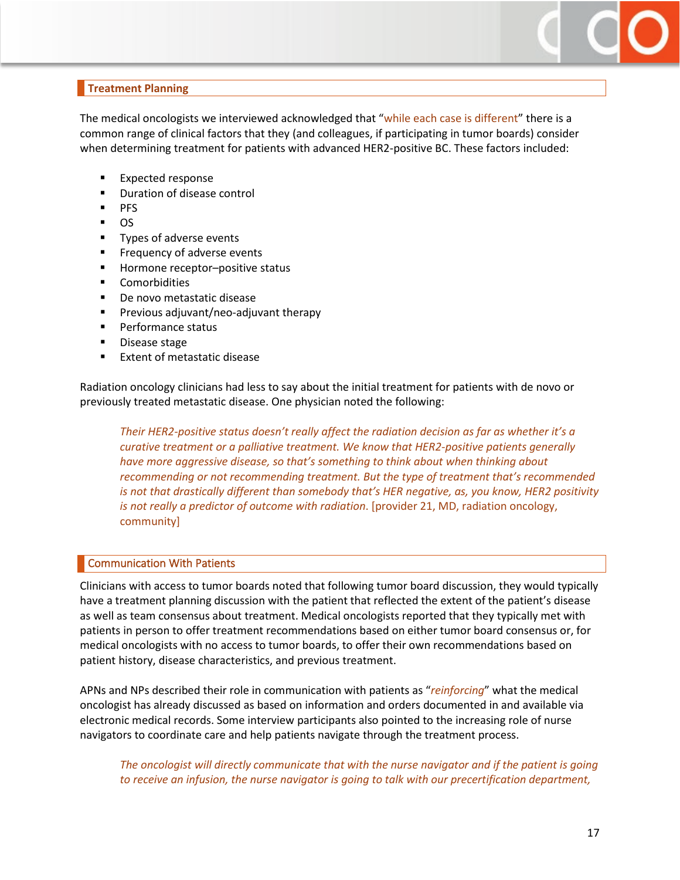## Treatment Planning

The medical oncologists we interviewed acknowledged that "while each case is different" there is a common range of clinical factors that they (and colleagues, if participating in tumor boards) consider when determining treatment for patients with advanced HER2-positive BC. These factors included:

- Expected response
- Duration of disease control
- PFS
- OS
- Types of adverse events
- Frequency of adverse events
- Hormone receptor–positive status
- Comorbidities
- De novo metastatic disease
- Previous adjuvant/neo-adjuvant therapy
- Performance status
- Disease stage
- Extent of metastatic disease

Radiation oncology clinicians had less to say about the initial treatment for patients with de novo or previously treated metastatic disease. One physician noted the following:

> *Their HER2-positive status doesn't really affect the radiation decision as far as whether it's a curative treatment or a palliative treatment. We know that HER2-positive patients generally have more aggressive disease, so that's something to think about when thinking about recommending or not recommending treatment. But the type of treatment that's recommended is not that drastically different than somebody that's HER negative, as, you know, HER2 positivity is not really a predictor of outcome with radiation.* [provider 21, MD, radiation oncology, community]

## Communication With Patients

Clinicians with access to tumor boards noted that following tumor board discussion, they would typically have a treatment planning discussion with the patient that reflected the extent of the patient's disease as well as team consensus about treatment. Medical oncologists reported that they typically met with patients in person to offer treatment recommendations based on either tumor board consensus or, for medical oncologists with no access to tumor boards, to offer their own recommendations based on patient history, disease characteristics, and previous treatment.

APNs and NPs described their role in communication with patients as "*reinforcing*" what the medical oncologist has already discussed as based on information and orders documented in and available via electronic medical records. Some interview participants also pointed to the increasing role of nurse navigators to coordinate care and help patients navigate through the treatment process.

> *The oncologist will directly communicate that with the nurse navigator and if the patient is going to receive an infusion, the nurse navigator is going to talk with our precertification department,*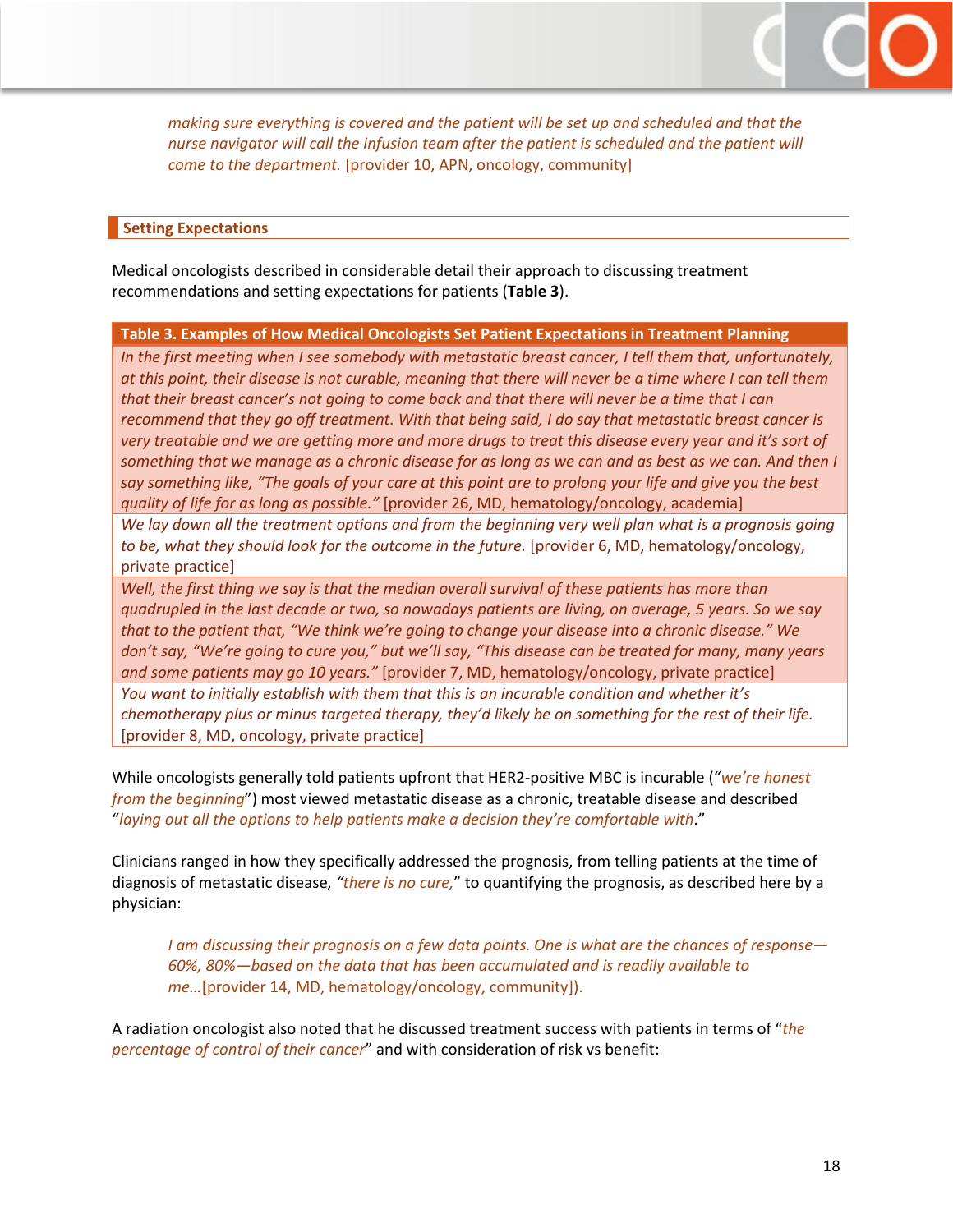*making sure everything is covered and the patient will be set up and scheduled and that the nurse navigator will call the infusion team after the patient is scheduled and the patient will come to the department.* [provider 10, APN, oncology, community]

## Setting Expectations

Medical oncologists described in considerable detail their approach to discussing treatment recommendations and setting expectations for patients (**Table 3**).

| Table 3. Examples of How Medical Oncologists Set Patient Expectations in Treatment Planning |
|---|
| *In the first meeting when I see somebody with metastatic breast cancer, I tell them that, unfortunately, at this point, their disease is not curable, meaning that there will never be a time where I can tell them that their breast cancer's not going to come back and that there will never be a time that I can recommend that they go off treatment. With that being said, I do say that metastatic breast cancer is very treatable and we are getting more and more drugs to treat this disease every year and it's sort of something that we manage as a chronic disease for as long as we can and as best as we can. And then I say something like, "The goals of your care at this point are to prolong your life and give you the best quality of life for as long as possible."* [provider 26, MD, hematology/oncology, academia] |
| *We lay down all the treatment options and from the beginning very well plan what is a prognosis going to be, what they should look for the outcome in the future.* [provider 6, MD, hematology/oncology, private practice] |
| *Well, the first thing we say is that the median overall survival of these patients has more than quadrupled in the last decade or two, so nowadays patients are living, on average, 5 years. So we say that to the patient that, "We think we're going to change your disease into a chronic disease." We don't say, "We're going to cure you," but we'll say, "This disease can be treated for many, many years and some patients may go 10 years."* [provider 7, MD, hematology/oncology, private practice] |
| *You want to initially establish with them that this is an incurable condition and whether it's chemotherapy plus or minus targeted therapy, they'd likely be on something for the rest of their life.* [provider 8, MD, oncology, private practice] |

While oncologists generally told patients upfront that HER2-positive MBC is incurable ("*we're honest from the beginning*") most viewed metastatic disease as a chronic, treatable disease and described "*laying out all the options to help patients make a decision they're comfortable with*."

Clinicians ranged in how they specifically addressed the prognosis, from telling patients at the time of diagnosis of metastatic disease, *"there is no cure,"* to quantifying the prognosis, as described here by a physician:

> *I am discussing their prognosis on a few data points. One is what are the chances of response—60%, 80%—based on the data that has been accumulated and is readily available to me…*[provider 14, MD, hematology/oncology, community]).

A radiation oncologist also noted that he discussed treatment success with patients in terms of "*the percentage of control of their cancer*" and with consideration of risk vs benefit: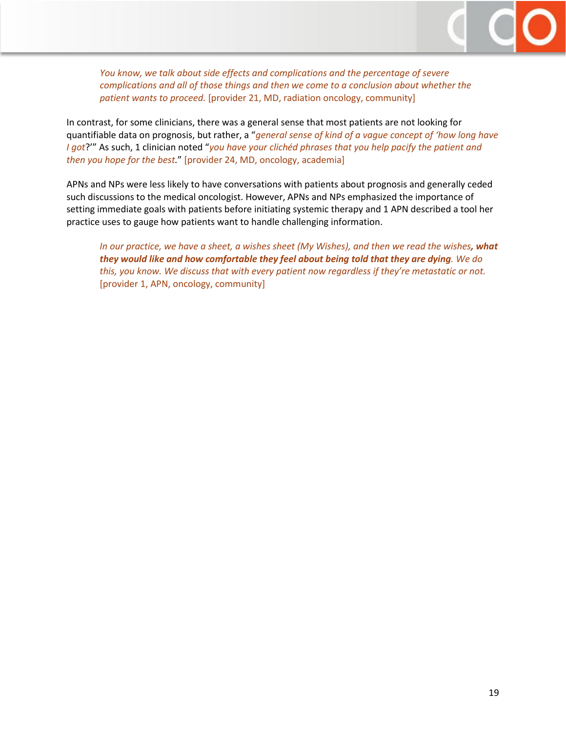> *You know, we talk about side effects and complications and the percentage of severe complications and all of those things and then we come to a conclusion about whether the patient wants to proceed.* [provider 21, MD, radiation oncology, community]

In contrast, for some clinicians, there was a general sense that most patients are not looking for quantifiable data on prognosis, but rather, a "*general sense of kind of a vague concept of 'how long have I got*?'" As such, 1 clinician noted "*you have your clichéd phrases that you help pacify the patient and then you hope for the best.*" [provider 24, MD, oncology, academia]

APNs and NPs were less likely to have conversations with patients about prognosis and generally ceded such discussions to the medical oncologist. However, APNs and NPs emphasized the importance of setting immediate goals with patients before initiating systemic therapy and 1 APN described a tool her practice uses to gauge how patients want to handle challenging information.

> *In our practice, we have a sheet, a wishes sheet (My Wishes), and then we read the wishes**, what they would like and how comfortable they feel about being told that they are dying**. We do this, you know. We discuss that with every patient now regardless if they're metastatic or not.* [provider 1, APN, oncology, community]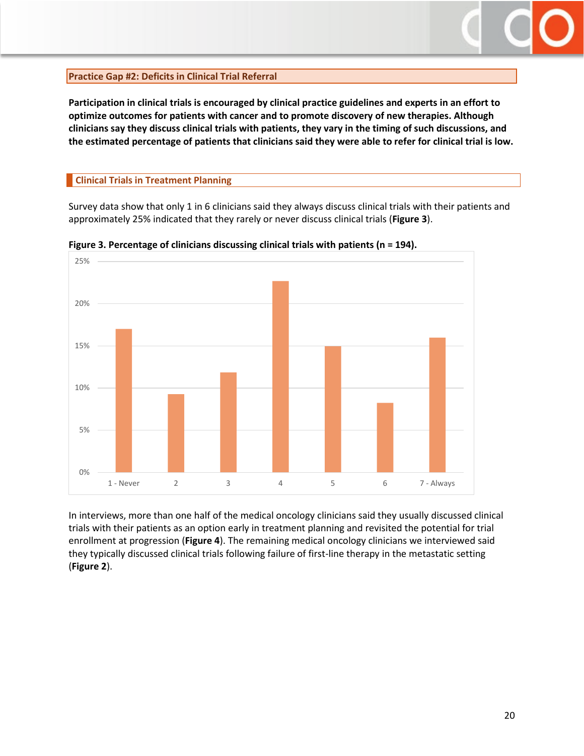## Practice Gap #2: Deficits in Clinical Trial Referral

**Participation in clinical trials is encouraged by clinical practice guidelines and experts in an effort to optimize outcomes for patients with cancer and to promote discovery of new therapies. Although clinicians say they discuss clinical trials with patients, they vary in the timing of such discussions, and the estimated percentage of patients that clinicians said they were able to refer for clinical trial is low.**

### Clinical Trials in Treatment Planning

Survey data show that only 1 in 6 clinicians said they always discuss clinical trials with their patients and approximately 25% indicated that they rarely or never discuss clinical trials (**Figure 3**).

**Figure 3. Percentage of clinicians discussing clinical trials with patients (n = 194).**

In interviews, more than one half of the medical oncology clinicians said they usually discussed clinical trials with their patients as an option early in treatment planning and revisited the potential for trial enrollment at progression (**Figure 4**). The remaining medical oncology clinicians we interviewed said they typically discussed clinical trials following failure of first-line therapy in the metastatic setting (**Figure 2**).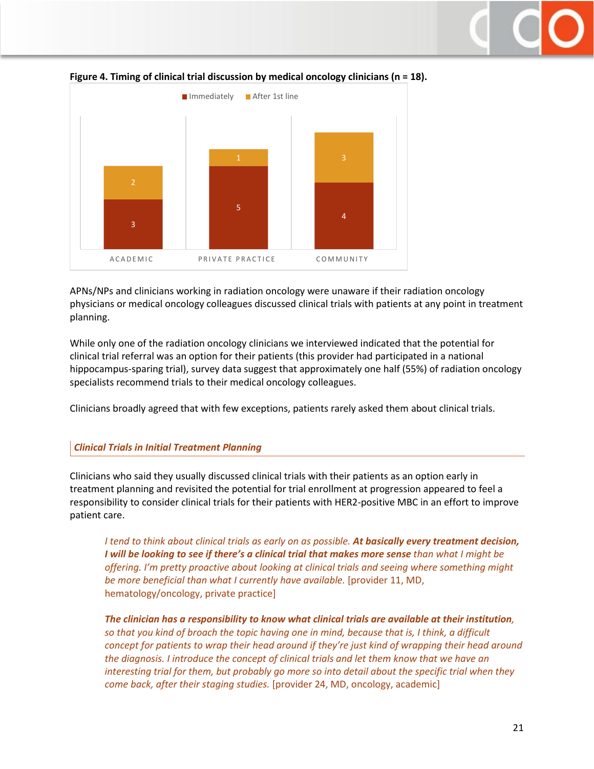**Figure 4. Timing of clinical trial discussion by medical oncology clinicians (n = 18).**

| | Immediately | After 1st line |
|---|---|---|
| ACADEMIC | 3 | 2 |
| PRIVATE PRACTICE | 5 | 1 |
| COMMUNITY | 4 | 3 |

APNs/NPs and clinicians working in radiation oncology were unaware if their radiation oncology physicians or medical oncology colleagues discussed clinical trials with patients at any point in treatment planning.

While only one of the radiation oncology clinicians we interviewed indicated that the potential for clinical trial referral was an option for their patients (this provider had participated in a national hippocampus-sparing trial), survey data suggest that approximately one half (55%) of radiation oncology specialists recommend trials to their medical oncology colleagues.

Clinicians broadly agreed that with few exceptions, patients rarely asked them about clinical trials.

### *Clinical Trials in Initial Treatment Planning*

Clinicians who said they usually discussed clinical trials with their patients as an option early in treatment planning and revisited the potential for trial enrollment at progression appeared to feel a responsibility to consider clinical trials for their patients with HER2-positive MBC in an effort to improve patient care.

> *I tend to think about clinical trials as early on as possible.* ***At basically every treatment decision, I will be looking to see if there's a clinical trial that makes more sense*** *than what I might be offering. I'm pretty proactive about looking at clinical trials and seeing where something might be more beneficial than what I currently have available.* [provider 11, MD, hematology/oncology, private practice]

> ***The clinician has a responsibility to know what clinical trials are available at their institution****, so that you kind of broach the topic having one in mind, because that is, I think, a difficult concept for patients to wrap their head around if they're just kind of wrapping their head around the diagnosis. I introduce the concept of clinical trials and let them know that we have an interesting trial for them, but probably go more so into detail about the specific trial when they come back, after their staging studies.* [provider 24, MD, oncology, academic]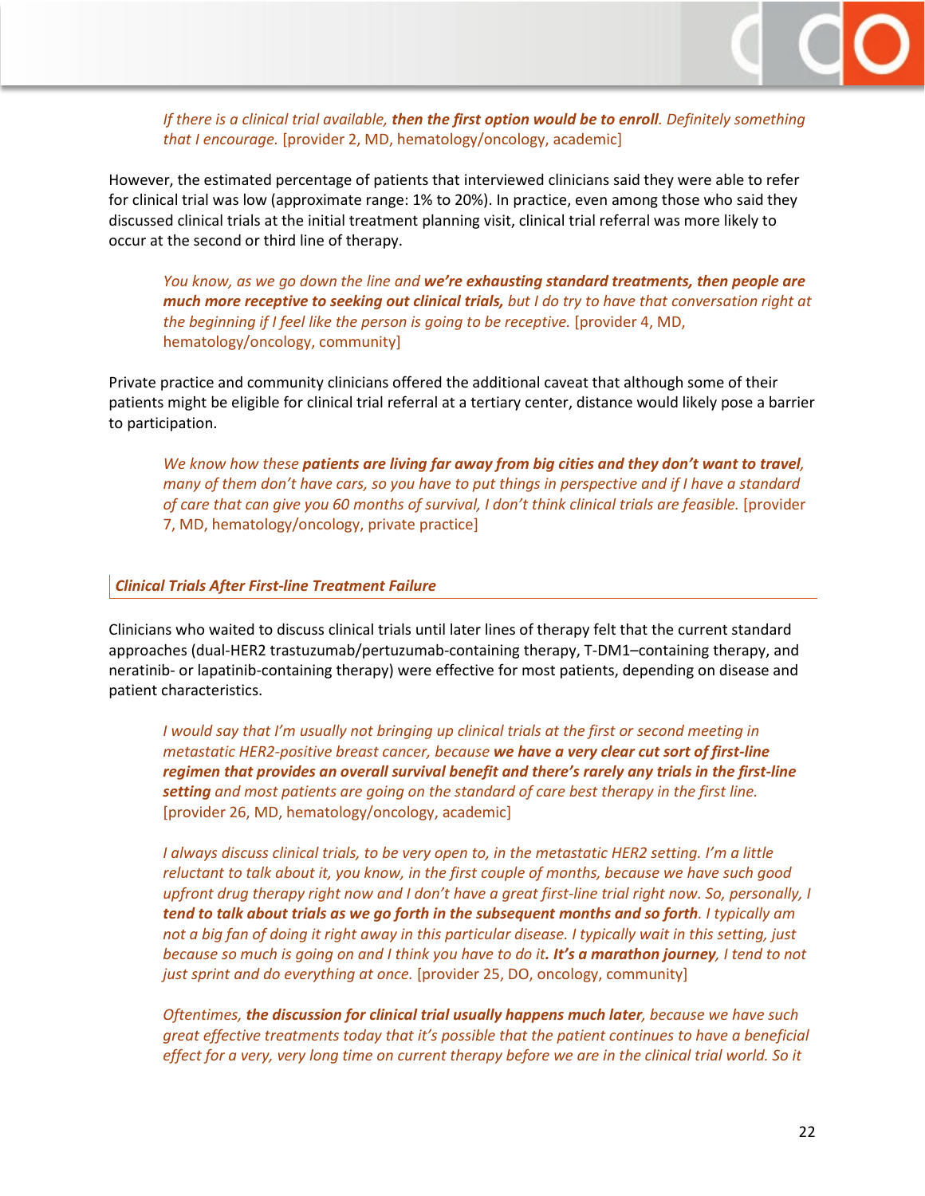> *If there is a clinical trial available, **then the first option would be to enroll**. Definitely something that I encourage.* [provider 2, MD, hematology/oncology, academic]

However, the estimated percentage of patients that interviewed clinicians said they were able to refer for clinical trial was low (approximate range: 1% to 20%). In practice, even among those who said they discussed clinical trials at the initial treatment planning visit, clinical trial referral was more likely to occur at the second or third line of therapy.

> *You know, as we go down the line and **we're exhausting standard treatments, then people are much more receptive to seeking out clinical trials,** but I do try to have that conversation right at the beginning if I feel like the person is going to be receptive.* [provider 4, MD, hematology/oncology, community]

Private practice and community clinicians offered the additional caveat that although some of their patients might be eligible for clinical trial referral at a tertiary center, distance would likely pose a barrier to participation.

> *We know how these **patients are living far away from big cities and they don't want to travel**, many of them don't have cars, so you have to put things in perspective and if I have a standard of care that can give you 60 months of survival, I don't think clinical trials are feasible.* [provider 7, MD, hematology/oncology, private practice]

### *Clinical Trials After First-line Treatment Failure*

Clinicians who waited to discuss clinical trials until later lines of therapy felt that the current standard approaches (dual-HER2 trastuzumab/pertuzumab-containing therapy, T-DM1–containing therapy, and neratinib- or lapatinib-containing therapy) were effective for most patients, depending on disease and patient characteristics.

> *I would say that I'm usually not bringing up clinical trials at the first or second meeting in metastatic HER2-positive breast cancer, because **we have a very clear cut sort of first-line regimen that provides an overall survival benefit and there's rarely any trials in the first-line setting** and most patients are going on the standard of care best therapy in the first line.* [provider 26, MD, hematology/oncology, academic]

> *I always discuss clinical trials, to be very open to, in the metastatic HER2 setting. I'm a little reluctant to talk about it, you know, in the first couple of months, because we have such good upfront drug therapy right now and I don't have a great first-line trial right now. So, personally, I **tend to talk about trials as we go forth in the subsequent months and so forth**. I typically am not a big fan of doing it right away in this particular disease. I typically wait in this setting, just because so much is going on and I think you have to do it**. It's a marathon journey**, I tend to not just sprint and do everything at once.* [provider 25, DO, oncology, community]

> *Oftentimes, **the discussion for clinical trial usually happens much later**, because we have such great effective treatments today that it's possible that the patient continues to have a beneficial effect for a very, very long time on current therapy before we are in the clinical trial world. So it*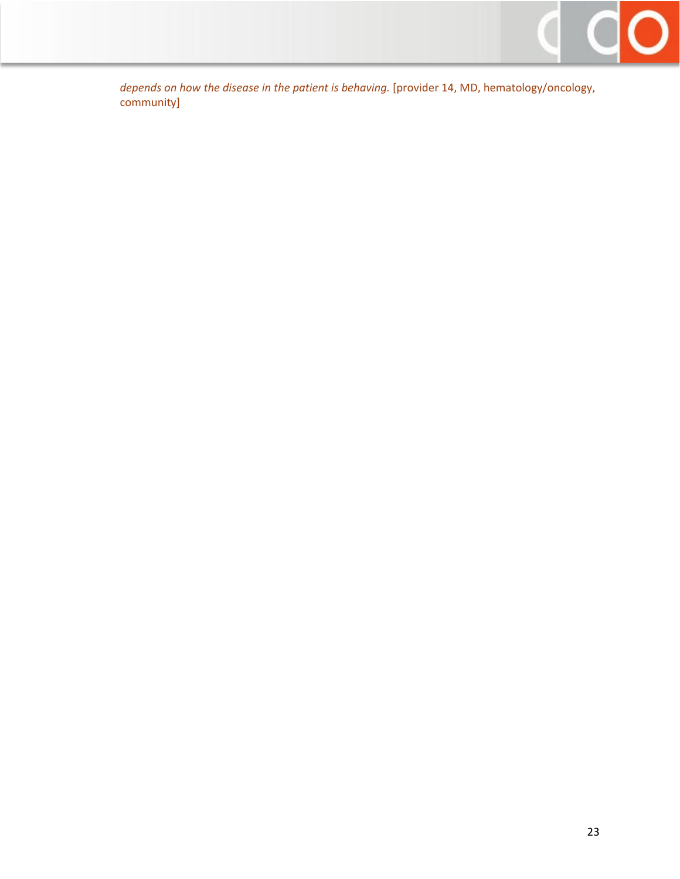*depends on how the disease in the patient is behaving.* [provider 14, MD, hematology/oncology, community]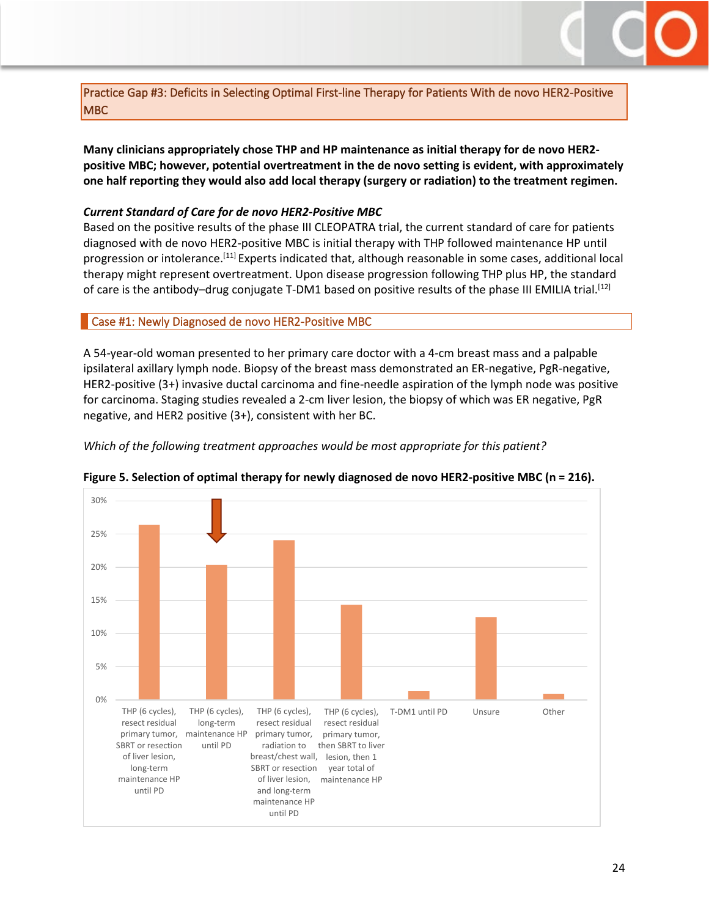Practice Gap #3: Deficits in Selecting Optimal First-line Therapy for Patients With de novo HER2-Positive MBC

**Many clinicians appropriately chose THP and HP maintenance as initial therapy for de novo HER2-positive MBC; however, potential overtreatment in the de novo setting is evident, with approximately one half reporting they would also add local therapy (surgery or radiation) to the treatment regimen.**

***Current Standard of Care for de novo HER2-Positive MBC***

Based on the positive results of the phase III CLEOPATRA trial, the current standard of care for patients diagnosed with de novo HER2-positive MBC is initial therapy with THP followed maintenance HP until progression or intolerance.[11] Experts indicated that, although reasonable in some cases, additional local therapy might represent overtreatment. Upon disease progression following THP plus HP, the standard of care is the antibody–drug conjugate T-DM1 based on positive results of the phase III EMILIA trial.[12]

Case #1: Newly Diagnosed de novo HER2-Positive MBC

A 54-year-old woman presented to her primary care doctor with a 4-cm breast mass and a palpable ipsilateral axillary lymph node. Biopsy of the breast mass demonstrated an ER-negative, PgR-negative, HER2-positive (3+) invasive ductal carcinoma and fine-needle aspiration of the lymph node was positive for carcinoma. Staging studies revealed a 2-cm liver lesion, the biopsy of which was ER negative, PgR negative, and HER2 positive (3+), consistent with her BC.

*Which of the following treatment approaches would be most appropriate for this patient?*

**Figure 5. Selection of optimal therapy for newly diagnosed de novo HER2-positive MBC (n = 216).**

| Response | Approximate % |
|---|---|
| THP (6 cycles), resect residual primary tumor, SBRT or resection of liver lesion, long-term maintenance HP until PD | ~26% |
| THP (6 cycles), long-term maintenance HP until PD (correct answer, indicated by arrow) | ~20% |
| THP (6 cycles), resect residual primary tumor, radiation to breast/chest wall, SBRT or resection of liver lesion, and long-term maintenance HP until PD | ~24% |
| THP (6 cycles), resect residual primary tumor, then SBRT to liver lesion, then 1 year total of maintenance HP | ~14% |
| T-DM1 until PD | ~1% |
| Unsure | ~12% |
| Other | ~1% |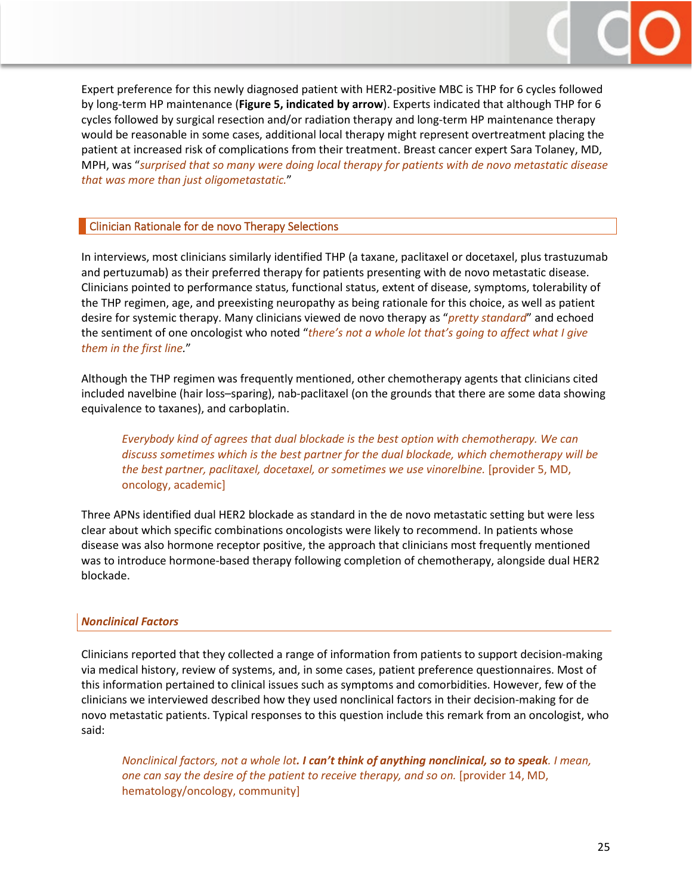Expert preference for this newly diagnosed patient with HER2-positive MBC is THP for 6 cycles followed by long-term HP maintenance (**Figure 5, indicated by arrow**). Experts indicated that although THP for 6 cycles followed by surgical resection and/or radiation therapy and long-term HP maintenance therapy would be reasonable in some cases, additional local therapy might represent overtreatment placing the patient at increased risk of complications from their treatment. Breast cancer expert Sara Tolaney, MD, MPH, was "*surprised that so many were doing local therapy for patients with de novo metastatic disease that was more than just oligometastatic.*"

## Clinician Rationale for de novo Therapy Selections

In interviews, most clinicians similarly identified THP (a taxane, paclitaxel or docetaxel, plus trastuzumab and pertuzumab) as their preferred therapy for patients presenting with de novo metastatic disease. Clinicians pointed to performance status, functional status, extent of disease, symptoms, tolerability of the THP regimen, age, and preexisting neuropathy as being rationale for this choice, as well as patient desire for systemic therapy. Many clinicians viewed de novo therapy as "*pretty standard*" and echoed the sentiment of one oncologist who noted "*there's not a whole lot that's going to affect what I give them in the first line*."

Although the THP regimen was frequently mentioned, other chemotherapy agents that clinicians cited included navelbine (hair loss–sparing), nab-paclitaxel (on the grounds that there are some data showing equivalence to taxanes), and carboplatin.

> *Everybody kind of agrees that dual blockade is the best option with chemotherapy. We can discuss sometimes which is the best partner for the dual blockade, which chemotherapy will be the best partner, paclitaxel, docetaxel, or sometimes we use vinorelbine.* [provider 5, MD, oncology, academic]

Three APNs identified dual HER2 blockade as standard in the de novo metastatic setting but were less clear about which specific combinations oncologists were likely to recommend. In patients whose disease was also hormone receptor positive, the approach that clinicians most frequently mentioned was to introduce hormone-based therapy following completion of chemotherapy, alongside dual HER2 blockade.

### *Nonclinical Factors*

Clinicians reported that they collected a range of information from patients to support decision-making via medical history, review of systems, and, in some cases, patient preference questionnaires. Most of this information pertained to clinical issues such as symptoms and comorbidities. However, few of the clinicians we interviewed described how they used nonclinical factors in their decision-making for de novo metastatic patients. Typical responses to this question include this remark from an oncologist, who said:

> *Nonclinical factors, not a whole lot**. I can't think of anything nonclinical, so to speak**. I mean, one can say the desire of the patient to receive therapy, and so on.* [provider 14, MD, hematology/oncology, community]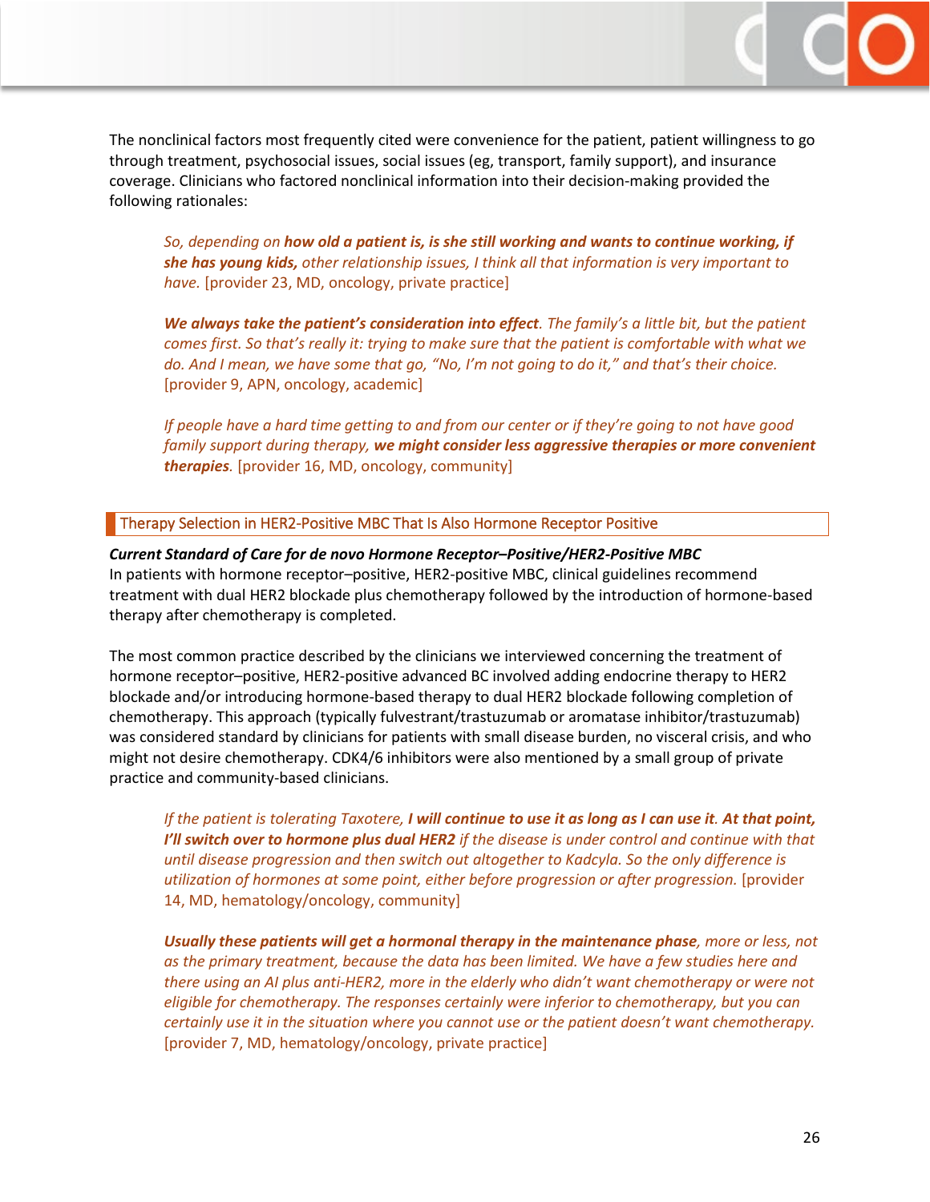The nonclinical factors most frequently cited were convenience for the patient, patient willingness to go through treatment, psychosocial issues, social issues (eg, transport, family support), and insurance coverage. Clinicians who factored nonclinical information into their decision-making provided the following rationales:

> *So, depending on **how old a patient is, is she still working and wants to continue working, if she has young kids,** other relationship issues, I think all that information is very important to have.* [provider 23, MD, oncology, private practice]

> ***We always take the patient's consideration into effect**. The family's a little bit, but the patient comes first. So that's really it: trying to make sure that the patient is comfortable with what we do. And I mean, we have some that go, "No, I'm not going to do it," and that's their choice.* [provider 9, APN, oncology, academic]

> *If people have a hard time getting to and from our center or if they're going to not have good family support during therapy, **we might consider less aggressive therapies or more convenient therapies**.* [provider 16, MD, oncology, community]

## Therapy Selection in HER2-Positive MBC That Is Also Hormone Receptor Positive

***Current Standard of Care for de novo Hormone Receptor–Positive/HER2-Positive MBC***

In patients with hormone receptor–positive, HER2-positive MBC, clinical guidelines recommend treatment with dual HER2 blockade plus chemotherapy followed by the introduction of hormone-based therapy after chemotherapy is completed.

The most common practice described by the clinicians we interviewed concerning the treatment of hormone receptor–positive, HER2-positive advanced BC involved adding endocrine therapy to HER2 blockade and/or introducing hormone-based therapy to dual HER2 blockade following completion of chemotherapy. This approach (typically fulvestrant/trastuzumab or aromatase inhibitor/trastuzumab) was considered standard by clinicians for patients with small disease burden, no visceral crisis, and who might not desire chemotherapy. CDK4/6 inhibitors were also mentioned by a small group of private practice and community-based clinicians.

> *If the patient is tolerating Taxotere, **I will continue to use it as long as I can use it. At that point, I'll switch over to hormone plus dual HER2** if the disease is under control and continue with that until disease progression and then switch out altogether to Kadcyla. So the only difference is utilization of hormones at some point, either before progression or after progression.* [provider 14, MD, hematology/oncology, community]

> ***Usually these patients will get a hormonal therapy in the maintenance phase**, more or less, not as the primary treatment, because the data has been limited. We have a few studies here and there using an AI plus anti-HER2, more in the elderly who didn't want chemotherapy or were not eligible for chemotherapy. The responses certainly were inferior to chemotherapy, but you can certainly use it in the situation where you cannot use or the patient doesn't want chemotherapy.* [provider 7, MD, hematology/oncology, private practice]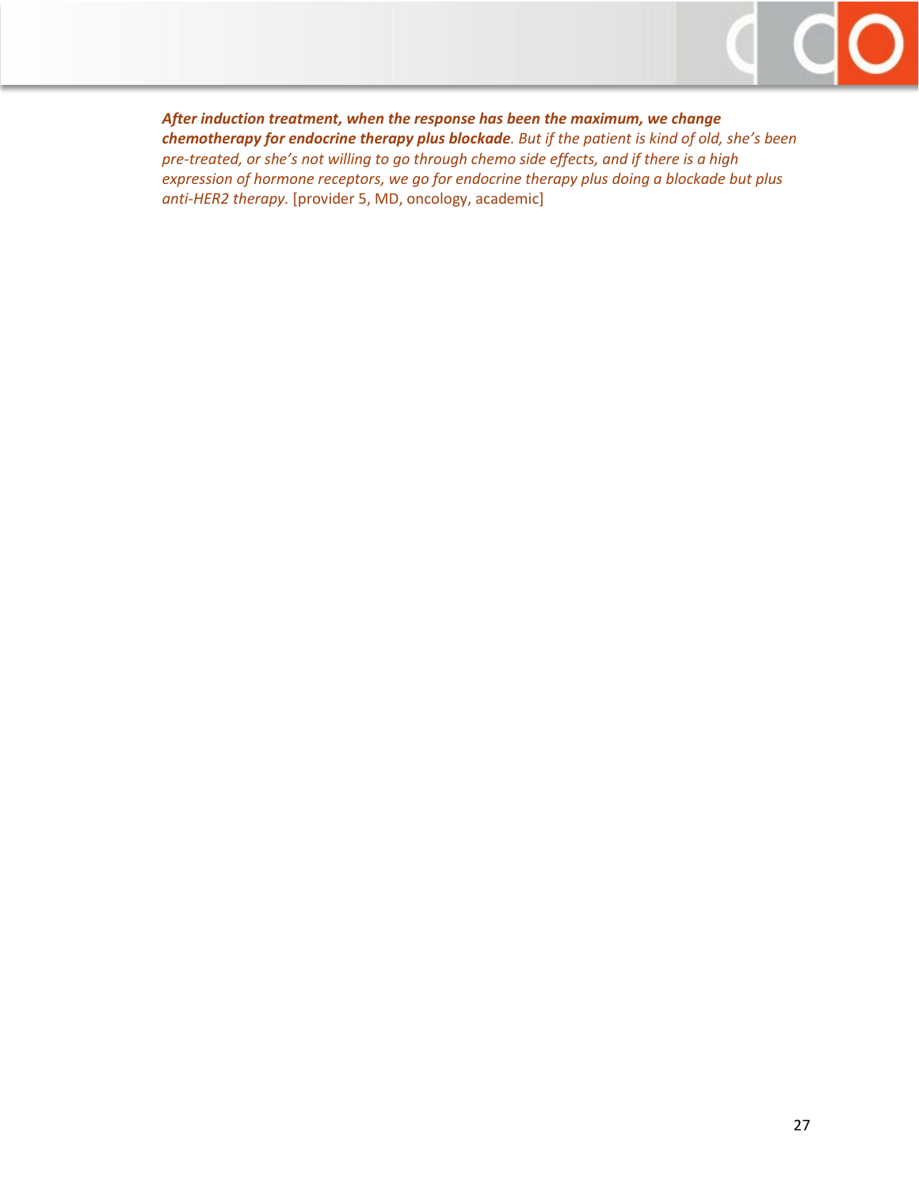***After induction treatment, when the response has been the maximum, we change chemotherapy for endocrine therapy plus blockade**. But if the patient is kind of old, she's been pre-treated, or she's not willing to go through chemo side effects, and if there is a high expression of hormone receptors, we go for endocrine therapy plus doing a blockade but plus anti-HER2 therapy.* [provider 5, MD, oncology, academic]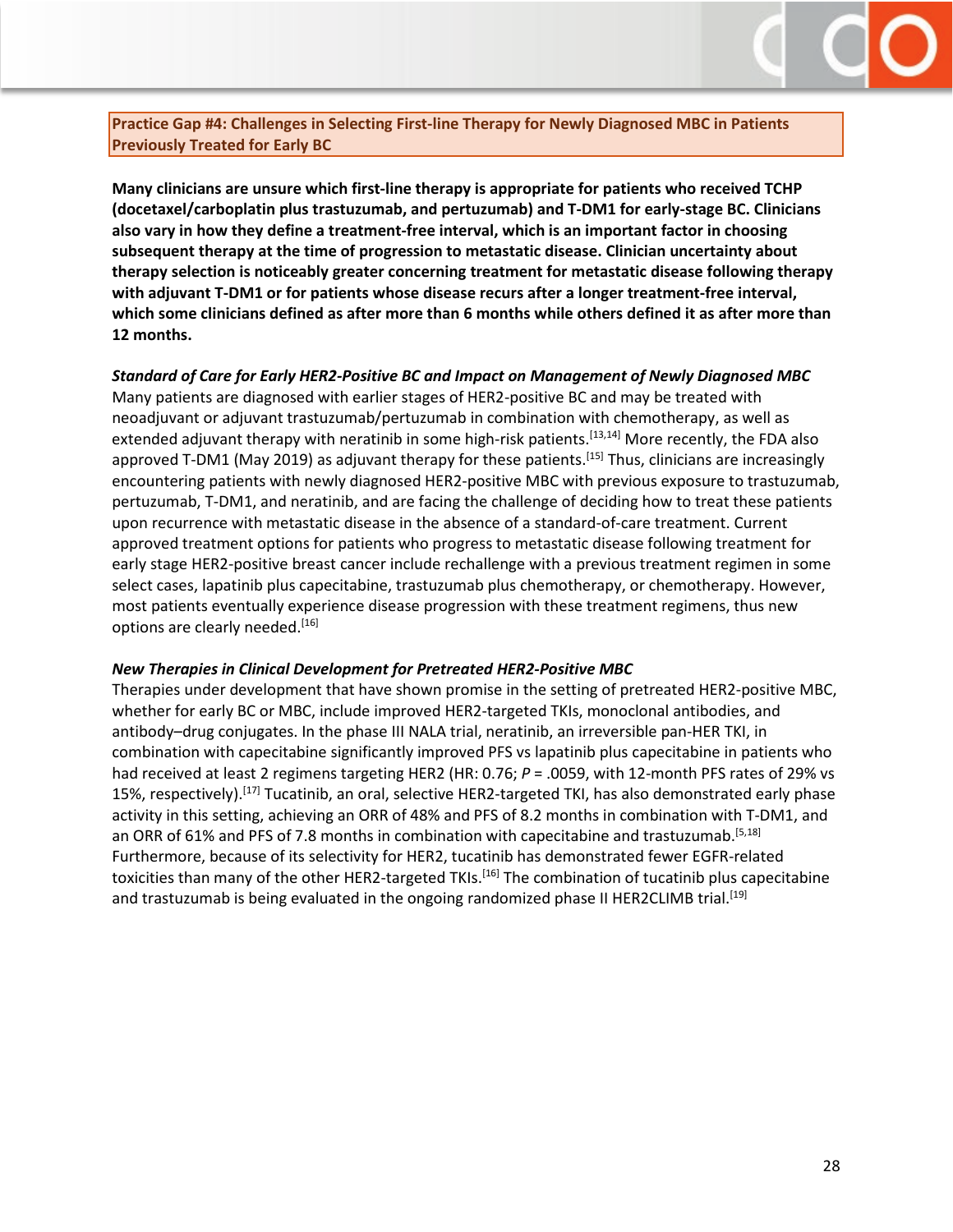**Practice Gap #4: Challenges in Selecting First-line Therapy for Newly Diagnosed MBC in Patients Previously Treated for Early BC**

**Many clinicians are unsure which first-line therapy is appropriate for patients who received TCHP (docetaxel/carboplatin plus trastuzumab, and pertuzumab) and T-DM1 for early-stage BC. Clinicians also vary in how they define a treatment-free interval, which is an important factor in choosing subsequent therapy at the time of progression to metastatic disease. Clinician uncertainty about therapy selection is noticeably greater concerning treatment for metastatic disease following therapy with adjuvant T-DM1 or for patients whose disease recurs after a longer treatment-free interval, which some clinicians defined as after more than 6 months while others defined it as after more than 12 months.**

***Standard of Care for Early HER2-Positive BC and Impact on Management of Newly Diagnosed MBC***

Many patients are diagnosed with earlier stages of HER2-positive BC and may be treated with neoadjuvant or adjuvant trastuzumab/pertuzumab in combination with chemotherapy, as well as extended adjuvant therapy with neratinib in some high-risk patients.[13,14] More recently, the FDA also approved T-DM1 (May 2019) as adjuvant therapy for these patients.[15] Thus, clinicians are increasingly encountering patients with newly diagnosed HER2-positive MBC with previous exposure to trastuzumab, pertuzumab, T-DM1, and neratinib, and are facing the challenge of deciding how to treat these patients upon recurrence with metastatic disease in the absence of a standard-of-care treatment. Current approved treatment options for patients who progress to metastatic disease following treatment for early stage HER2-positive breast cancer include rechallenge with a previous treatment regimen in some select cases, lapatinib plus capecitabine, trastuzumab plus chemotherapy, or chemotherapy. However, most patients eventually experience disease progression with these treatment regimens, thus new options are clearly needed.[16]

***New Therapies in Clinical Development for Pretreated HER2-Positive MBC***

Therapies under development that have shown promise in the setting of pretreated HER2-positive MBC, whether for early BC or MBC, include improved HER2-targeted TKIs, monoclonal antibodies, and antibody–drug conjugates. In the phase III NALA trial, neratinib, an irreversible pan-HER TKI, in combination with capecitabine significantly improved PFS vs lapatinib plus capecitabine in patients who had received at least 2 regimens targeting HER2 (HR: 0.76; *P* = .0059, with 12-month PFS rates of 29% vs 15%, respectively).[17] Tucatinib, an oral, selective HER2-targeted TKI, has also demonstrated early phase activity in this setting, achieving an ORR of 48% and PFS of 8.2 months in combination with T-DM1, and an ORR of 61% and PFS of 7.8 months in combination with capecitabine and trastuzumab.[5,18] Furthermore, because of its selectivity for HER2, tucatinib has demonstrated fewer EGFR-related toxicities than many of the other HER2-targeted TKIs.[16] The combination of tucatinib plus capecitabine and trastuzumab is being evaluated in the ongoing randomized phase II HER2CLIMB trial.[19]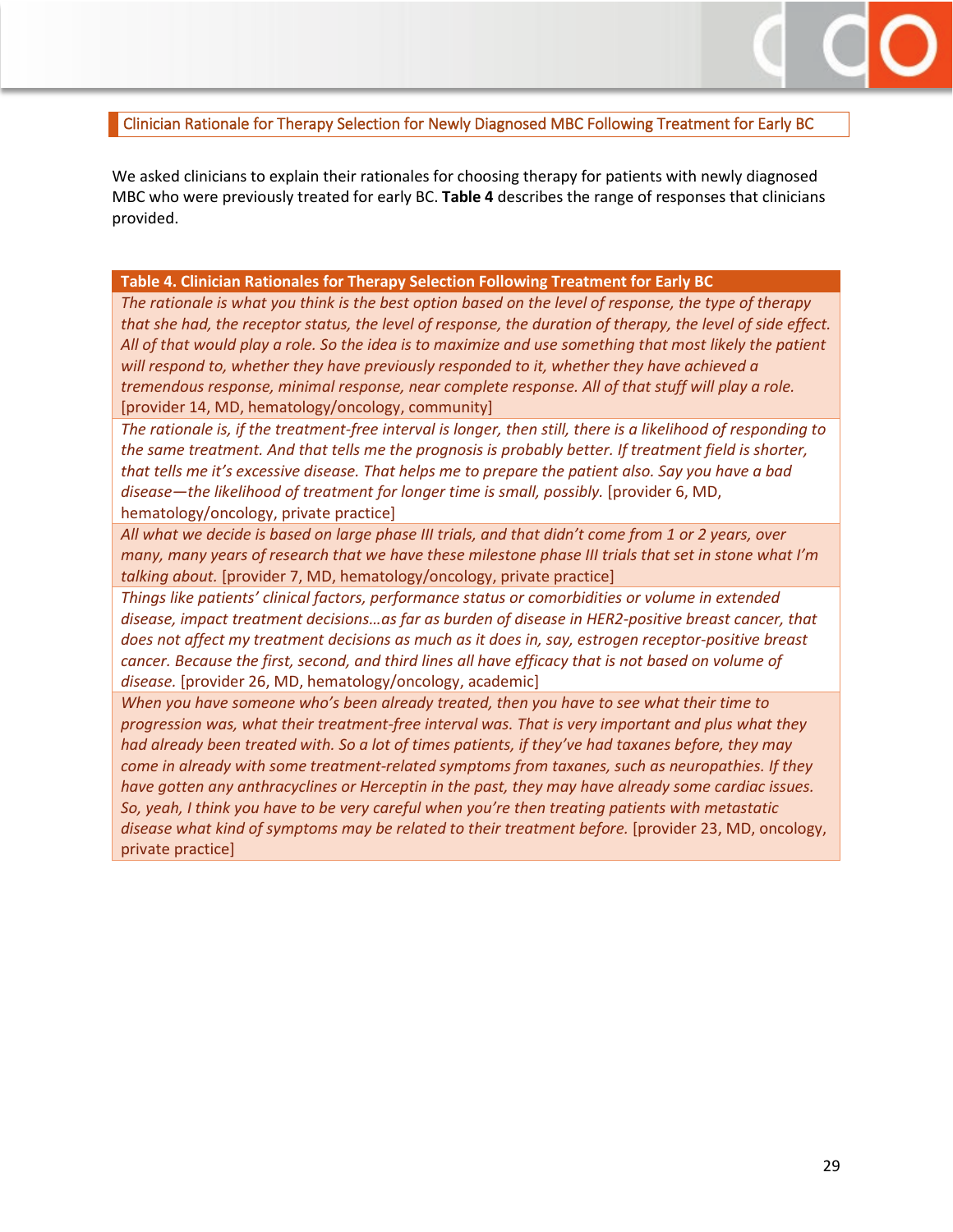## Clinician Rationale for Therapy Selection for Newly Diagnosed MBC Following Treatment for Early BC

We asked clinicians to explain their rationales for choosing therapy for patients with newly diagnosed MBC who were previously treated for early BC. **Table 4** describes the range of responses that clinicians provided.

| Table 4. Clinician Rationales for Therapy Selection Following Treatment for Early BC |
|---|
| *The rationale is what you think is the best option based on the level of response, the type of therapy that she had, the receptor status, the level of response, the duration of therapy, the level of side effect. All of that would play a role. So the idea is to maximize and use something that most likely the patient will respond to, whether they have previously responded to it, whether they have achieved a tremendous response, minimal response, near complete response. All of that stuff will play a role.* [provider 14, MD, hematology/oncology, community] |
| *The rationale is, if the treatment-free interval is longer, then still, there is a likelihood of responding to the same treatment. And that tells me the prognosis is probably better. If treatment field is shorter, that tells me it's excessive disease. That helps me to prepare the patient also. Say you have a bad disease—the likelihood of treatment for longer time is small, possibly.* [provider 6, MD, hematology/oncology, private practice] |
| *All what we decide is based on large phase III trials, and that didn't come from 1 or 2 years, over many, many years of research that we have these milestone phase III trials that set in stone what I'm talking about.* [provider 7, MD, hematology/oncology, private practice] |
| *Things like patients' clinical factors, performance status or comorbidities or volume in extended disease, impact treatment decisions…as far as burden of disease in HER2-positive breast cancer, that does not affect my treatment decisions as much as it does in, say, estrogen receptor-positive breast cancer. Because the first, second, and third lines all have efficacy that is not based on volume of disease.* [provider 26, MD, hematology/oncology, academic] |
| *When you have someone who's been already treated, then you have to see what their time to progression was, what their treatment-free interval was. That is very important and plus what they had already been treated with. So a lot of times patients, if they've had taxanes before, they may come in already with some treatment-related symptoms from taxanes, such as neuropathies. If they have gotten any anthracyclines or Herceptin in the past, they may have already some cardiac issues. So, yeah, I think you have to be very careful when you're then treating patients with metastatic disease what kind of symptoms may be related to their treatment before.* [provider 23, MD, oncology, private practice] |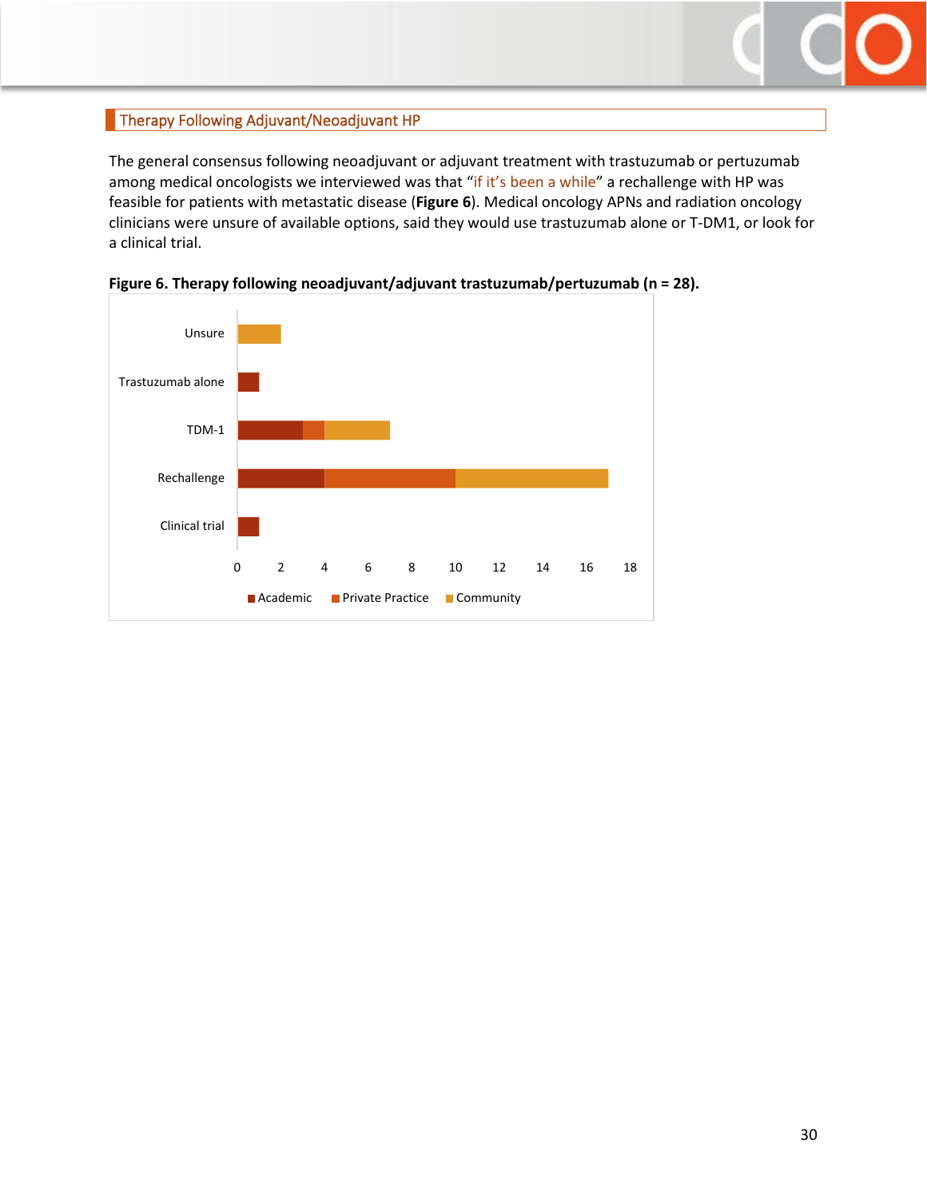## Therapy Following Adjuvant/Neoadjuvant HP

The general consensus following neoadjuvant or adjuvant treatment with trastuzumab or pertuzumab among medical oncologists we interviewed was that "if it's been a while" a rechallenge with HP was feasible for patients with metastatic disease (**Figure 6**). Medical oncology APNs and radiation oncology clinicians were unsure of available options, said they would use trastuzumab alone or T-DM1, or look for a clinical trial.

**Figure 6. Therapy following neoadjuvant/adjuvant trastuzumab/pertuzumab (n = 28).**

| | Academic | Private Practice | Community |
|---|---|---|---|
| Unsure | 0 | 0 | 2 |
| Trastuzumab alone | 1 | 0 | 0 |
| TDM-1 | 3 | 1 | 3 |
| Rechallenge | 4 | 6 | 7 |
| Clinical trial | 1 | 0 | 0 |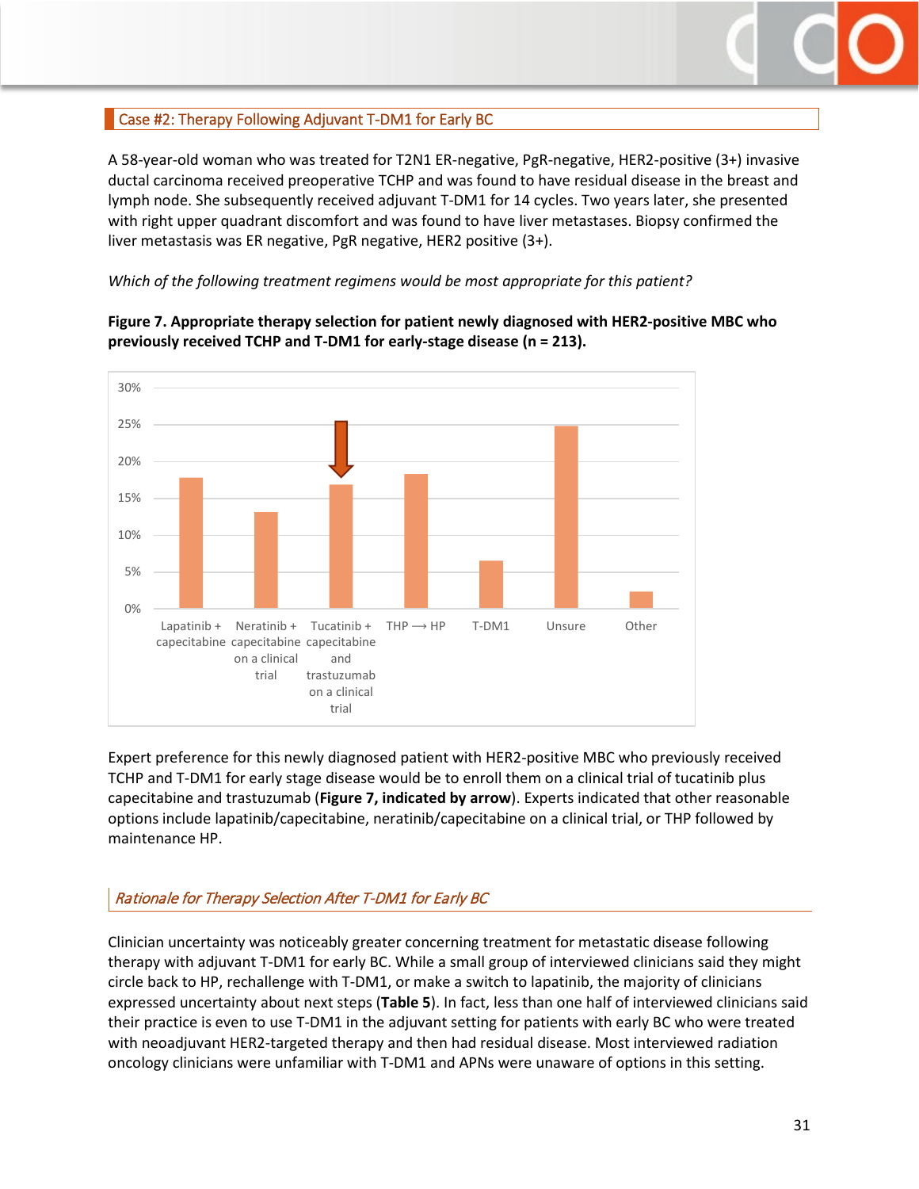## Case #2: Therapy Following Adjuvant T-DM1 for Early BC

A 58-year-old woman who was treated for T2N1 ER-negative, PgR-negative, HER2-positive (3+) invasive ductal carcinoma received preoperative TCHP and was found to have residual disease in the breast and lymph node. She subsequently received adjuvant T-DM1 for 14 cycles. Two years later, she presented with right upper quadrant discomfort and was found to have liver metastases. Biopsy confirmed the liver metastasis was ER negative, PgR negative, HER2 positive (3+).

*Which of the following treatment regimens would be most appropriate for this patient?*

**Figure 7. Appropriate therapy selection for patient newly diagnosed with HER2-positive MBC who previously received TCHP and T-DM1 for early-stage disease (n = 213).**

Expert preference for this newly diagnosed patient with HER2-positive MBC who previously received TCHP and T-DM1 for early stage disease would be to enroll them on a clinical trial of tucatinib plus capecitabine and trastuzumab (**Figure 7, indicated by arrow**). Experts indicated that other reasonable options include lapatinib/capecitabine, neratinib/capecitabine on a clinical trial, or THP followed by maintenance HP.

### *Rationale for Therapy Selection After T-DM1 for Early BC*

Clinician uncertainty was noticeably greater concerning treatment for metastatic disease following therapy with adjuvant T-DM1 for early BC. While a small group of interviewed clinicians said they might circle back to HP, rechallenge with T-DM1, or make a switch to lapatinib, the majority of clinicians expressed uncertainty about next steps (**Table 5**). In fact, less than one half of interviewed clinicians said their practice is even to use T-DM1 in the adjuvant setting for patients with early BC who were treated with neoadjuvant HER2-targeted therapy and then had residual disease. Most interviewed radiation oncology clinicians were unfamiliar with T-DM1 and APNs were unaware of options in this setting.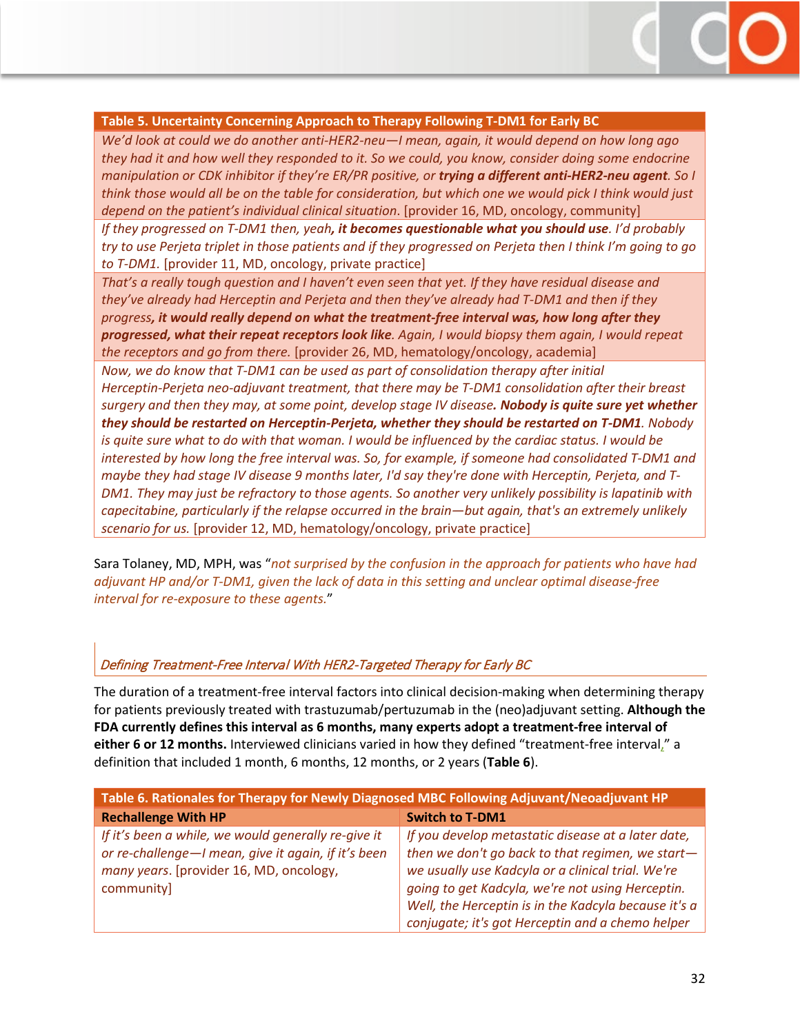| Table 5. Uncertainty Concerning Approach to Therapy Following T-DM1 for Early BC |
| --- |
| *We'd look at could we do another anti-HER2-neu—I mean, again, it would depend on how long ago they had it and how well they responded to it. So we could, you know, consider doing some endocrine manipulation or CDK inhibitor if they're ER/PR positive, or* ***trying a different anti-HER2-neu agent****. So I think those would all be on the table for consideration, but which one we would pick I think would just depend on the patient's individual clinical situation.* [provider 16, MD, oncology, community] |
| *If they progressed on T-DM1 then, yeah****, it becomes questionable what you should use****. I'd probably try to use Perjeta triplet in those patients and if they progressed on Perjeta then I think I'm going to go to T-DM1.* [provider 11, MD, oncology, private practice] |
| *That's a really tough question and I haven't even seen that yet. If they have residual disease and they've already had Herceptin and Perjeta and then they've already had T-DM1 and then if they progress****, it would really depend on what the treatment-free interval was, how long after they progressed, what their repeat receptors look like****. Again, I would biopsy them again, I would repeat the receptors and go from there.* [provider 26, MD, hematology/oncology, academia] |
| *Now, we do know that T-DM1 can be used as part of consolidation therapy after initial Herceptin-Perjeta neo-adjuvant treatment, that there may be T-DM1 consolidation after their breast surgery and then they may, at some point, develop stage IV disease.* ***Nobody is quite sure yet whether they should be restarted on Herceptin-Perjeta, whether they should be restarted on T-DM1****. Nobody is quite sure what to do with that woman. I would be influenced by the cardiac status. I would be interested by how long the free interval was. So, for example, if someone had consolidated T-DM1 and maybe they had stage IV disease 9 months later, I'd say they're done with Herceptin, Perjeta, and T-DM1. They may just be refractory to those agents. So another very unlikely possibility is lapatinib with capecitabine, particularly if the relapse occurred in the brain—but again, that's an extremely unlikely scenario for us.* [provider 12, MD, hematology/oncology, private practice] |

Sara Tolaney, MD, MPH, was "*not surprised by the confusion in the approach for patients who have had adjuvant HP and/or T-DM1, given the lack of data in this setting and unclear optimal disease-free interval for re-exposure to these agents.*"

### *Defining Treatment-Free Interval With HER2-Targeted Therapy for Early BC*

The duration of a treatment-free interval factors into clinical decision-making when determining therapy for patients previously treated with trastuzumab/pertuzumab in the (neo)adjuvant setting. **Although the FDA currently defines this interval as 6 months, many experts adopt a treatment-free interval of either 6 or 12 months.** Interviewed clinicians varied in how they defined "treatment-free interval," a definition that included 1 month, 6 months, 12 months, or 2 years (**Table 6**).

| Table 6. Rationales for Therapy for Newly Diagnosed MBC Following Adjuvant/Neoadjuvant HP | |
| --- | --- |
| **Rechallenge With HP** | **Switch to T-DM1** |
| *If it's been a while, we would generally re-give it or re-challenge—I mean, give it again, if it's been many years.* [provider 16, MD, oncology, community] | *If you develop metastatic disease at a later date, then we don't go back to that regimen, we start—we usually use Kadcyla or a clinical trial. We're going to get Kadcyla, we're not using Herceptin. Well, the Herceptin is in the Kadcyla because it's a conjugate; it's got Herceptin and a chemo helper* |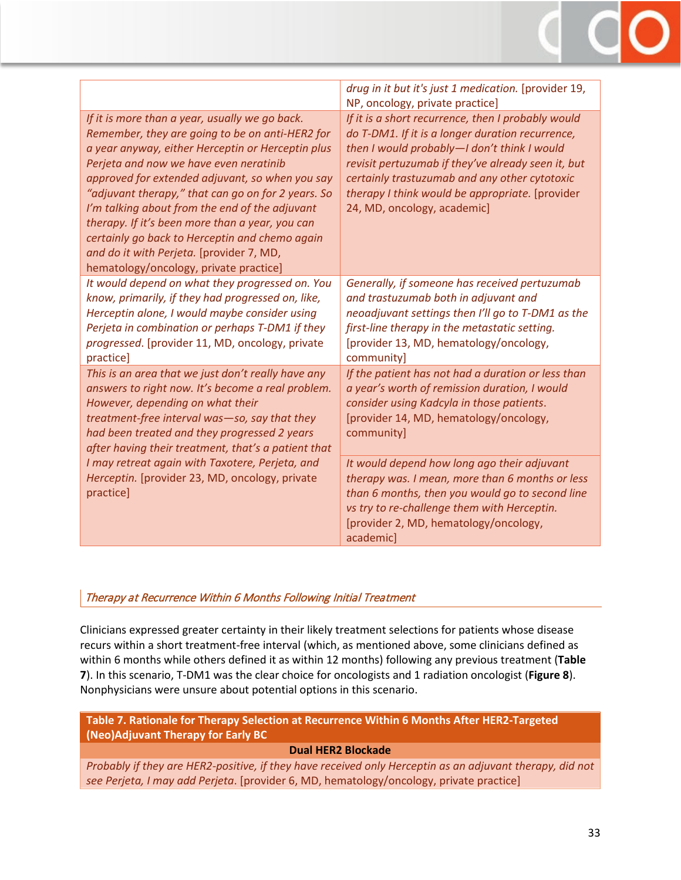| | |
|---|---|
| | *drug in it but it's just 1 medication.* [provider 19, NP, oncology, private practice] |
| *If it is more than a year, usually we go back. Remember, they are going to be on anti-HER2 for a year anyway, either Herceptin or Herceptin plus Perjeta and now we have even neratinib approved for extended adjuvant, so when you say "adjuvant therapy," that can go on for 2 years. So I'm talking about from the end of the adjuvant therapy. If it's been more than a year, you can certainly go back to Herceptin and chemo again and do it with Perjeta.* [provider 7, MD, hematology/oncology, private practice] | *If it is a short recurrence, then I probably would do T-DM1. If it is a longer duration recurrence, then I would probably—I don't think I would revisit pertuzumab if they've already seen it, but certainly trastuzumab and any other cytotoxic therapy I think would be appropriate.* [provider 24, MD, oncology, academic] |
| *It would depend on what they progressed on. You know, primarily, if they had progressed on, like, Herceptin alone, I would maybe consider using Perjeta in combination or perhaps T-DM1 if they progressed.* [provider 11, MD, oncology, private practice] | *Generally, if someone has received pertuzumab and trastuzumab both in adjuvant and neoadjuvant settings then I'll go to T-DM1 as the first-line therapy in the metastatic setting.* [provider 13, MD, hematology/oncology, community] |
| *This is an area that we just don't really have any answers to right now. It's become a real problem. However, depending on what their treatment-free interval was—so, say that they had been treated and they progressed 2 years after having their treatment, that's a patient that I may retreat again with Taxotere, Perjeta, and Herceptin.* [provider 23, MD, oncology, private practice] | *If the patient has not had a duration or less than a year's worth of remission duration, I would consider using Kadcyla in those patients.* [provider 14, MD, hematology/oncology, community] |
| | *It would depend how long ago their adjuvant therapy was. I mean, more than 6 months or less than 6 months, then you would go to second line vs try to re-challenge them with Herceptin.* [provider 2, MD, hematology/oncology, academic] |

### *Therapy at Recurrence Within 6 Months Following Initial Treatment*

Clinicians expressed greater certainty in their likely treatment selections for patients whose disease recurs within a short treatment-free interval (which, as mentioned above, some clinicians defined as within 6 months while others defined it as within 12 months) following any previous treatment (**Table 7**). In this scenario, T-DM1 was the clear choice for oncologists and 1 radiation oncologist (**Figure 8**). Nonphysicians were unsure about potential options in this scenario.

| **Table 7. Rationale for Therapy Selection at Recurrence Within 6 Months After HER2-Targeted (Neo)Adjuvant Therapy for Early BC** |
|---|
| **Dual HER2 Blockade** |
| *Probably if they are HER2-positive, if they have received only Herceptin as an adjuvant therapy, did not see Perjeta, I may add Perjeta.* [provider 6, MD, hematology/oncology, private practice] |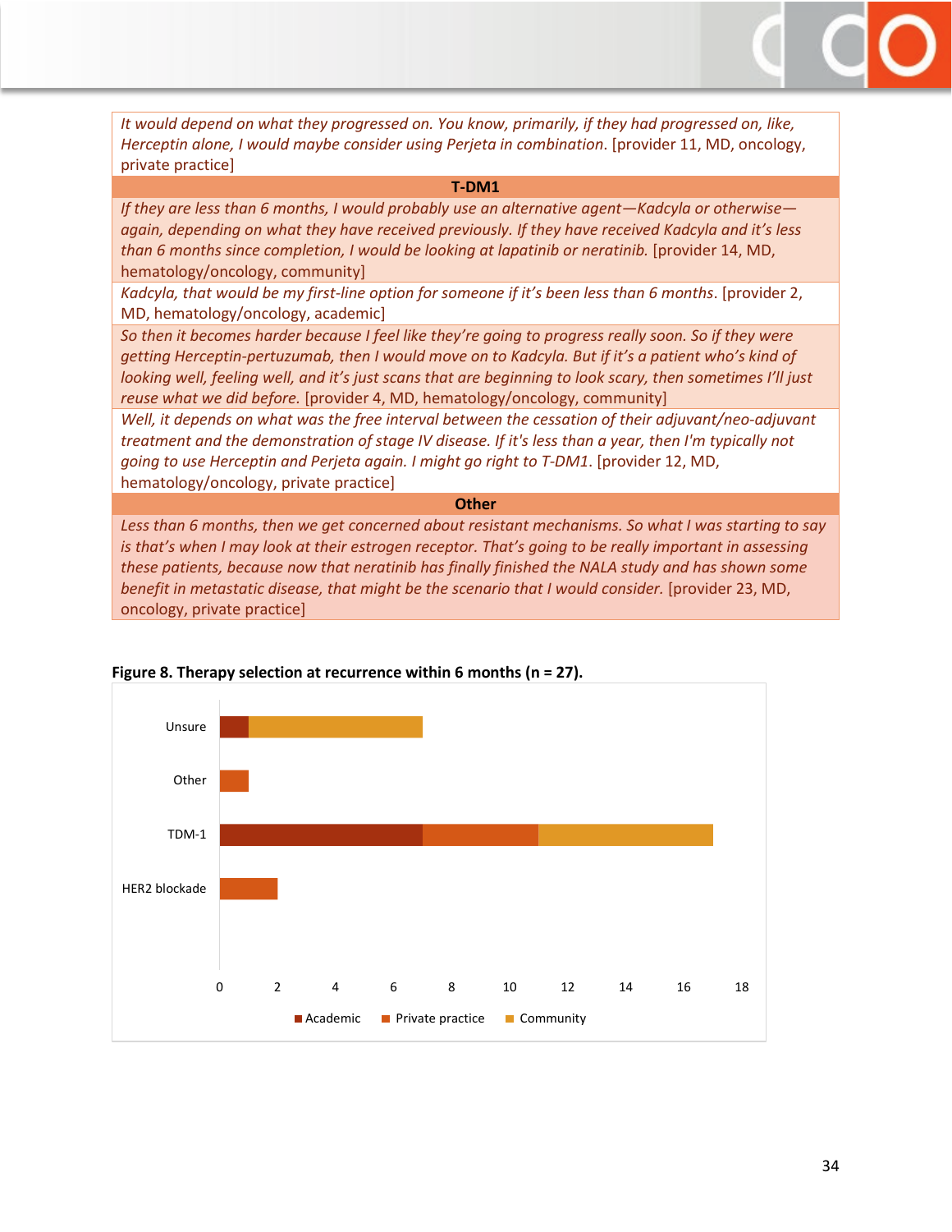| |
|---|
| *It would depend on what they progressed on. You know, primarily, if they had progressed on, like, Herceptin alone, I would maybe consider using Perjeta in combination*. [provider 11, MD, oncology, private practice] |
| **T-DM1** |
| *If they are less than 6 months, I would probably use an alternative agent—Kadcyla or otherwise—again, depending on what they have received previously. If they have received Kadcyla and it's less than 6 months since completion, I would be looking at lapatinib or neratinib.* [provider 14, MD, hematology/oncology, community] |
| *Kadcyla, that would be my first-line option for someone if it's been less than 6 months*. [provider 2, MD, hematology/oncology, academic] |
| *So then it becomes harder because I feel like they're going to progress really soon. So if they were getting Herceptin-pertuzumab, then I would move on to Kadcyla. But if it's a patient who's kind of looking well, feeling well, and it's just scans that are beginning to look scary, then sometimes I'll just reuse what we did before.* [provider 4, MD, hematology/oncology, community] |
| *Well, it depends on what was the free interval between the cessation of their adjuvant/neo-adjuvant treatment and the demonstration of stage IV disease. If it's less than a year, then I'm typically not going to use Herceptin and Perjeta again. I might go right to T-DM1*. [provider 12, MD, hematology/oncology, private practice] |
| **Other** |
| *Less than 6 months, then we get concerned about resistant mechanisms. So what I was starting to say is that's when I may look at their estrogen receptor. That's going to be really important in assessing these patients, because now that neratinib has finally finished the NALA study and has shown some benefit in metastatic disease, that might be the scenario that I would consider.* [provider 23, MD, oncology, private practice] |

**Figure 8. Therapy selection at recurrence within 6 months (n = 27).**

| | Academic | Private practice | Community |
|---|---|---|---|
| Unsure | 1 | | 6 |
| Other | | 1 | |
| TDM-1 | 7 | 4 | 6 |
| HER2 blockade | | 2 | |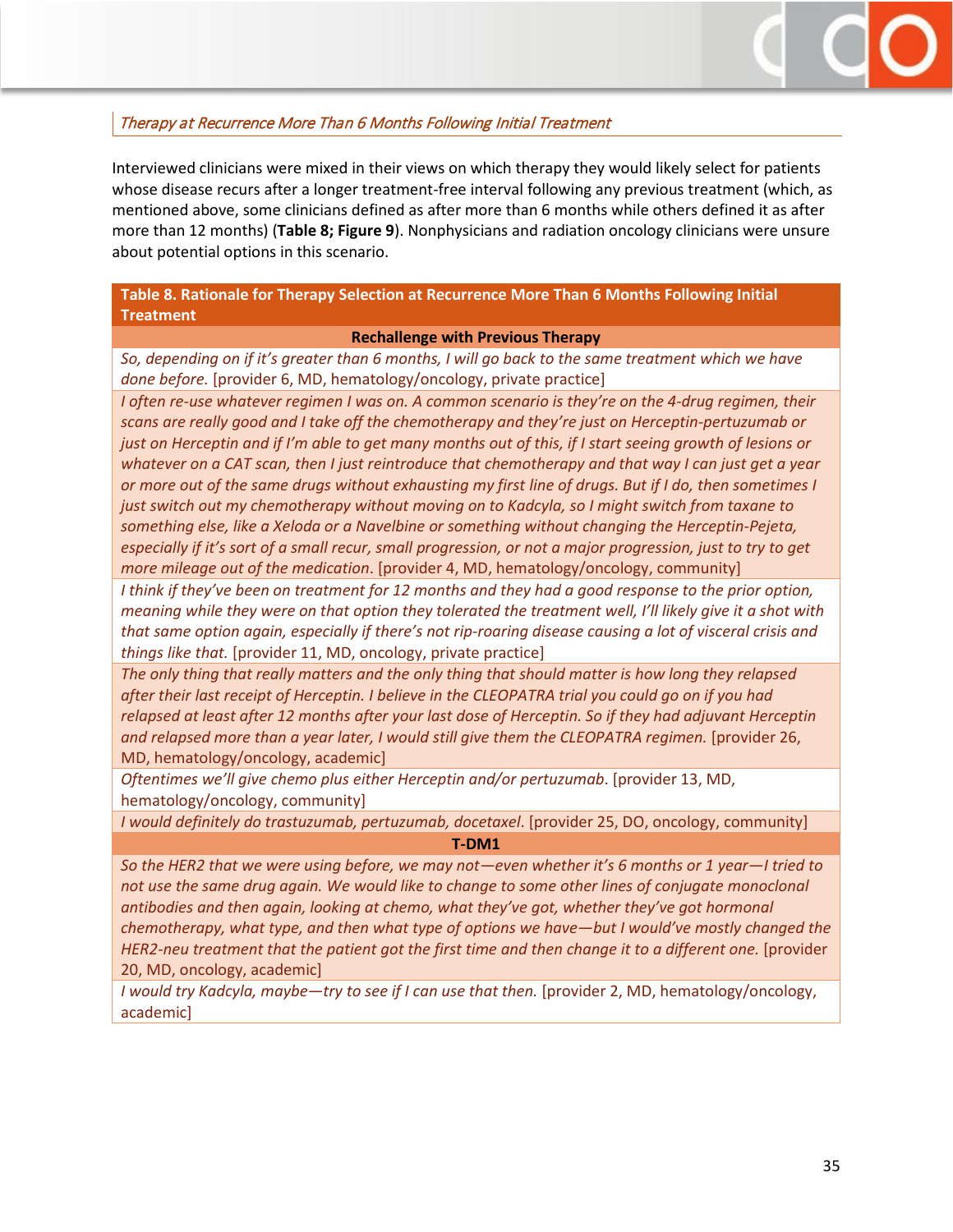### *Therapy at Recurrence More Than 6 Months Following Initial Treatment*

Interviewed clinicians were mixed in their views on which therapy they would likely select for patients whose disease recurs after a longer treatment-free interval following any previous treatment (which, as mentioned above, some clinicians defined as after more than 6 months while others defined it as after more than 12 months) (**Table 8; Figure 9**). Nonphysicians and radiation oncology clinicians were unsure about potential options in this scenario.

| **Table 8. Rationale for Therapy Selection at Recurrence More Than 6 Months Following Initial Treatment** |
|---|
| **Rechallenge with Previous Therapy** |
| *So, depending on if it's greater than 6 months, I will go back to the same treatment which we have done before.* [provider 6, MD, hematology/oncology, private practice] |
| *I often re-use whatever regimen I was on. A common scenario is they're on the 4-drug regimen, their scans are really good and I take off the chemotherapy and they're just on Herceptin-pertuzumab or just on Herceptin and if I'm able to get many months out of this, if I start seeing growth of lesions or whatever on a CAT scan, then I just reintroduce that chemotherapy and that way I can just get a year or more out of the same drugs without exhausting my first line of drugs. But if I do, then sometimes I just switch out my chemotherapy without moving on to Kadcyla, so I might switch from taxane to something else, like a Xeloda or a Navelbine or something without changing the Herceptin-Pejeta, especially if it's sort of a small recur, small progression, or not a major progression, just to try to get more mileage out of the medication.* [provider 4, MD, hematology/oncology, community] |
| *I think if they've been on treatment for 12 months and they had a good response to the prior option, meaning while they were on that option they tolerated the treatment well, I'll likely give it a shot with that same option again, especially if there's not rip-roaring disease causing a lot of visceral crisis and things like that.* [provider 11, MD, oncology, private practice] |
| *The only thing that really matters and the only thing that should matter is how long they relapsed after their last receipt of Herceptin. I believe in the CLEOPATRA trial you could go on if you had relapsed at least after 12 months after your last dose of Herceptin. So if they had adjuvant Herceptin and relapsed more than a year later, I would still give them the CLEOPATRA regimen.* [provider 26, MD, hematology/oncology, academic] |
| *Oftentimes we'll give chemo plus either Herceptin and/or pertuzumab*. [provider 13, MD, hematology/oncology, community] |
| *I would definitely do trastuzumab, pertuzumab, docetaxel*. [provider 25, DO, oncology, community] |
| **T-DM1** |
| *So the HER2 that we were using before, we may not—even whether it's 6 months or 1 year—I tried to not use the same drug again. We would like to change to some other lines of conjugate monoclonal antibodies and then again, looking at chemo, what they've got, whether they've got hormonal chemotherapy, what type, and then what type of options we have—but I would've mostly changed the HER2-neu treatment that the patient got the first time and then change it to a different one.* [provider 20, MD, oncology, academic] |
| *I would try Kadcyla, maybe—try to see if I can use that then.* [provider 2, MD, hematology/oncology, academic] |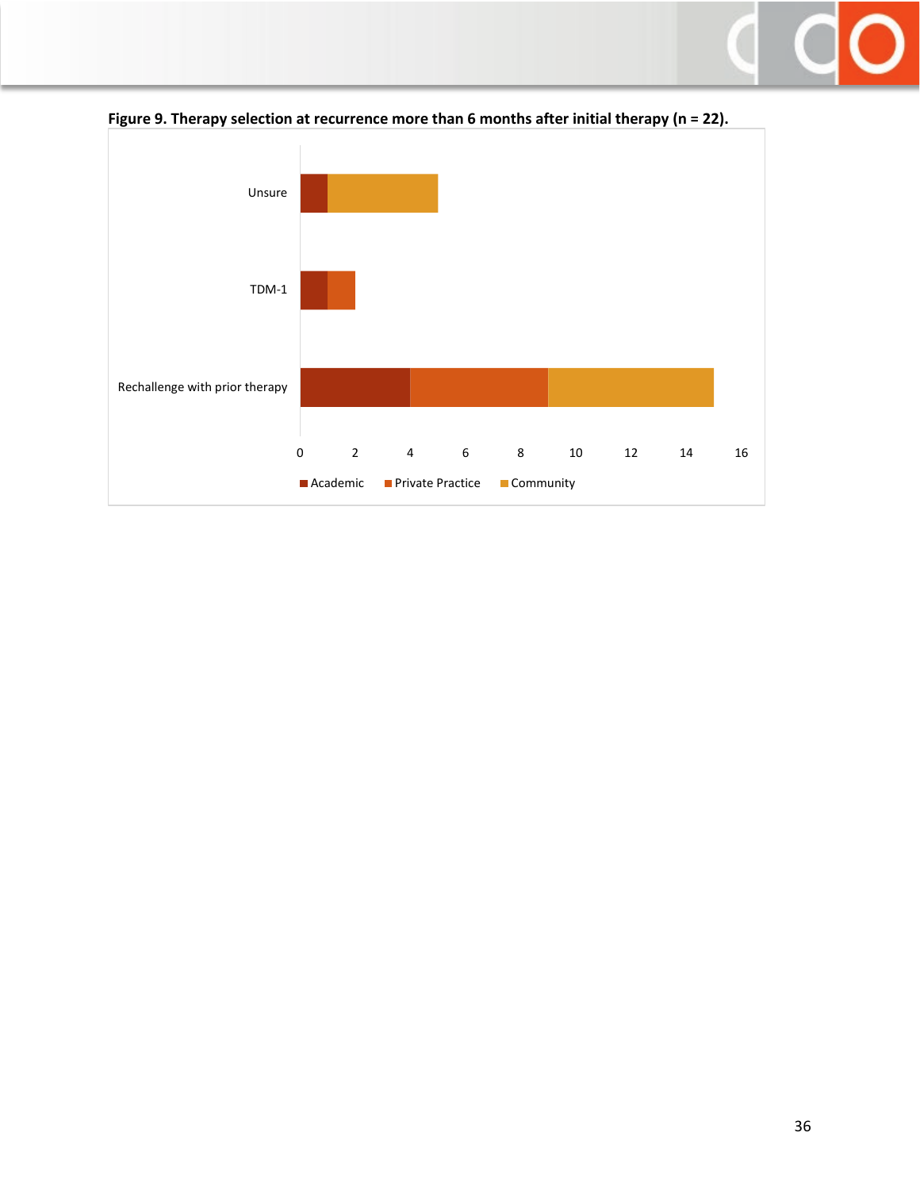**Figure 9. Therapy selection at recurrence more than 6 months after initial therapy (n = 22).**

| | Academic | Private Practice | Community |
|---|---|---|---|
| Unsure | 1 | 0 | 4 |
| TDM-1 | 1 | 1 | 0 |
| Rechallenge with prior therapy | 4 | 5 | 6 |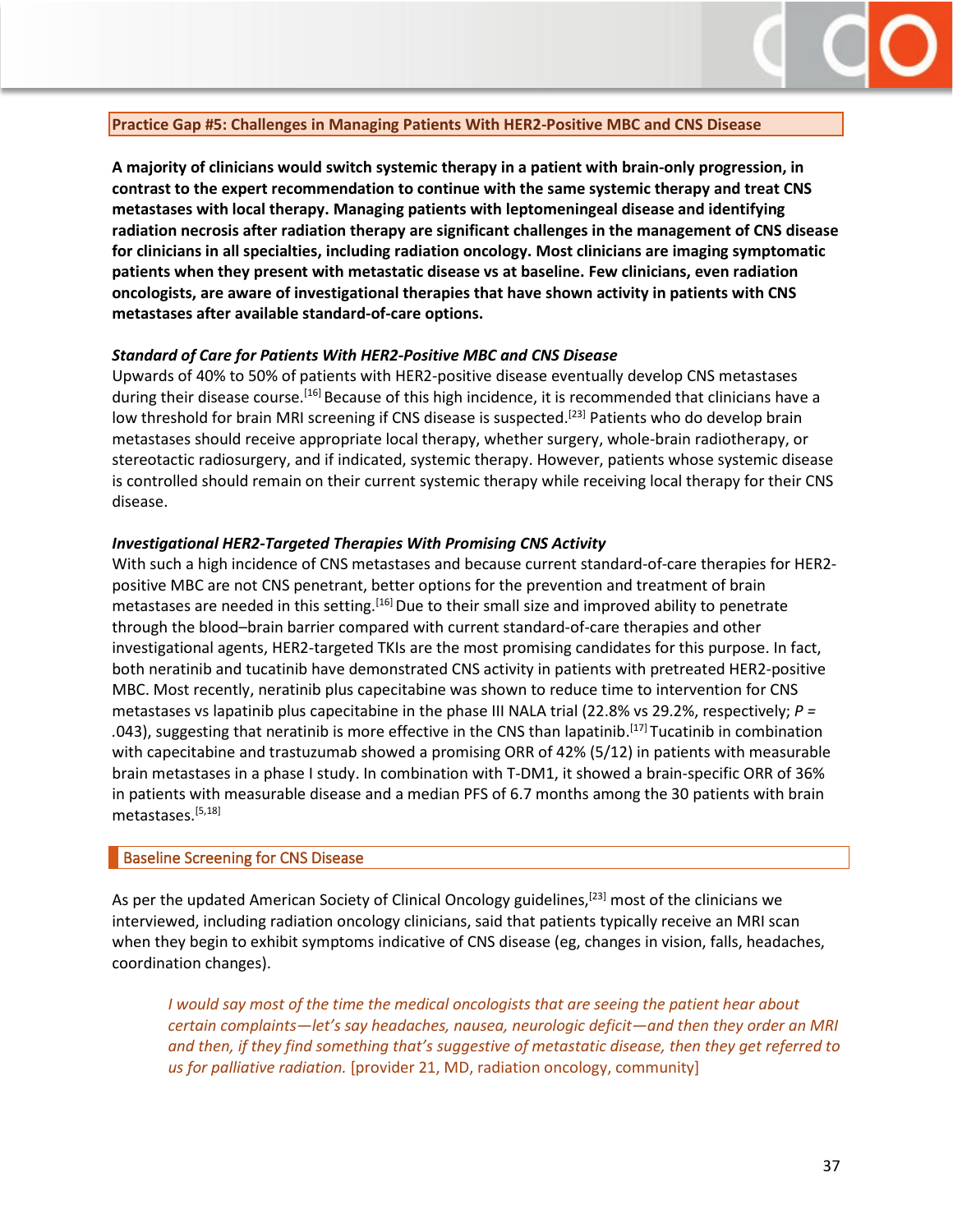## Practice Gap #5: Challenges in Managing Patients With HER2-Positive MBC and CNS Disease

**A majority of clinicians would switch systemic therapy in a patient with brain-only progression, in contrast to the expert recommendation to continue with the same systemic therapy and treat CNS metastases with local therapy. Managing patients with leptomeningeal disease and identifying radiation necrosis after radiation therapy are significant challenges in the management of CNS disease for clinicians in all specialties, including radiation oncology. Most clinicians are imaging symptomatic patients when they present with metastatic disease vs at baseline. Few clinicians, even radiation oncologists, are aware of investigational therapies that have shown activity in patients with CNS metastases after available standard-of-care options.**

### *Standard of Care for Patients With HER2-Positive MBC and CNS Disease*

Upwards of 40% to 50% of patients with HER2-positive disease eventually develop CNS metastases during their disease course.[16] Because of this high incidence, it is recommended that clinicians have a low threshold for brain MRI screening if CNS disease is suspected.[23] Patients who do develop brain metastases should receive appropriate local therapy, whether surgery, whole-brain radiotherapy, or stereotactic radiosurgery, and if indicated, systemic therapy. However, patients whose systemic disease is controlled should remain on their current systemic therapy while receiving local therapy for their CNS disease.

### *Investigational HER2-Targeted Therapies With Promising CNS Activity*

With such a high incidence of CNS metastases and because current standard-of-care therapies for HER2-positive MBC are not CNS penetrant, better options for the prevention and treatment of brain metastases are needed in this setting.[16] Due to their small size and improved ability to penetrate through the blood–brain barrier compared with current standard-of-care therapies and other investigational agents, HER2-targeted TKIs are the most promising candidates for this purpose. In fact, both neratinib and tucatinib have demonstrated CNS activity in patients with pretreated HER2-positive MBC. Most recently, neratinib plus capecitabine was shown to reduce time to intervention for CNS metastases vs lapatinib plus capecitabine in the phase III NALA trial (22.8% vs 29.2%, respectively; *P* = .043), suggesting that neratinib is more effective in the CNS than lapatinib.[17] Tucatinib in combination with capecitabine and trastuzumab showed a promising ORR of 42% (5/12) in patients with measurable brain metastases in a phase I study. In combination with T-DM1, it showed a brain-specific ORR of 36% in patients with measurable disease and a median PFS of 6.7 months among the 30 patients with brain metastases.[5,18]

## Baseline Screening for CNS Disease

As per the updated American Society of Clinical Oncology guidelines,[23] most of the clinicians we interviewed, including radiation oncology clinicians, said that patients typically receive an MRI scan when they begin to exhibit symptoms indicative of CNS disease (eg, changes in vision, falls, headaches, coordination changes).

> *I would say most of the time the medical oncologists that are seeing the patient hear about certain complaints—let's say headaches, nausea, neurologic deficit—and then they order an MRI and then, if they find something that's suggestive of metastatic disease, then they get referred to us for palliative radiation.* [provider 21, MD, radiation oncology, community]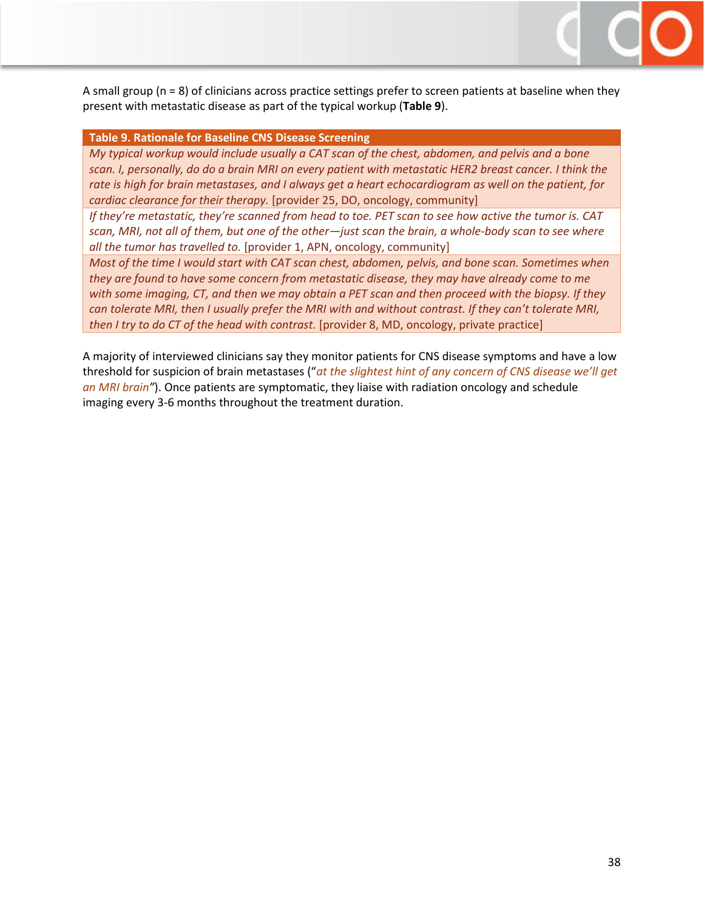A small group (n = 8) of clinicians across practice settings prefer to screen patients at baseline when they present with metastatic disease as part of the typical workup (**Table 9**).

| Table 9. Rationale for Baseline CNS Disease Screening |
| --- |
| *My typical workup would include usually a CAT scan of the chest, abdomen, and pelvis and a bone scan. I, personally, do do a brain MRI on every patient with metastatic HER2 breast cancer. I think the rate is high for brain metastases, and I always get a heart echocardiogram as well on the patient, for cardiac clearance for their therapy.* [provider 25, DO, oncology, community] |
| *If they're metastatic, they're scanned from head to toe. PET scan to see how active the tumor is. CAT scan, MRI, not all of them, but one of the other—just scan the brain, a whole-body scan to see where all the tumor has travelled to.* [provider 1, APN, oncology, community] |
| *Most of the time I would start with CAT scan chest, abdomen, pelvis, and bone scan. Sometimes when they are found to have some concern from metastatic disease, they may have already come to me with some imaging, CT, and then we may obtain a PET scan and then proceed with the biopsy. If they can tolerate MRI, then I usually prefer the MRI with and without contrast. If they can't tolerate MRI, then I try to do CT of the head with contrast.* [provider 8, MD, oncology, private practice] |

A majority of interviewed clinicians say they monitor patients for CNS disease symptoms and have a low threshold for suspicion of brain metastases ("*at the slightest hint of any concern of CNS disease we'll get an MRI brain*"). Once patients are symptomatic, they liaise with radiation oncology and schedule imaging every 3-6 months throughout the treatment duration.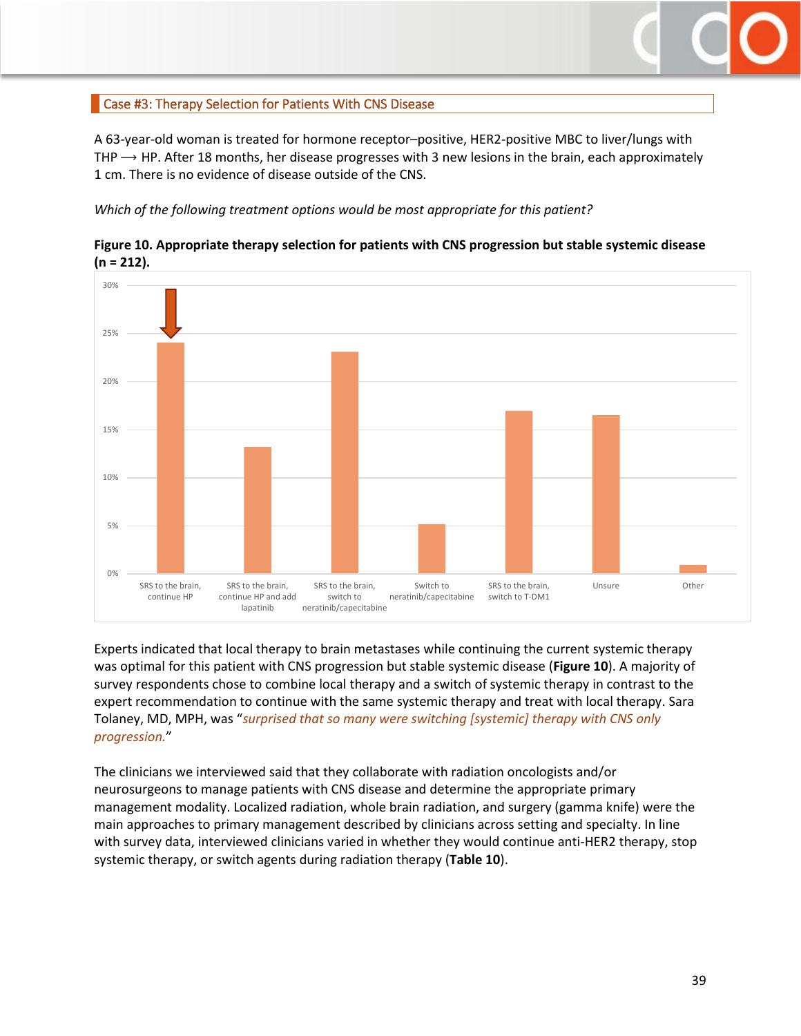## Case #3: Therapy Selection for Patients With CNS Disease

A 63-year-old woman is treated for hormone receptor–positive, HER2-positive MBC to liver/lungs with THP ⟶ HP. After 18 months, her disease progresses with 3 new lesions in the brain, each approximately 1 cm. There is no evidence of disease outside of the CNS.

*Which of the following treatment options would be most appropriate for this patient?*

**Figure 10. Appropriate therapy selection for patients with CNS progression but stable systemic disease (n = 212).**

Experts indicated that local therapy to brain metastases while continuing the current systemic therapy was optimal for this patient with CNS progression but stable systemic disease (**Figure 10**). A majority of survey respondents chose to combine local therapy and a switch of systemic therapy in contrast to the expert recommendation to continue with the same systemic therapy and treat with local therapy. Sara Tolaney, MD, MPH, was "*surprised that so many were switching [systemic] therapy with CNS only progression.*"

The clinicians we interviewed said that they collaborate with radiation oncologists and/or neurosurgeons to manage patients with CNS disease and determine the appropriate primary management modality. Localized radiation, whole brain radiation, and surgery (gamma knife) were the main approaches to primary management described by clinicians across setting and specialty. In line with survey data, interviewed clinicians varied in whether they would continue anti-HER2 therapy, stop systemic therapy, or switch agents during radiation therapy (**Table 10**).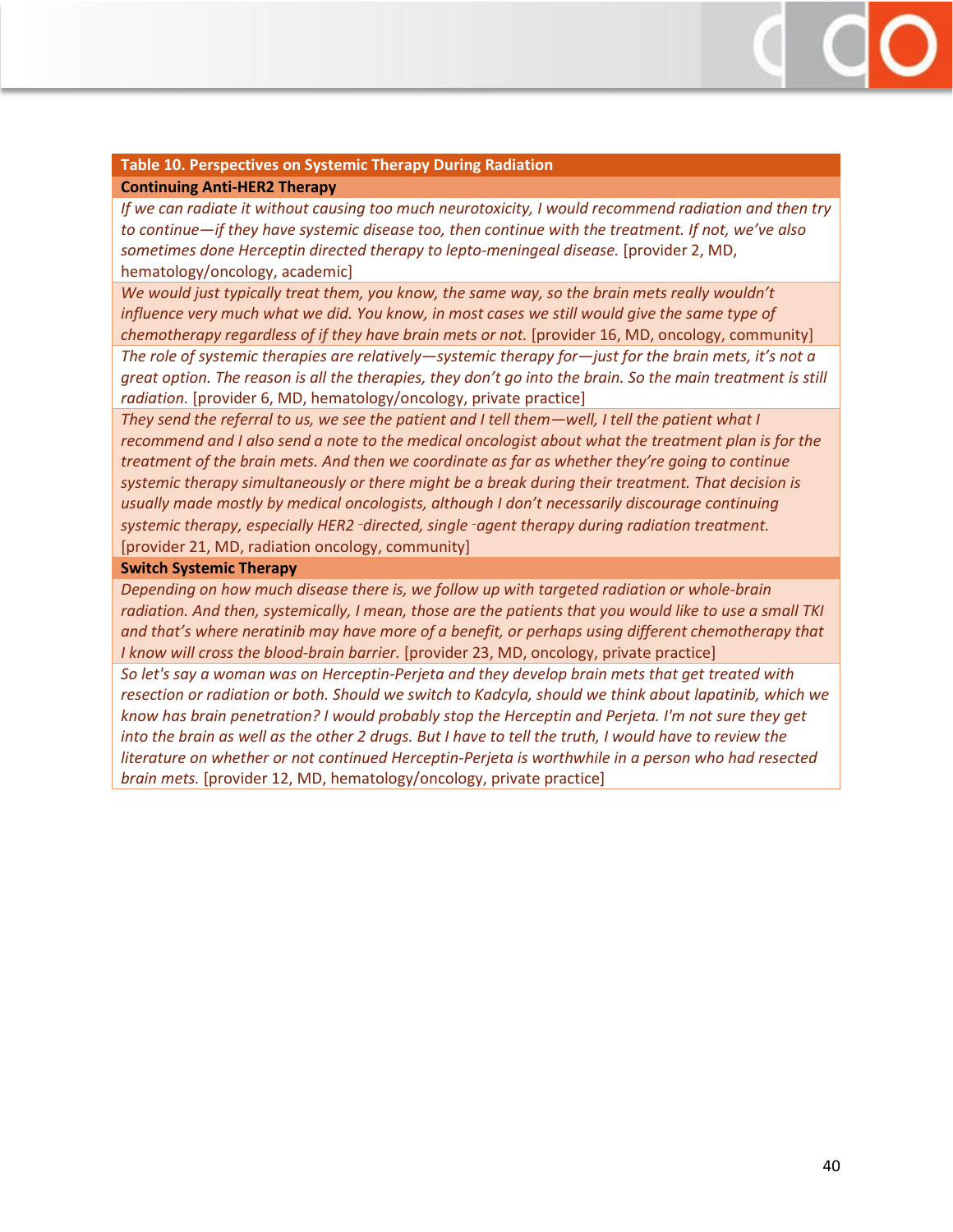| Table 10. Perspectives on Systemic Therapy During Radiation |
|---|
| **Continuing Anti-HER2 Therapy** |
| *If we can radiate it without causing too much neurotoxicity, I would recommend radiation and then try to continue—if they have systemic disease too, then continue with the treatment. If not, we've also sometimes done Herceptin directed therapy to lepto-meningeal disease.* [provider 2, MD, hematology/oncology, academic] |
| *We would just typically treat them, you know, the same way, so the brain mets really wouldn't influence very much what we did. You know, in most cases we still would give the same type of chemotherapy regardless of if they have brain mets or not.* [provider 16, MD, oncology, community] |
| *The role of systemic therapies are relatively—systemic therapy for—just for the brain mets, it's not a great option. The reason is all the therapies, they don't go into the brain. So the main treatment is still radiation.* [provider 6, MD, hematology/oncology, private practice] |
| *They send the referral to us, we see the patient and I tell them—well, I tell the patient what I recommend and I also send a note to the medical oncologist about what the treatment plan is for the treatment of the brain mets. And then we coordinate as far as whether they're going to continue systemic therapy simultaneously or there might be a break during their treatment. That decision is usually made mostly by medical oncologists, although I don't necessarily discourage continuing systemic therapy, especially HER2-directed, single-agent therapy during radiation treatment.* [provider 21, MD, radiation oncology, community] |
| **Switch Systemic Therapy** |
| *Depending on how much disease there is, we follow up with targeted radiation or whole-brain radiation. And then, systemically, I mean, those are the patients that you would like to use a small TKI and that's where neratinib may have more of a benefit, or perhaps using different chemotherapy that I know will cross the blood-brain barrier.* [provider 23, MD, oncology, private practice] |
| *So let's say a woman was on Herceptin-Perjeta and they develop brain mets that get treated with resection or radiation or both. Should we switch to Kadcyla, should we think about lapatinib, which we know has brain penetration? I would probably stop the Herceptin and Perjeta. I'm not sure they get into the brain as well as the other 2 drugs. But I have to tell the truth, I would have to review the literature on whether or not continued Herceptin-Perjeta is worthwhile in a person who had resected brain mets.* [provider 12, MD, hematology/oncology, private practice] |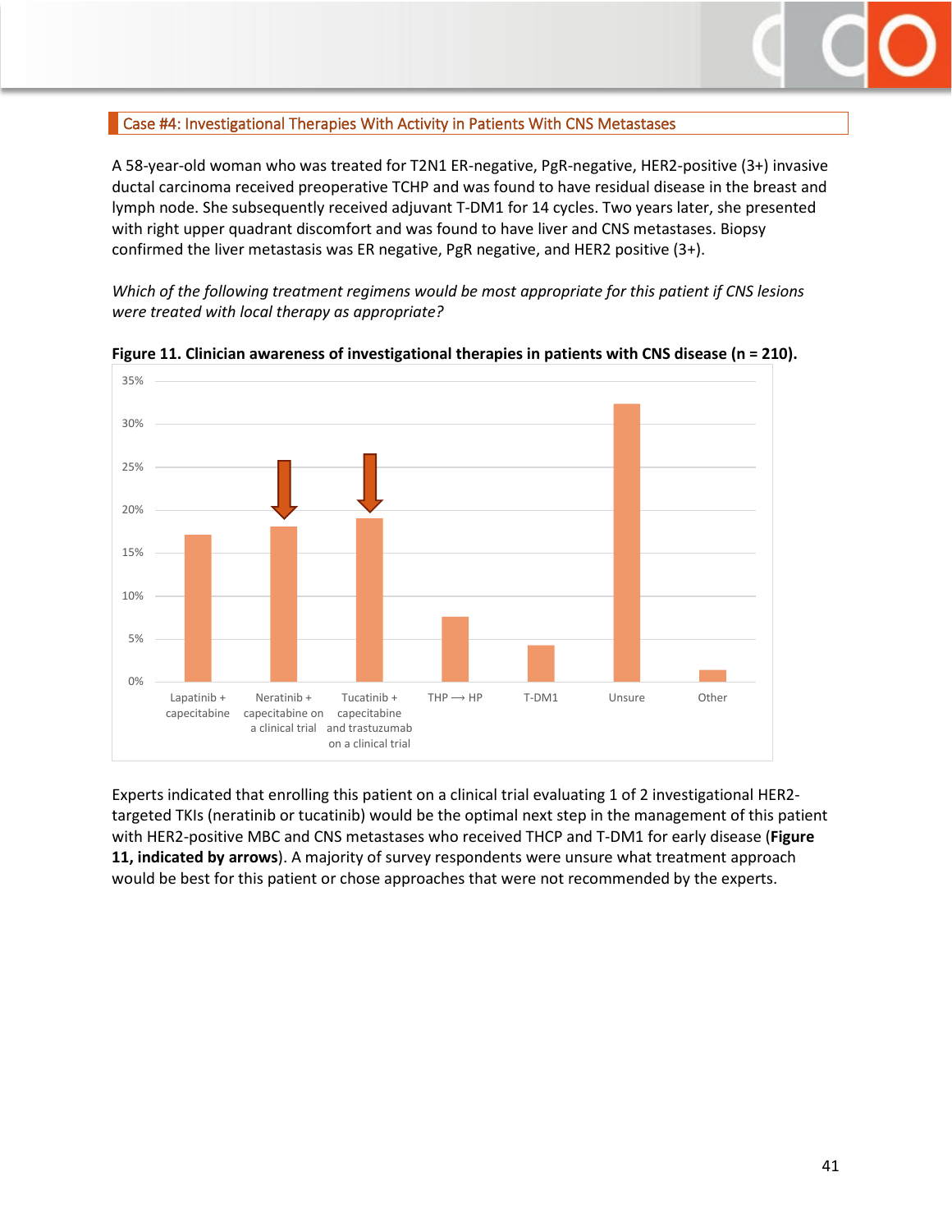## Case #4: Investigational Therapies With Activity in Patients With CNS Metastases

A 58-year-old woman who was treated for T2N1 ER-negative, PgR-negative, HER2-positive (3+) invasive ductal carcinoma received preoperative TCHP and was found to have residual disease in the breast and lymph node. She subsequently received adjuvant T-DM1 for 14 cycles. Two years later, she presented with right upper quadrant discomfort and was found to have liver and CNS metastases. Biopsy confirmed the liver metastasis was ER negative, PgR negative, and HER2 positive (3+).

*Which of the following treatment regimens would be most appropriate for this patient if CNS lesions were treated with local therapy as appropriate?*

**Figure 11. Clinician awareness of investigational therapies in patients with CNS disease (n = 210).**

| Response | Percentage (approx.) |
|---|---|
| Lapatinib + capecitabine | 17% |
| Neratinib + capecitabine on a clinical trial ↓ | 18% |
| Tucatinib + capecitabine and trastuzumab on a clinical trial ↓ | 19% |
| THP ⟶ HP | 7.5% |
| T-DM1 | 4% |
| Unsure | 32% |
| Other | 1% |

Experts indicated that enrolling this patient on a clinical trial evaluating 1 of 2 investigational HER2-targeted TKIs (neratinib or tucatinib) would be the optimal next step in the management of this patient with HER2-positive MBC and CNS metastases who received THCP and T-DM1 for early disease (**Figure 11, indicated by arrows**). A majority of survey respondents were unsure what treatment approach would be best for this patient or chose approaches that were not recommended by the experts.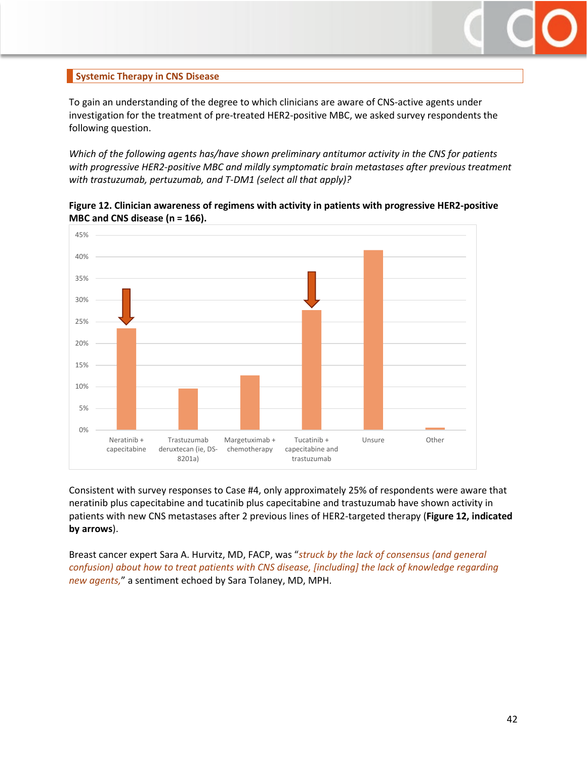## Systemic Therapy in CNS Disease

To gain an understanding of the degree to which clinicians are aware of CNS-active agents under investigation for the treatment of pre-treated HER2-positive MBC, we asked survey respondents the following question.

*Which of the following agents has/have shown preliminary antitumor activity in the CNS for patients with progressive HER2-positive MBC and mildly symptomatic brain metastases after previous treatment with trastuzumab, pertuzumab, and T-DM1 (select all that apply)?*

**Figure 12. Clinician awareness of regimens with activity in patients with progressive HER2-positive MBC and CNS disease (n = 166).**

Consistent with survey responses to Case #4, only approximately 25% of respondents were aware that neratinib plus capecitabine and tucatinib plus capecitabine and trastuzumab have shown activity in patients with new CNS metastases after 2 previous lines of HER2-targeted therapy (**Figure 12, indicated by arrows**).

Breast cancer expert Sara A. Hurvitz, MD, FACP, was "*struck by the lack of consensus (and general confusion) about how to treat patients with CNS disease, [including] the lack of knowledge regarding new agents,*" a sentiment echoed by Sara Tolaney, MD, MPH.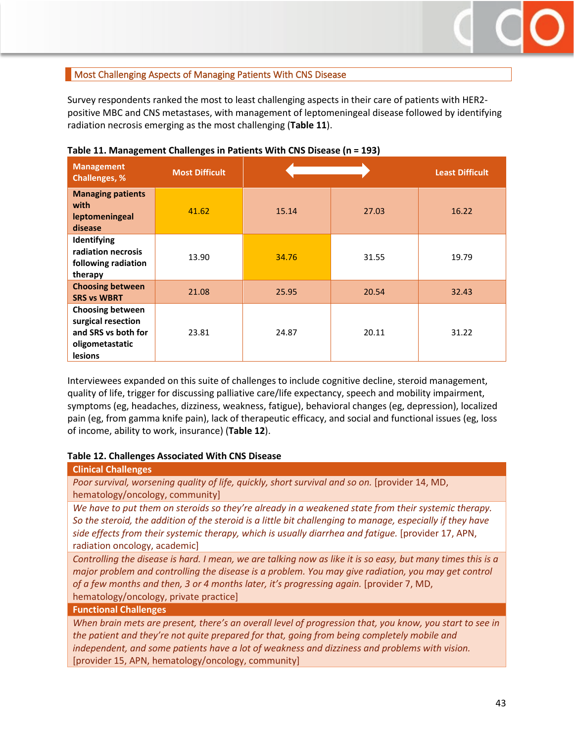## Most Challenging Aspects of Managing Patients With CNS Disease

Survey respondents ranked the most to least challenging aspects in their care of patients with HER2-positive MBC and CNS metastases, with management of leptomeningeal disease followed by identifying radiation necrosis emerging as the most challenging (**Table 11**).

**Table 11. Management Challenges in Patients With CNS Disease (n = 193)**

| Management Challenges, % | Most Difficult | ⟷ | | Least Difficult |
|---|---|---|---|---|
| **Managing patients with leptomeningeal disease** | 41.62 | 15.14 | 27.03 | 16.22 |
| **Identifying radiation necrosis following radiation therapy** | 13.90 | 34.76 | 31.55 | 19.79 |
| **Choosing between SRS vs WBRT** | 21.08 | 25.95 | 20.54 | 32.43 |
| **Choosing between surgical resection and SRS vs both for oligometastatic lesions** | 23.81 | 24.87 | 20.11 | 31.22 |

Interviewees expanded on this suite of challenges to include cognitive decline, steroid management, quality of life, trigger for discussing palliative care/life expectancy, speech and mobility impairment, symptoms (eg, headaches, dizziness, weakness, fatigue), behavioral changes (eg, depression), localized pain (eg, from gamma knife pain), lack of therapeutic efficacy, and social and functional issues (eg, loss of income, ability to work, insurance) (**Table 12**).

**Table 12. Challenges Associated With CNS Disease**

| **Clinical Challenges** |
|---|
| *Poor survival, worsening quality of life, quickly, short survival and so on.* [provider 14, MD, hematology/oncology, community] |
| *We have to put them on steroids so they're already in a weakened state from their systemic therapy. So the steroid, the addition of the steroid is a little bit challenging to manage, especially if they have side effects from their systemic therapy, which is usually diarrhea and fatigue.* [provider 17, APN, radiation oncology, academic] |
| *Controlling the disease is hard. I mean, we are talking now as like it is so easy, but many times this is a major problem and controlling the disease is a problem. You may give radiation, you may get control of a few months and then, 3 or 4 months later, it's progressing again.* [provider 7, MD, hematology/oncology, private practice] |
| **Functional Challenges** |
| *When brain mets are present, there's an overall level of progression that, you know, you start to see in the patient and they're not quite prepared for that, going from being completely mobile and independent, and some patients have a lot of weakness and dizziness and problems with vision.* [provider 15, APN, hematology/oncology, community] |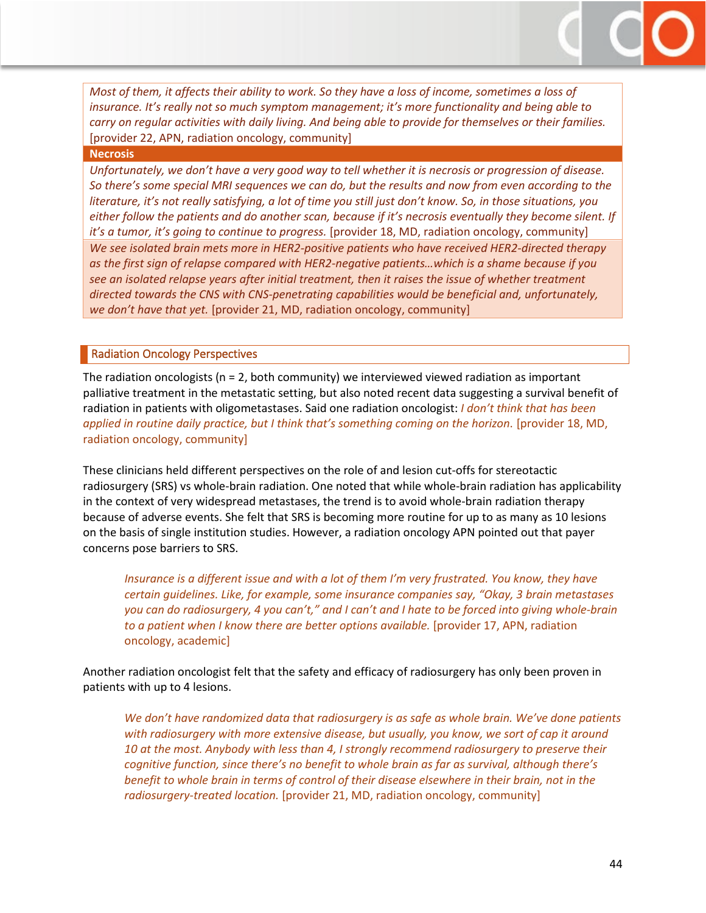| |
|---|
| *Most of them, it affects their ability to work. So they have a loss of income, sometimes a loss of insurance. It's really not so much symptom management; it's more functionality and being able to carry on regular activities with daily living. And being able to provide for themselves or their families.* [provider 22, APN, radiation oncology, community] |
| **Necrosis** |
| *Unfortunately, we don't have a very good way to tell whether it is necrosis or progression of disease. So there's some special MRI sequences we can do, but the results and now from even according to the literature, it's not really satisfying, a lot of time you still just don't know. So, in those situations, you either follow the patients and do another scan, because if it's necrosis eventually they become silent. If it's a tumor, it's going to continue to progress.* [provider 18, MD, radiation oncology, community] |
| *We see isolated brain mets more in HER2-positive patients who have received HER2-directed therapy as the first sign of relapse compared with HER2-negative patients…which is a shame because if you see an isolated relapse years after initial treatment, then it raises the issue of whether treatment directed towards the CNS with CNS-penetrating capabilities would be beneficial and, unfortunately, we don't have that yet.* [provider 21, MD, radiation oncology, community] |

## Radiation Oncology Perspectives

The radiation oncologists (n = 2, both community) we interviewed viewed radiation as important palliative treatment in the metastatic setting, but also noted recent data suggesting a survival benefit of radiation in patients with oligometastases. Said one radiation oncologist: *I don't think that has been applied in routine daily practice, but I think that's something coming on the horizon.* [provider 18, MD, radiation oncology, community]

These clinicians held different perspectives on the role of and lesion cut-offs for stereotactic radiosurgery (SRS) vs whole-brain radiation. One noted that while whole-brain radiation has applicability in the context of very widespread metastases, the trend is to avoid whole-brain radiation therapy because of adverse events. She felt that SRS is becoming more routine for up to as many as 10 lesions on the basis of single institution studies. However, a radiation oncology APN pointed out that payer concerns pose barriers to SRS.

> *Insurance is a different issue and with a lot of them I'm very frustrated. You know, they have certain guidelines. Like, for example, some insurance companies say, "Okay, 3 brain metastases you can do radiosurgery, 4 you can't," and I can't and I hate to be forced into giving whole-brain to a patient when I know there are better options available.* [provider 17, APN, radiation oncology, academic]

Another radiation oncologist felt that the safety and efficacy of radiosurgery has only been proven in patients with up to 4 lesions.

> *We don't have randomized data that radiosurgery is as safe as whole brain. We've done patients with radiosurgery with more extensive disease, but usually, you know, we sort of cap it around 10 at the most. Anybody with less than 4, I strongly recommend radiosurgery to preserve their cognitive function, since there's no benefit to whole brain as far as survival, although there's benefit to whole brain in terms of control of their disease elsewhere in their brain, not in the radiosurgery-treated location.* [provider 21, MD, radiation oncology, community]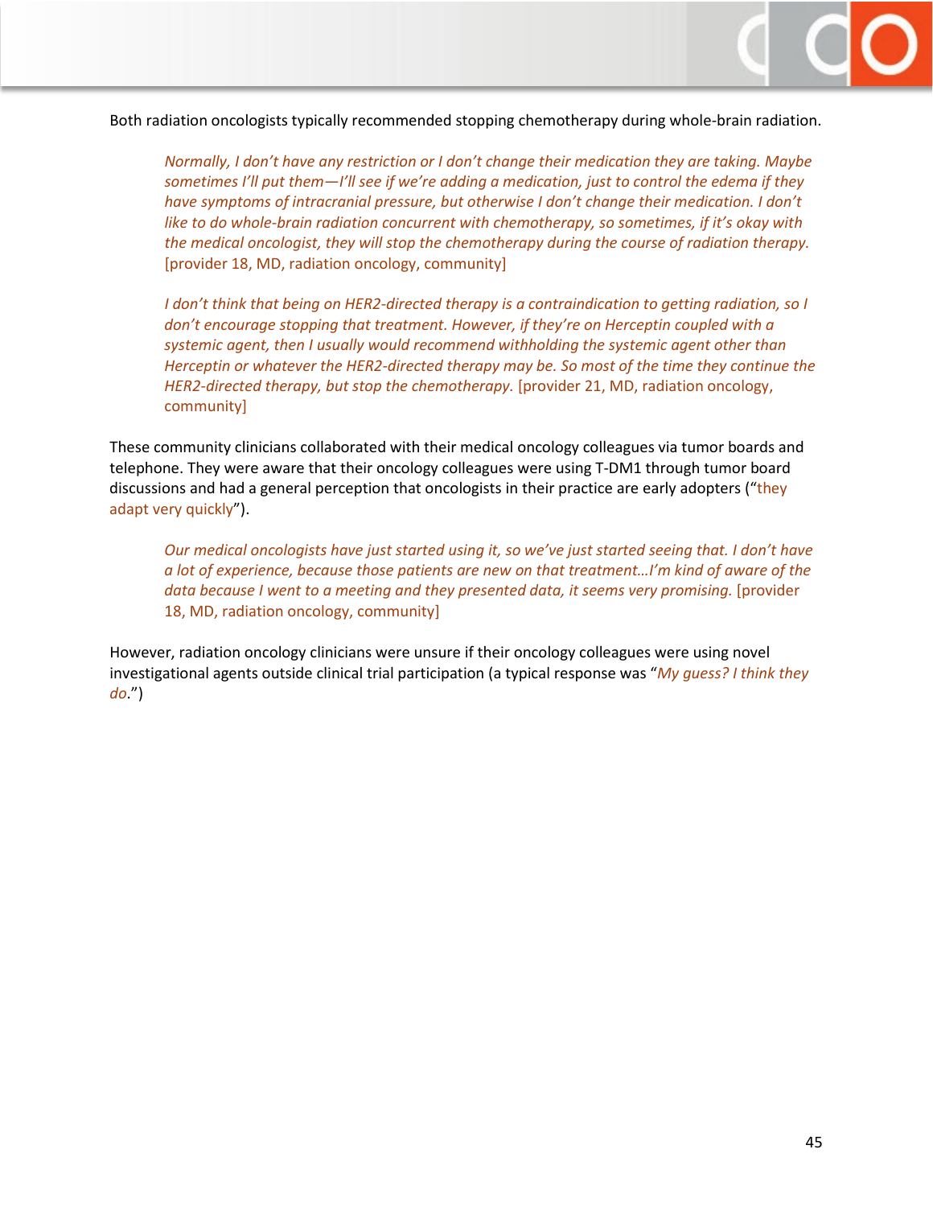Both radiation oncologists typically recommended stopping chemotherapy during whole-brain radiation.

> *Normally, I don't have any restriction or I don't change their medication they are taking. Maybe sometimes I'll put them—I'll see if we're adding a medication, just to control the edema if they have symptoms of intracranial pressure, but otherwise I don't change their medication. I don't like to do whole-brain radiation concurrent with chemotherapy, so sometimes, if it's okay with the medical oncologist, they will stop the chemotherapy during the course of radiation therapy.* [provider 18, MD, radiation oncology, community]

> *I don't think that being on HER2-directed therapy is a contraindication to getting radiation, so I don't encourage stopping that treatment. However, if they're on Herceptin coupled with a systemic agent, then I usually would recommend withholding the systemic agent other than Herceptin or whatever the HER2-directed therapy may be. So most of the time they continue the HER2-directed therapy, but stop the chemotherapy.* [provider 21, MD, radiation oncology, community]

These community clinicians collaborated with their medical oncology colleagues via tumor boards and telephone. They were aware that their oncology colleagues were using T-DM1 through tumor board discussions and had a general perception that oncologists in their practice are early adopters ("they adapt very quickly").

> *Our medical oncologists have just started using it, so we've just started seeing that. I don't have a lot of experience, because those patients are new on that treatment…I'm kind of aware of the data because I went to a meeting and they presented data, it seems very promising.* [provider 18, MD, radiation oncology, community]

However, radiation oncology clinicians were unsure if their oncology colleagues were using novel investigational agents outside clinical trial participation (a typical response was "*My guess? I think they do*.")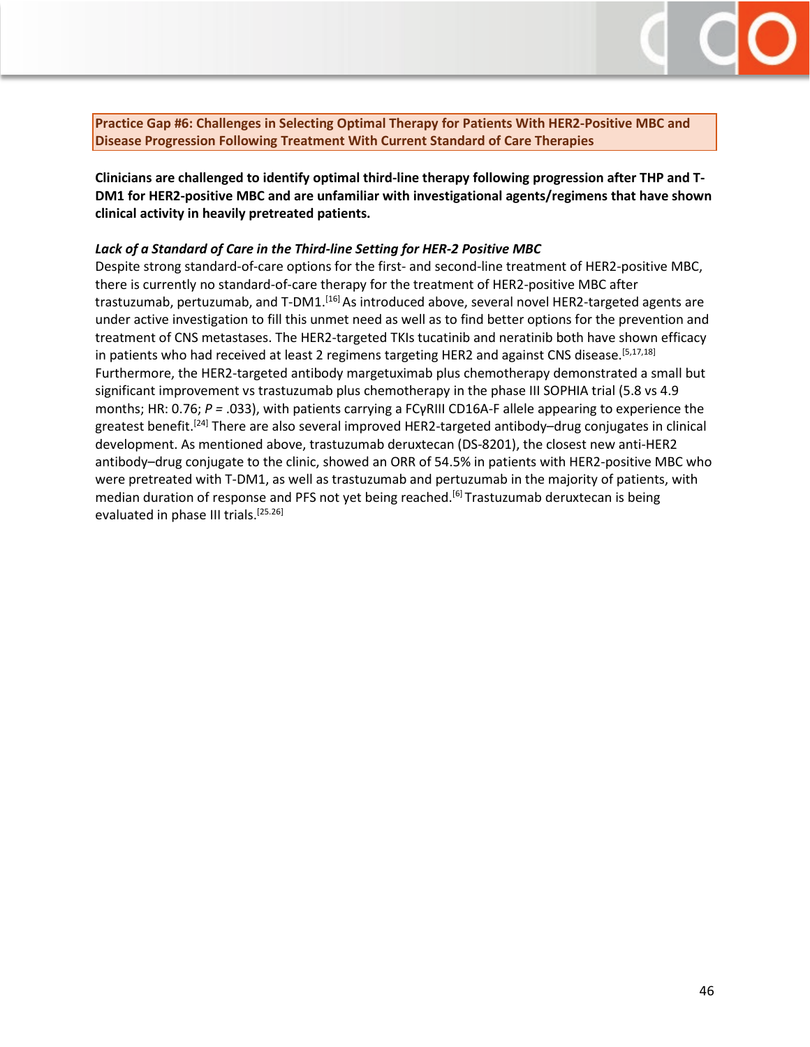**Practice Gap #6: Challenges in Selecting Optimal Therapy for Patients With HER2-Positive MBC and Disease Progression Following Treatment With Current Standard of Care Therapies**

**Clinicians are challenged to identify optimal third-line therapy following progression after THP and T-DM1 for HER2-positive MBC and are unfamiliar with investigational agents/regimens that have shown clinical activity in heavily pretreated patients.**

***Lack of a Standard of Care in the Third-line Setting for HER-2 Positive MBC***

Despite strong standard-of-care options for the first- and second-line treatment of HER2-positive MBC, there is currently no standard-of-care therapy for the treatment of HER2-positive MBC after trastuzumab, pertuzumab, and T-DM1.[16] As introduced above, several novel HER2-targeted agents are under active investigation to fill this unmet need as well as to find better options for the prevention and treatment of CNS metastases. The HER2-targeted TKIs tucatinib and neratinib both have shown efficacy in patients who had received at least 2 regimens targeting HER2 and against CNS disease.[5,17,18] Furthermore, the HER2-targeted antibody margetuximab plus chemotherapy demonstrated a small but significant improvement vs trastuzumab plus chemotherapy in the phase III SOPHIA trial (5.8 vs 4.9 months; HR: 0.76; *P* = .033), with patients carrying a FCγRIII CD16A-F allele appearing to experience the greatest benefit.[24] There are also several improved HER2-targeted antibody–drug conjugates in clinical development. As mentioned above, trastuzumab deruxtecan (DS-8201), the closest new anti-HER2 antibody–drug conjugate to the clinic, showed an ORR of 54.5% in patients with HER2-positive MBC who were pretreated with T-DM1, as well as trastuzumab and pertuzumab in the majority of patients, with median duration of response and PFS not yet being reached.[6] Trastuzumab deruxtecan is being evaluated in phase III trials.[25.26]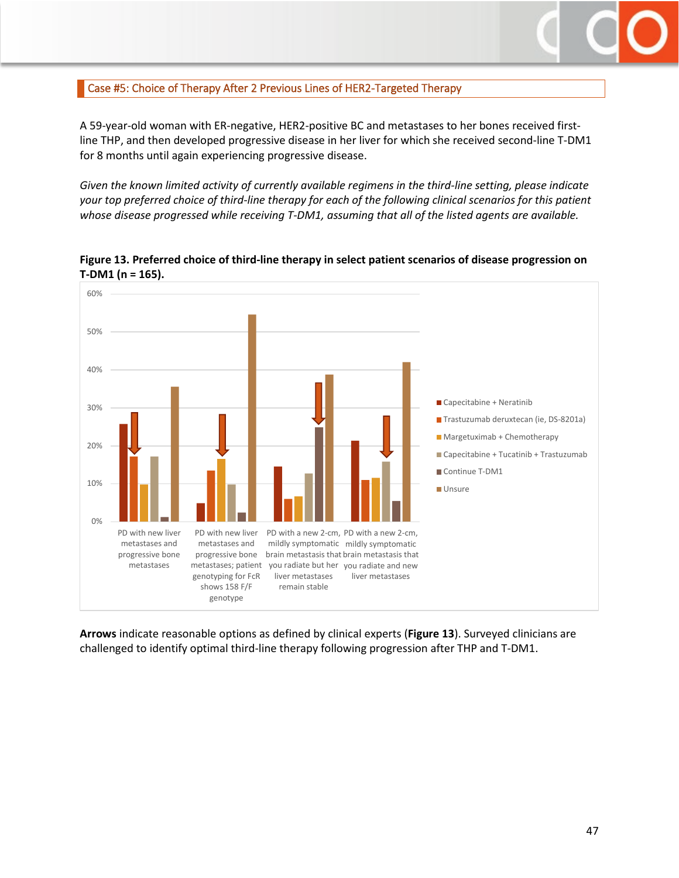## Case #5: Choice of Therapy After 2 Previous Lines of HER2-Targeted Therapy

A 59-year-old woman with ER-negative, HER2-positive BC and metastases to her bones received first-line THP, and then developed progressive disease in her liver for which she received second-line T-DM1 for 8 months until again experiencing progressive disease.

*Given the known limited activity of currently available regimens in the third-line setting, please indicate your top preferred choice of third-line therapy for each of the following clinical scenarios for this patient whose disease progressed while receiving T-DM1, assuming that all of the listed agents are available.*

**Figure 13. Preferred choice of third-line therapy in select patient scenarios of disease progression on T-DM1 (n = 165).**

**Arrows** indicate reasonable options as defined by clinical experts (**Figure 13**). Surveyed clinicians are challenged to identify optimal third-line therapy following progression after THP and T-DM1.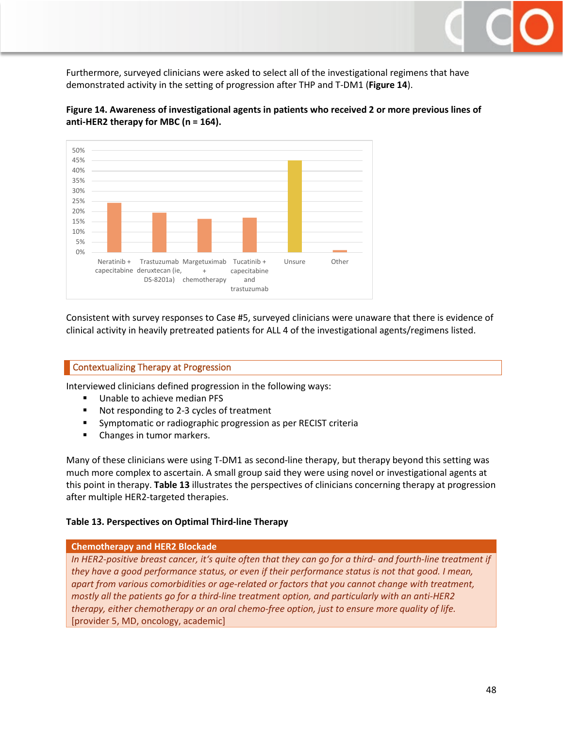Furthermore, surveyed clinicians were asked to select all of the investigational regimens that have demonstrated activity in the setting of progression after THP and T-DM1 (**Figure 14**).

**Figure 14. Awareness of investigational agents in patients who received 2 or more previous lines of anti-HER2 therapy for MBC (n = 164).**

Consistent with survey responses to Case #5, surveyed clinicians were unaware that there is evidence of clinical activity in heavily pretreated patients for ALL 4 of the investigational agents/regimens listed.

## Contextualizing Therapy at Progression

Interviewed clinicians defined progression in the following ways:

- Unable to achieve median PFS
- Not responding to 2-3 cycles of treatment
- Symptomatic or radiographic progression as per RECIST criteria
- Changes in tumor markers.

Many of these clinicians were using T-DM1 as second-line therapy, but therapy beyond this setting was much more complex to ascertain. A small group said they were using novel or investigational agents at this point in therapy. **Table 13** illustrates the perspectives of clinicians concerning therapy at progression after multiple HER2-targeted therapies.

**Table 13. Perspectives on Optimal Third-line Therapy**

| Chemotherapy and HER2 Blockade |
| --- |
| *In HER2-positive breast cancer, it's quite often that they can go for a third- and fourth-line treatment if they have a good performance status, or even if their performance status is not that good. I mean, apart from various comorbidities or age-related or factors that you cannot change with treatment, mostly all the patients go for a third-line treatment option, and particularly with an anti-HER2 therapy, either chemotherapy or an oral chemo-free option, just to ensure more quality of life.* [provider 5, MD, oncology, academic] |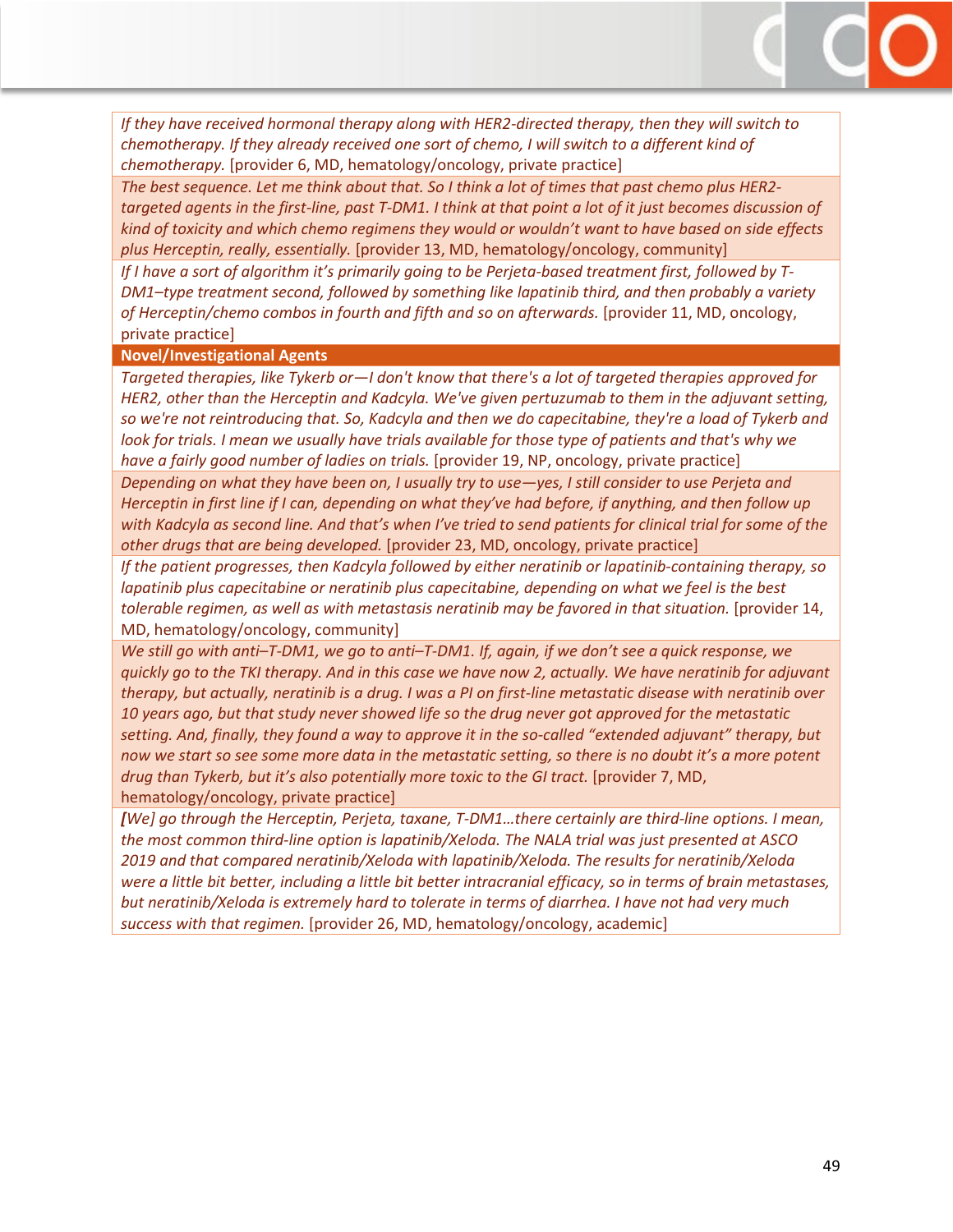| |
|---|
| *If they have received hormonal therapy along with HER2-directed therapy, then they will switch to chemotherapy. If they already received one sort of chemo, I will switch to a different kind of chemotherapy.* [provider 6, MD, hematology/oncology, private practice] |
| *The best sequence. Let me think about that. So I think a lot of times that past chemo plus HER2-targeted agents in the first-line, past T-DM1. I think at that point a lot of it just becomes discussion of kind of toxicity and which chemo regimens they would or wouldn't want to have based on side effects plus Herceptin, really, essentially.* [provider 13, MD, hematology/oncology, community] |
| *If I have a sort of algorithm it's primarily going to be Perjeta-based treatment first, followed by T-DM1–type treatment second, followed by something like lapatinib third, and then probably a variety of Herceptin/chemo combos in fourth and fifth and so on afterwards.* [provider 11, MD, oncology, private practice] |
| **Novel/Investigational Agents** |
| *Targeted therapies, like Tykerb or—I don't know that there's a lot of targeted therapies approved for HER2, other than the Herceptin and Kadcyla. We've given pertuzumab to them in the adjuvant setting, so we're not reintroducing that. So, Kadcyla and then we do capecitabine, they're a load of Tykerb and look for trials. I mean we usually have trials available for those type of patients and that's why we have a fairly good number of ladies on trials.* [provider 19, NP, oncology, private practice] |
| *Depending on what they have been on, I usually try to use—yes, I still consider to use Perjeta and Herceptin in first line if I can, depending on what they've had before, if anything, and then follow up with Kadcyla as second line. And that's when I've tried to send patients for clinical trial for some of the other drugs that are being developed.* [provider 23, MD, oncology, private practice] |
| *If the patient progresses, then Kadcyla followed by either neratinib or lapatinib-containing therapy, so lapatinib plus capecitabine or neratinib plus capecitabine, depending on what we feel is the best tolerable regimen, as well as with metastasis neratinib may be favored in that situation.* [provider 14, MD, hematology/oncology, community] |
| *We still go with anti–T-DM1, we go to anti–T-DM1. If, again, if we don't see a quick response, we quickly go to the TKI therapy. And in this case we have now 2, actually. We have neratinib for adjuvant therapy, but actually, neratinib is a drug. I was a PI on first-line metastatic disease with neratinib over 10 years ago, but that study never showed life so the drug never got approved for the metastatic setting. And, finally, they found a way to approve it in the so-called "extended adjuvant" therapy, but now we start so see some more data in the metastatic setting, so there is no doubt it's a more potent drug than Tykerb, but it's also potentially more toxic to the GI tract.* [provider 7, MD, hematology/oncology, private practice] |
| *[We] go through the Herceptin, Perjeta, taxane, T-DM1…there certainly are third-line options. I mean, the most common third-line option is lapatinib/Xeloda. The NALA trial was just presented at ASCO 2019 and that compared neratinib/Xeloda with lapatinib/Xeloda. The results for neratinib/Xeloda were a little bit better, including a little bit better intracranial efficacy, so in terms of brain metastases, but neratinib/Xeloda is extremely hard to tolerate in terms of diarrhea. I have not had very much success with that regimen.* [provider 26, MD, hematology/oncology, academic] |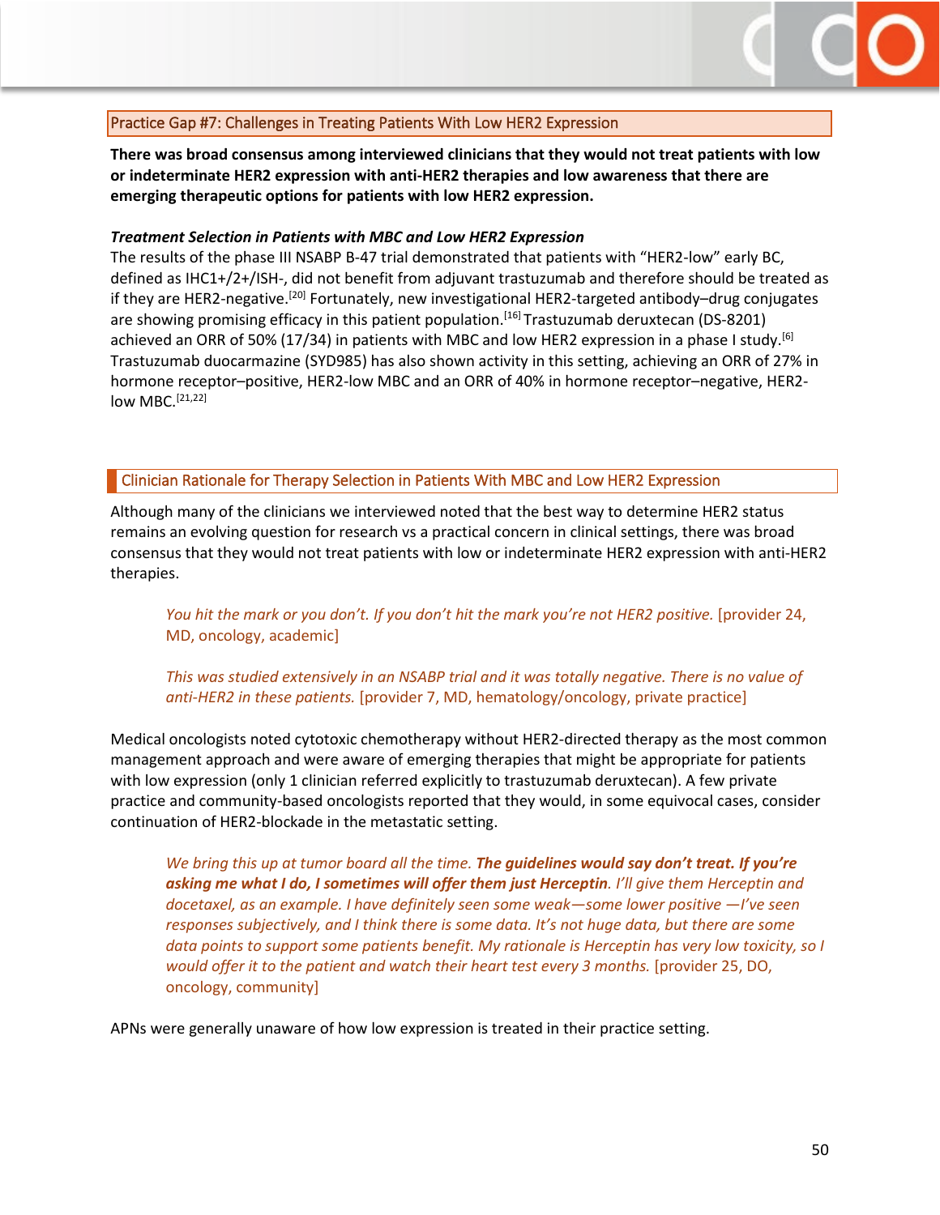## Practice Gap #7: Challenges in Treating Patients With Low HER2 Expression

**There was broad consensus among interviewed clinicians that they would not treat patients with low or indeterminate HER2 expression with anti-HER2 therapies and low awareness that there are emerging therapeutic options for patients with low HER2 expression.**

***Treatment Selection in Patients with MBC and Low HER2 Expression***

The results of the phase III NSABP B-47 trial demonstrated that patients with "HER2-low" early BC, defined as IHC1+/2+/ISH-, did not benefit from adjuvant trastuzumab and therefore should be treated as if they are HER2-negative.[20] Fortunately, new investigational HER2-targeted antibody–drug conjugates are showing promising efficacy in this patient population.[16] Trastuzumab deruxtecan (DS-8201) achieved an ORR of 50% (17/34) in patients with MBC and low HER2 expression in a phase I study.[6] Trastuzumab duocarmazine (SYD985) has also shown activity in this setting, achieving an ORR of 27% in hormone receptor–positive, HER2-low MBC and an ORR of 40% in hormone receptor–negative, HER2-low MBC.[21,22]

### Clinician Rationale for Therapy Selection in Patients With MBC and Low HER2 Expression

Although many of the clinicians we interviewed noted that the best way to determine HER2 status remains an evolving question for research vs a practical concern in clinical settings, there was broad consensus that they would not treat patients with low or indeterminate HER2 expression with anti-HER2 therapies.

> *You hit the mark or you don't. If you don't hit the mark you're not HER2 positive.* [provider 24, MD, oncology, academic]

> *This was studied extensively in an NSABP trial and it was totally negative. There is no value of anti-HER2 in these patients.* [provider 7, MD, hematology/oncology, private practice]

Medical oncologists noted cytotoxic chemotherapy without HER2-directed therapy as the most common management approach and were aware of emerging therapies that might be appropriate for patients with low expression (only 1 clinician referred explicitly to trastuzumab deruxtecan). A few private practice and community-based oncologists reported that they would, in some equivocal cases, consider continuation of HER2-blockade in the metastatic setting.

> *We bring this up at tumor board all the time.* ***The guidelines would say don't treat. If you're asking me what I do, I sometimes will offer them just Herceptin****. I'll give them Herceptin and docetaxel, as an example. I have definitely seen some weak—some lower positive —I've seen responses subjectively, and I think there is some data. It's not huge data, but there are some data points to support some patients benefit. My rationale is Herceptin has very low toxicity, so I would offer it to the patient and watch their heart test every 3 months.* [provider 25, DO, oncology, community]

APNs were generally unaware of how low expression is treated in their practice setting.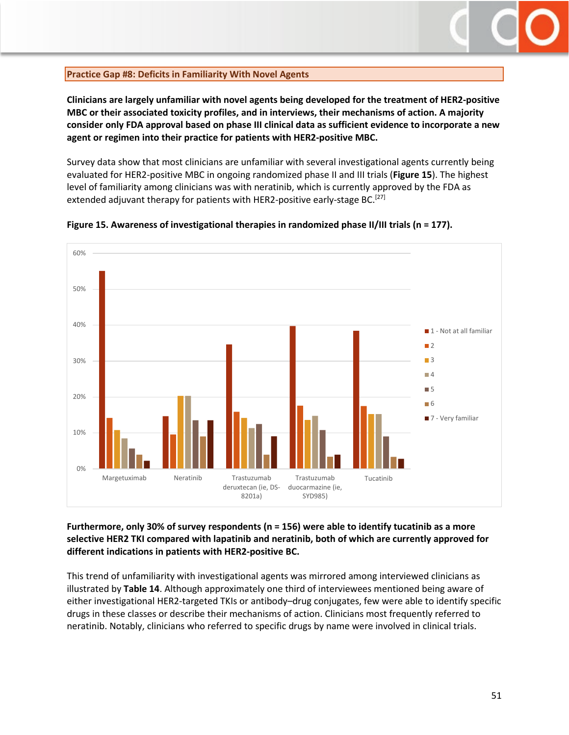**Practice Gap #8: Deficits in Familiarity With Novel Agents**

**Clinicians are largely unfamiliar with novel agents being developed for the treatment of HER2-positive MBC or their associated toxicity profiles, and in interviews, their mechanisms of action. A majority consider only FDA approval based on phase III clinical data as sufficient evidence to incorporate a new agent or regimen into their practice for patients with HER2-positive MBC.**

Survey data show that most clinicians are unfamiliar with several investigational agents currently being evaluated for HER2-positive MBC in ongoing randomized phase II and III trials (**Figure 15**). The highest level of familiarity among clinicians was with neratinib, which is currently approved by the FDA as extended adjuvant therapy for patients with HER2-positive early-stage BC.[27]

**Figure 15. Awareness of investigational therapies in randomized phase II/III trials (n = 177).**

**Furthermore, only 30% of survey respondents (n = 156) were able to identify tucatinib as a more selective HER2 TKI compared with lapatinib and neratinib, both of which are currently approved for different indications in patients with HER2-positive BC.**

This trend of unfamiliarity with investigational agents was mirrored among interviewed clinicians as illustrated by **Table 14**. Although approximately one third of interviewees mentioned being aware of either investigational HER2-targeted TKIs or antibody–drug conjugates, few were able to identify specific drugs in these classes or describe their mechanisms of action. Clinicians most frequently referred to neratinib. Notably, clinicians who referred to specific drugs by name were involved in clinical trials.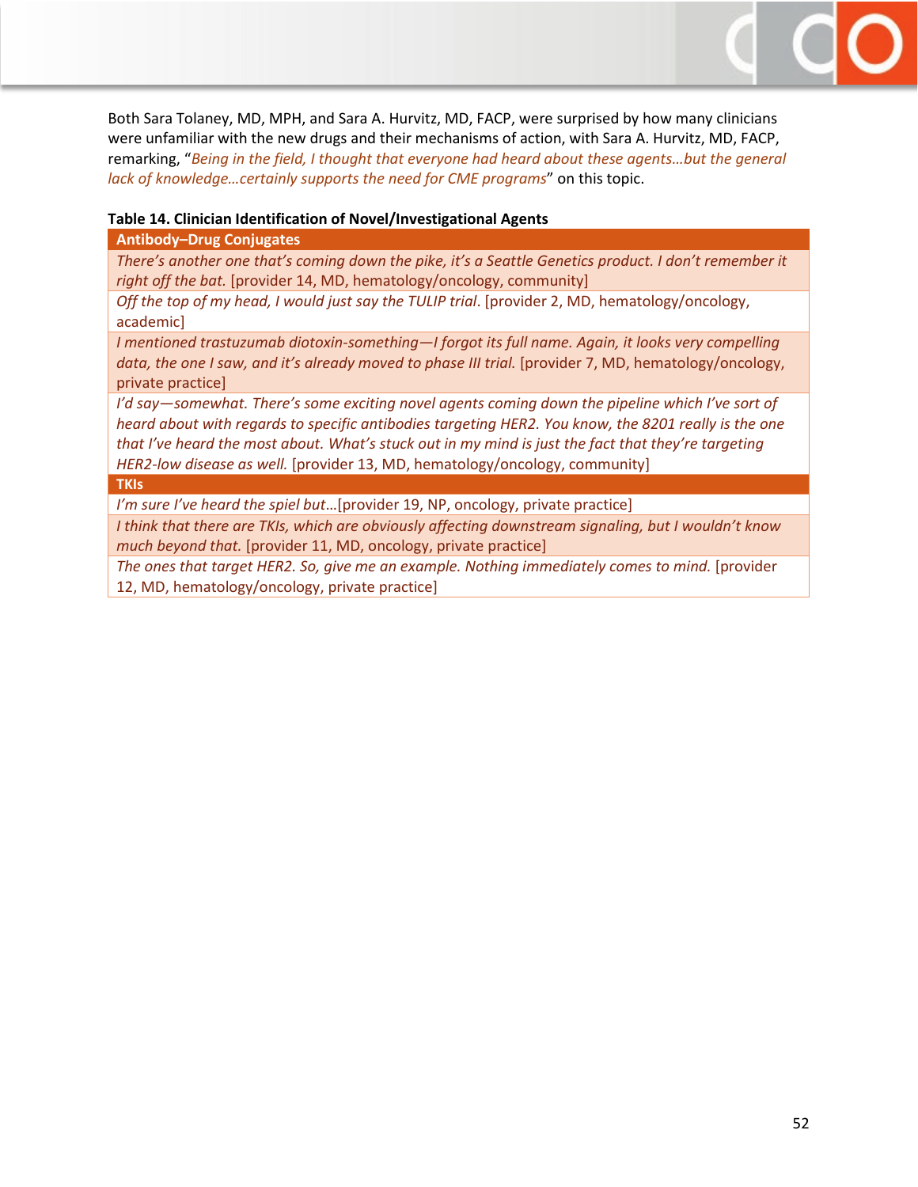Both Sara Tolaney, MD, MPH, and Sara A. Hurvitz, MD, FACP, were surprised by how many clinicians were unfamiliar with the new drugs and their mechanisms of action, with Sara A. Hurvitz, MD, FACP, remarking, "*Being in the field, I thought that everyone had heard about these agents…but the general lack of knowledge…certainly supports the need for CME programs*" on this topic.

**Table 14. Clinician Identification of Novel/Investigational Agents**

| **Antibody–Drug Conjugates** |
|---|
| *There's another one that's coming down the pike, it's a Seattle Genetics product. I don't remember it right off the bat.* [provider 14, MD, hematology/oncology, community] |
| *Off the top of my head, I would just say the TULIP trial*. [provider 2, MD, hematology/oncology, academic] |
| *I mentioned trastuzumab diotoxin-something—I forgot its full name. Again, it looks very compelling data, the one I saw, and it's already moved to phase III trial.* [provider 7, MD, hematology/oncology, private practice] |
| *I'd say—somewhat. There's some exciting novel agents coming down the pipeline which I've sort of heard about with regards to specific antibodies targeting HER2. You know, the 8201 really is the one that I've heard the most about. What's stuck out in my mind is just the fact that they're targeting HER2-low disease as well.* [provider 13, MD, hematology/oncology, community] |
| **TKIs** |
| *I'm sure I've heard the spiel but*…[provider 19, NP, oncology, private practice] |
| *I think that there are TKIs, which are obviously affecting downstream signaling, but I wouldn't know much beyond that.* [provider 11, MD, oncology, private practice] |
| *The ones that target HER2. So, give me an example. Nothing immediately comes to mind.* [provider 12, MD, hematology/oncology, private practice] |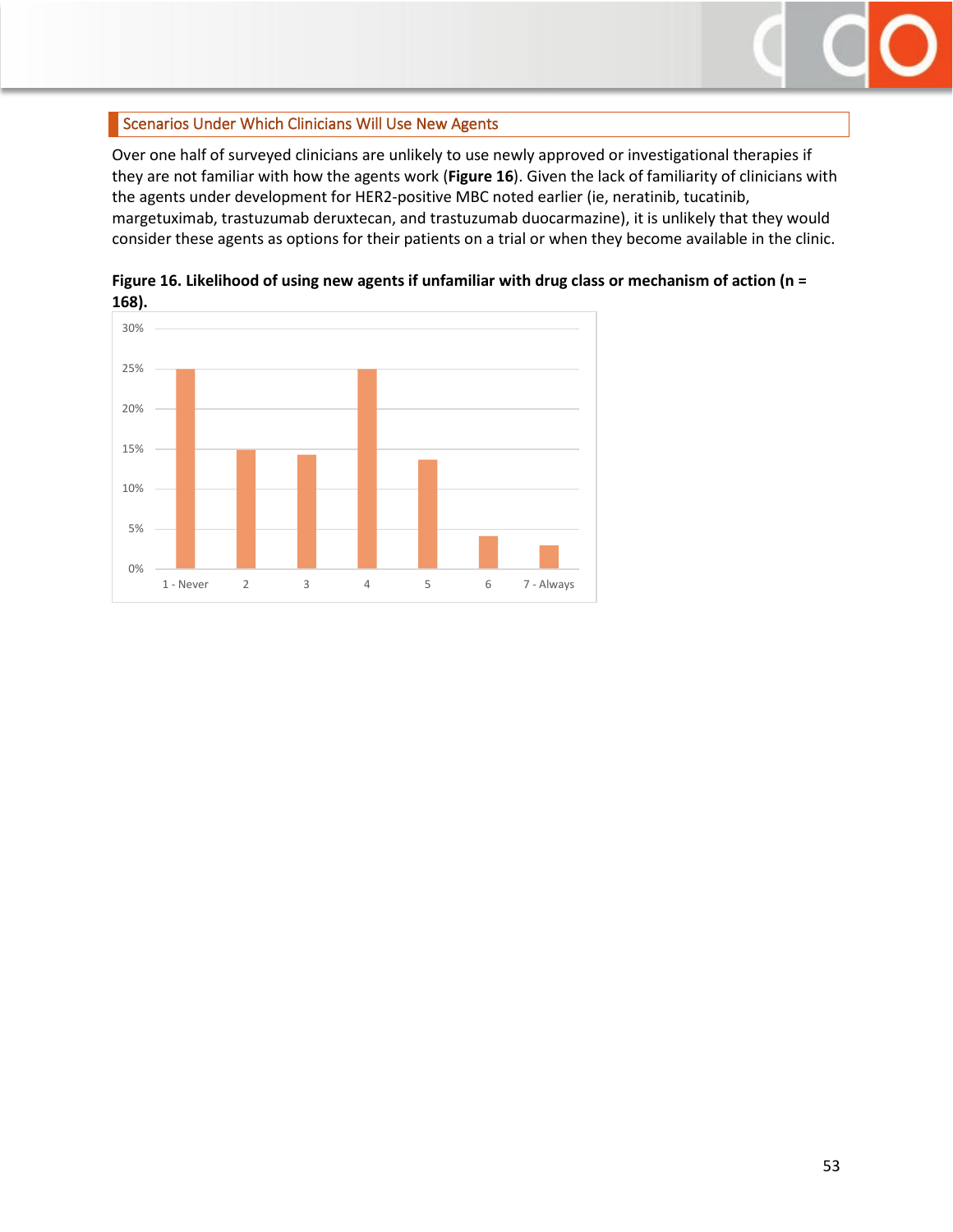## Scenarios Under Which Clinicians Will Use New Agents

Over one half of surveyed clinicians are unlikely to use newly approved or investigational therapies if they are not familiar with how the agents work (**Figure 16**). Given the lack of familiarity of clinicians with the agents under development for HER2-positive MBC noted earlier (ie, neratinib, tucatinib, margetuximab, trastuzumab deruxtecan, and trastuzumab duocarmazine), it is unlikely that they would consider these agents as options for their patients on a trial or when they become available in the clinic.

**Figure 16. Likelihood of using new agents if unfamiliar with drug class or mechanism of action (n = 168).**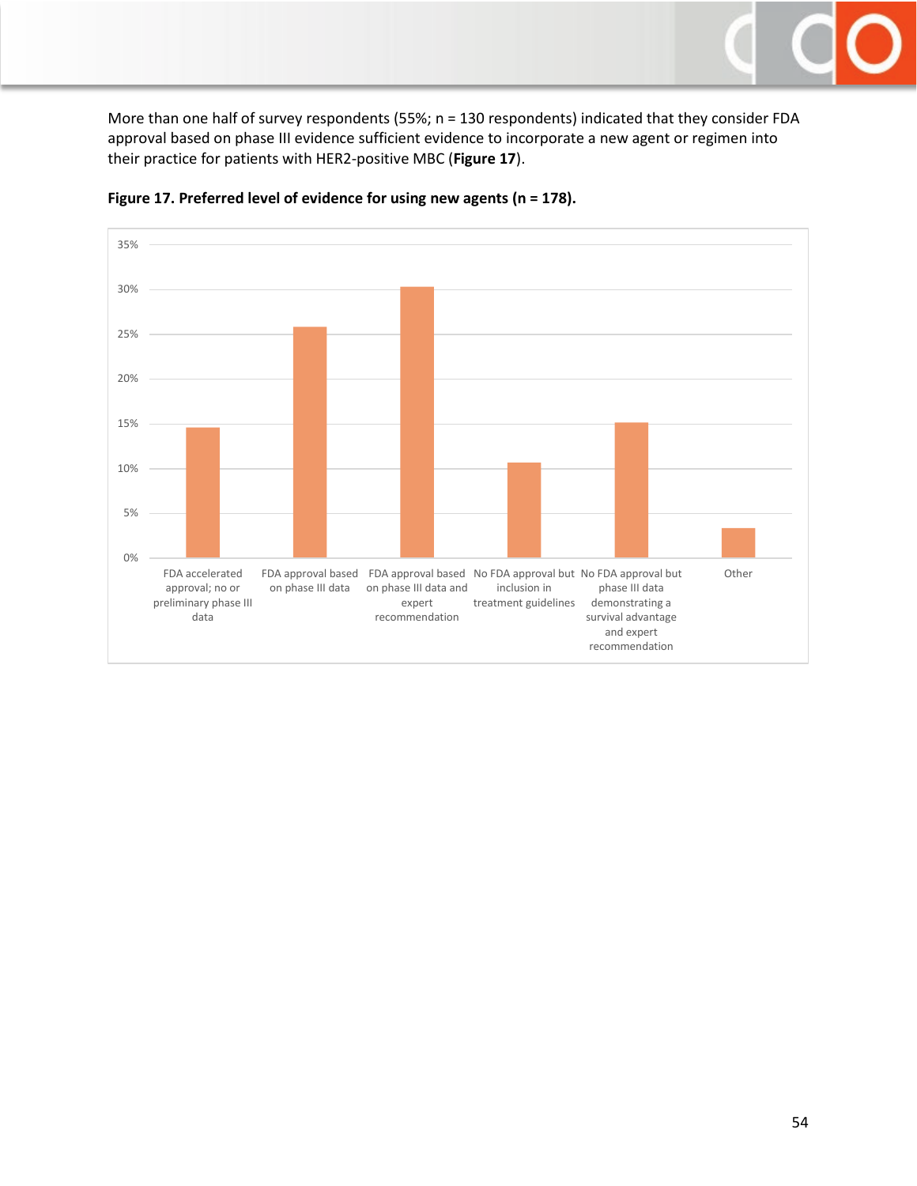More than one half of survey respondents (55%; n = 130 respondents) indicated that they consider FDA approval based on phase III evidence sufficient evidence to incorporate a new agent or regimen into their practice for patients with HER2-positive MBC (**Figure 17**).

**Figure 17. Preferred level of evidence for using new agents (n = 178).**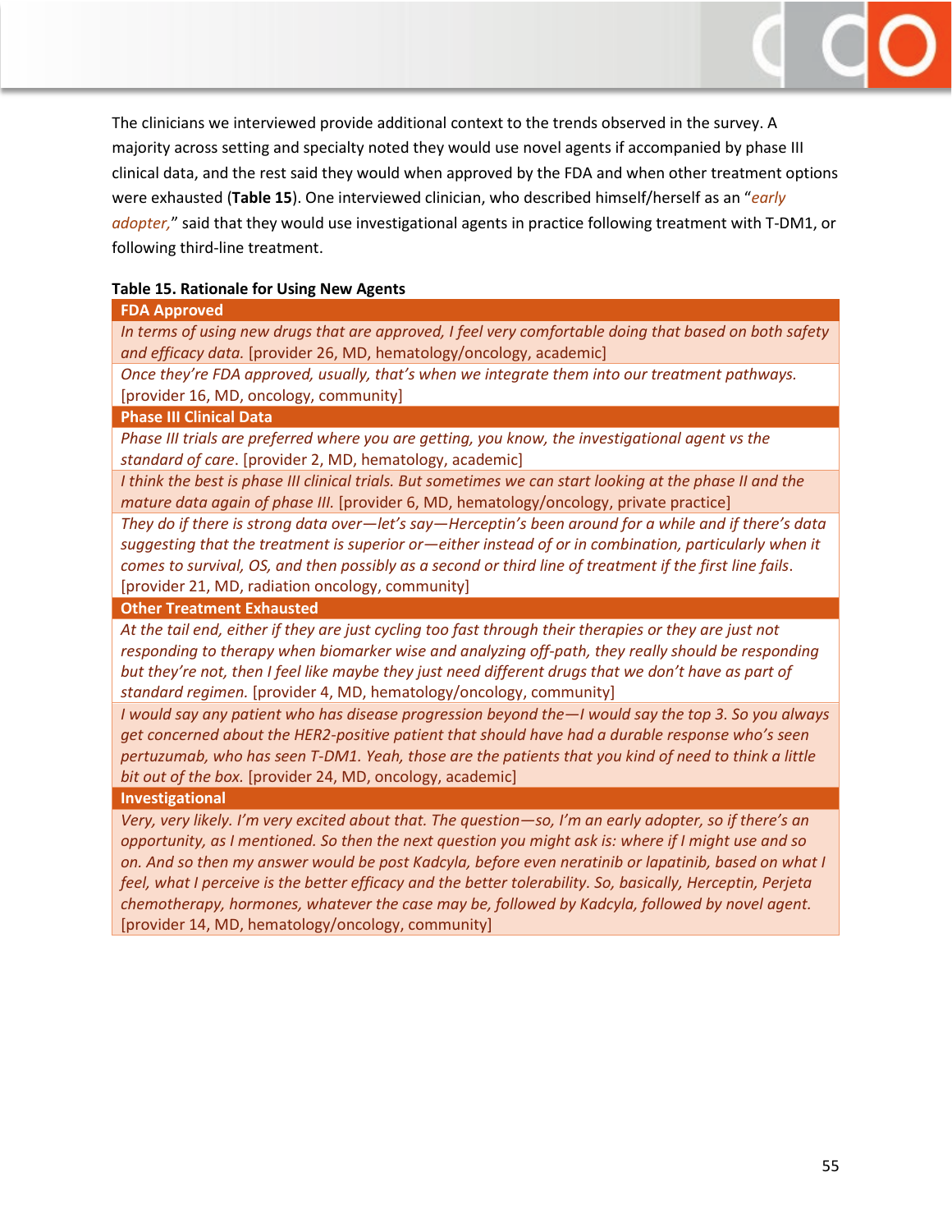The clinicians we interviewed provide additional context to the trends observed in the survey. A majority across setting and specialty noted they would use novel agents if accompanied by phase III clinical data, and the rest said they would when approved by the FDA and when other treatment options were exhausted (**Table 15**). One interviewed clinician, who described himself/herself as an "*early adopter,*" said that they would use investigational agents in practice following treatment with T-DM1, or following third-line treatment.

**Table 15. Rationale for Using New Agents**

| **FDA Approved** |
|---|
| *In terms of using new drugs that are approved, I feel very comfortable doing that based on both safety and efficacy data.* [provider 26, MD, hematology/oncology, academic] |
| *Once they're FDA approved, usually, that's when we integrate them into our treatment pathways.* [provider 16, MD, oncology, community] |
| **Phase III Clinical Data** |
| *Phase III trials are preferred where you are getting, you know, the investigational agent vs the standard of care*. [provider 2, MD, hematology, academic] |
| *I think the best is phase III clinical trials. But sometimes we can start looking at the phase II and the mature data again of phase III.* [provider 6, MD, hematology/oncology, private practice] |
| *They do if there is strong data over—let's say—Herceptin's been around for a while and if there's data suggesting that the treatment is superior or—either instead of or in combination, particularly when it comes to survival, OS, and then possibly as a second or third line of treatment if the first line fails*. [provider 21, MD, radiation oncology, community] |
| **Other Treatment Exhausted** |
| *At the tail end, either if they are just cycling too fast through their therapies or they are just not responding to therapy when biomarker wise and analyzing off-path, they really should be responding but they're not, then I feel like maybe they just need different drugs that we don't have as part of standard regimen.* [provider 4, MD, hematology/oncology, community] |
| *I would say any patient who has disease progression beyond the—I would say the top 3. So you always get concerned about the HER2-positive patient that should have had a durable response who's seen pertuzumab, who has seen T-DM1. Yeah, those are the patients that you kind of need to think a little bit out of the box.* [provider 24, MD, oncology, academic] |
| **Investigational** |
| *Very, very likely. I'm very excited about that. The question—so, I'm an early adopter, so if there's an opportunity, as I mentioned. So then the next question you might ask is: where if I might use and so on. And so then my answer would be post Kadcyla, before even neratinib or lapatinib, based on what I feel, what I perceive is the better efficacy and the better tolerability. So, basically, Herceptin, Perjeta chemotherapy, hormones, whatever the case may be, followed by Kadcyla, followed by novel agent.* [provider 14, MD, hematology/oncology, community] |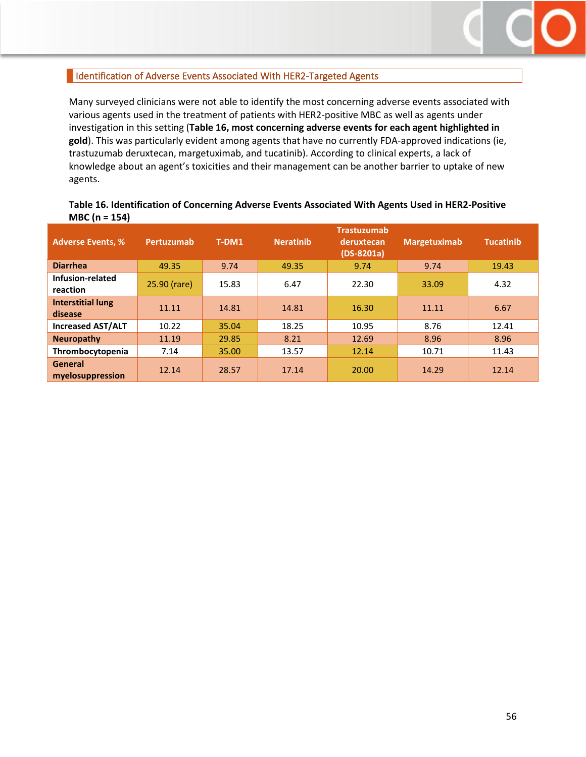## Identification of Adverse Events Associated With HER2-Targeted Agents

Many surveyed clinicians were not able to identify the most concerning adverse events associated with various agents used in the treatment of patients with HER2-positive MBC as well as agents under investigation in this setting (**Table 16, most concerning adverse events for each agent highlighted in gold**). This was particularly evident among agents that have no currently FDA-approved indications (ie, trastuzumab deruxtecan, margetuximab, and tucatinib). According to clinical experts, a lack of knowledge about an agent's toxicities and their management can be another barrier to uptake of new agents.

**Table 16. Identification of Concerning Adverse Events Associated With Agents Used in HER2-Positive MBC (n = 154)**

| Adverse Events, % | Pertuzumab | T-DM1 | Neratinib | Trastuzumab deruxtecan (DS-8201a) | Margetuximab | Tucatinib |
|---|---|---|---|---|---|---|
| **Diarrhea** | 49.35 | 9.74 | 49.35 | 9.74 | 9.74 | 19.43 |
| **Infusion-related reaction** | 25.90 (rare) | 15.83 | 6.47 | 22.30 | 33.09 | 4.32 |
| **Interstitial lung disease** | 11.11 | 14.81 | 14.81 | 16.30 | 11.11 | 6.67 |
| **Increased AST/ALT** | 10.22 | 35.04 | 18.25 | 10.95 | 8.76 | 12.41 |
| **Neuropathy** | 11.19 | 29.85 | 8.21 | 12.69 | 8.96 | 8.96 |
| **Thrombocytopenia** | 7.14 | 35.00 | 13.57 | 12.14 | 10.71 | 11.43 |
| **General myelosuppression** | 12.14 | 28.57 | 17.14 | 20.00 | 14.29 | 12.14 |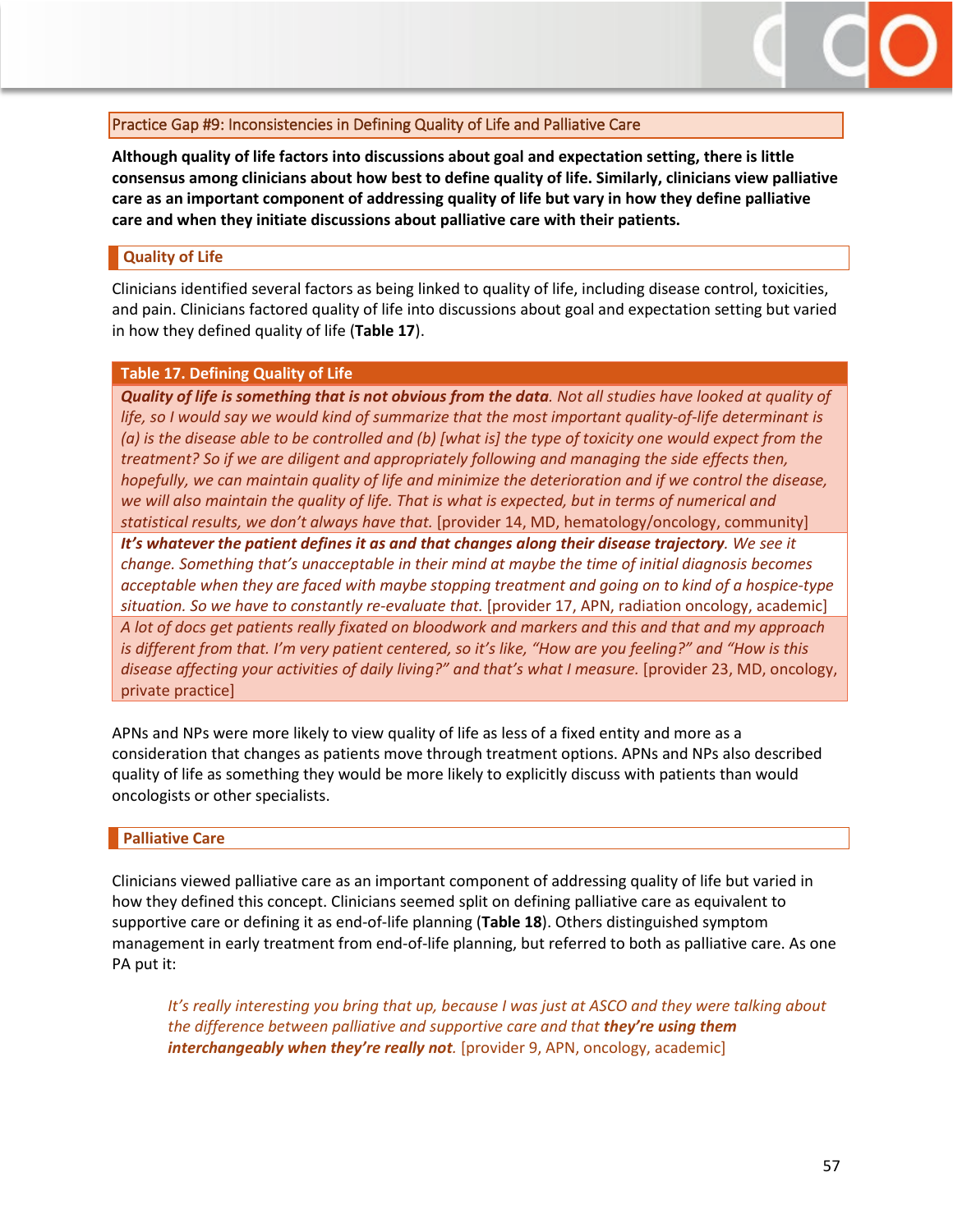## Practice Gap #9: Inconsistencies in Defining Quality of Life and Palliative Care

**Although quality of life factors into discussions about goal and expectation setting, there is little consensus among clinicians about how best to define quality of life. Similarly, clinicians view palliative care as an important component of addressing quality of life but vary in how they define palliative care and when they initiate discussions about palliative care with their patients.**

### Quality of Life

Clinicians identified several factors as being linked to quality of life, including disease control, toxicities, and pain. Clinicians factored quality of life into discussions about goal and expectation setting but varied in how they defined quality of life (**Table 17**).

| Table 17. Defining Quality of Life |
|---|
| ***Quality of life is something that is not obvious from the data**. Not all studies have looked at quality of life, so I would say we would kind of summarize that the most important quality-of-life determinant is (a) is the disease able to be controlled and (b) [what is] the type of toxicity one would expect from the treatment? So if we are diligent and appropriately following and managing the side effects then, hopefully, we can maintain quality of life and minimize the deterioration and if we control the disease, we will also maintain the quality of life. That is what is expected, but in terms of numerical and statistical results, we don't always have that.* [provider 14, MD, hematology/oncology, community] |
| ***It's whatever the patient defines it as and that changes along their disease trajectory**. We see it change. Something that's unacceptable in their mind at maybe the time of initial diagnosis becomes acceptable when they are faced with maybe stopping treatment and going on to kind of a hospice-type situation. So we have to constantly re-evaluate that.* [provider 17, APN, radiation oncology, academic] |
| *A lot of docs get patients really fixated on bloodwork and markers and this and that and my approach is different from that. I'm very patient centered, so it's like, "How are you feeling?" and "How is this disease affecting your activities of daily living?" and that's what I measure.* [provider 23, MD, oncology, private practice] |

APNs and NPs were more likely to view quality of life as less of a fixed entity and more as a consideration that changes as patients move through treatment options. APNs and NPs also described quality of life as something they would be more likely to explicitly discuss with patients than would oncologists or other specialists.

### Palliative Care

Clinicians viewed palliative care as an important component of addressing quality of life but varied in how they defined this concept. Clinicians seemed split on defining palliative care as equivalent to supportive care or defining it as end-of-life planning (**Table 18**). Others distinguished symptom management in early treatment from end-of-life planning, but referred to both as palliative care. As one PA put it:

> *It's really interesting you bring that up, because I was just at ASCO and they were talking about the difference between palliative and supportive care and that **they're using them interchangeably when they're really not**.* [provider 9, APN, oncology, academic]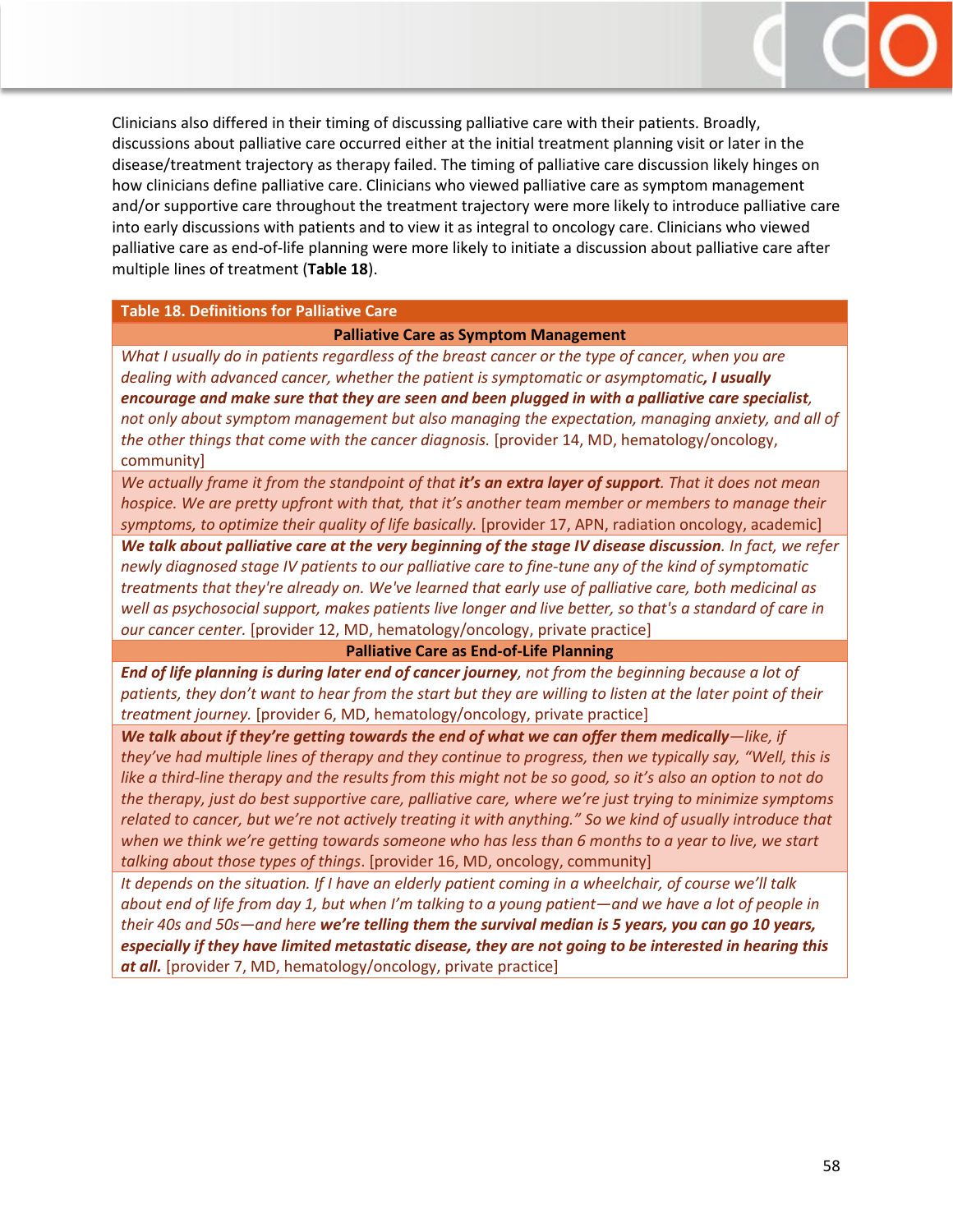Clinicians also differed in their timing of discussing palliative care with their patients. Broadly, discussions about palliative care occurred either at the initial treatment planning visit or later in the disease/treatment trajectory as therapy failed. The timing of palliative care discussion likely hinges on how clinicians define palliative care. Clinicians who viewed palliative care as symptom management and/or supportive care throughout the treatment trajectory were more likely to introduce palliative care into early discussions with patients and to view it as integral to oncology care. Clinicians who viewed palliative care as end-of-life planning were more likely to initiate a discussion about palliative care after multiple lines of treatment (**Table 18**).

| Table 18. Definitions for Palliative Care |
|---|
| **Palliative Care as Symptom Management** |
| *What I usually do in patients regardless of the breast cancer or the type of cancer, when you are dealing with advanced cancer, whether the patient is symptomatic or asymptomatic**, I usually encourage and make sure that they are seen and been plugged in with a palliative care specialist**, not only about symptom management but also managing the expectation, managing anxiety, and all of the other things that come with the cancer diagnosis.* [provider 14, MD, hematology/oncology, community] |
| *We actually frame it from the standpoint of that **it's an extra layer of support**. That it does not mean hospice. We are pretty upfront with that, that it's another team member or members to manage their symptoms, to optimize their quality of life basically.* [provider 17, APN, radiation oncology, academic] |
| ***We talk about palliative care at the very beginning of the stage IV disease discussion**. In fact, we refer newly diagnosed stage IV patients to our palliative care to fine-tune any of the kind of symptomatic treatments that they're already on. We've learned that early use of palliative care, both medicinal as well as psychosocial support, makes patients live longer and live better, so that's a standard of care in our cancer center.* [provider 12, MD, hematology/oncology, private practice] |
| **Palliative Care as End-of-Life Planning** |
| ***End of life planning is during later end of cancer journey**, not from the beginning because a lot of patients, they don't want to hear from the start but they are willing to listen at the later point of their treatment journey.* [provider 6, MD, hematology/oncology, private practice] |
| ***We talk about if they're getting towards the end of what we can offer them medically**—like, if they've had multiple lines of therapy and they continue to progress, then we typically say, "Well, this is like a third-line therapy and the results from this might not be so good, so it's also an option to not do the therapy, just do best supportive care, palliative care, where we're just trying to minimize symptoms related to cancer, but we're not actively treating it with anything." So we kind of usually introduce that when we think we're getting towards someone who has less than 6 months to a year to live, we start talking about those types of things*. [provider 16, MD, oncology, community] |
| *It depends on the situation. If I have an elderly patient coming in a wheelchair, of course we'll talk about end of life from day 1, but when I'm talking to a young patient—and we have a lot of people in their 40s and 50s—and here **we're telling them the survival median is 5 years, you can go 10 years, especially if they have limited metastatic disease, they are not going to be interested in hearing this at all.*** [provider 7, MD, hematology/oncology, private practice] |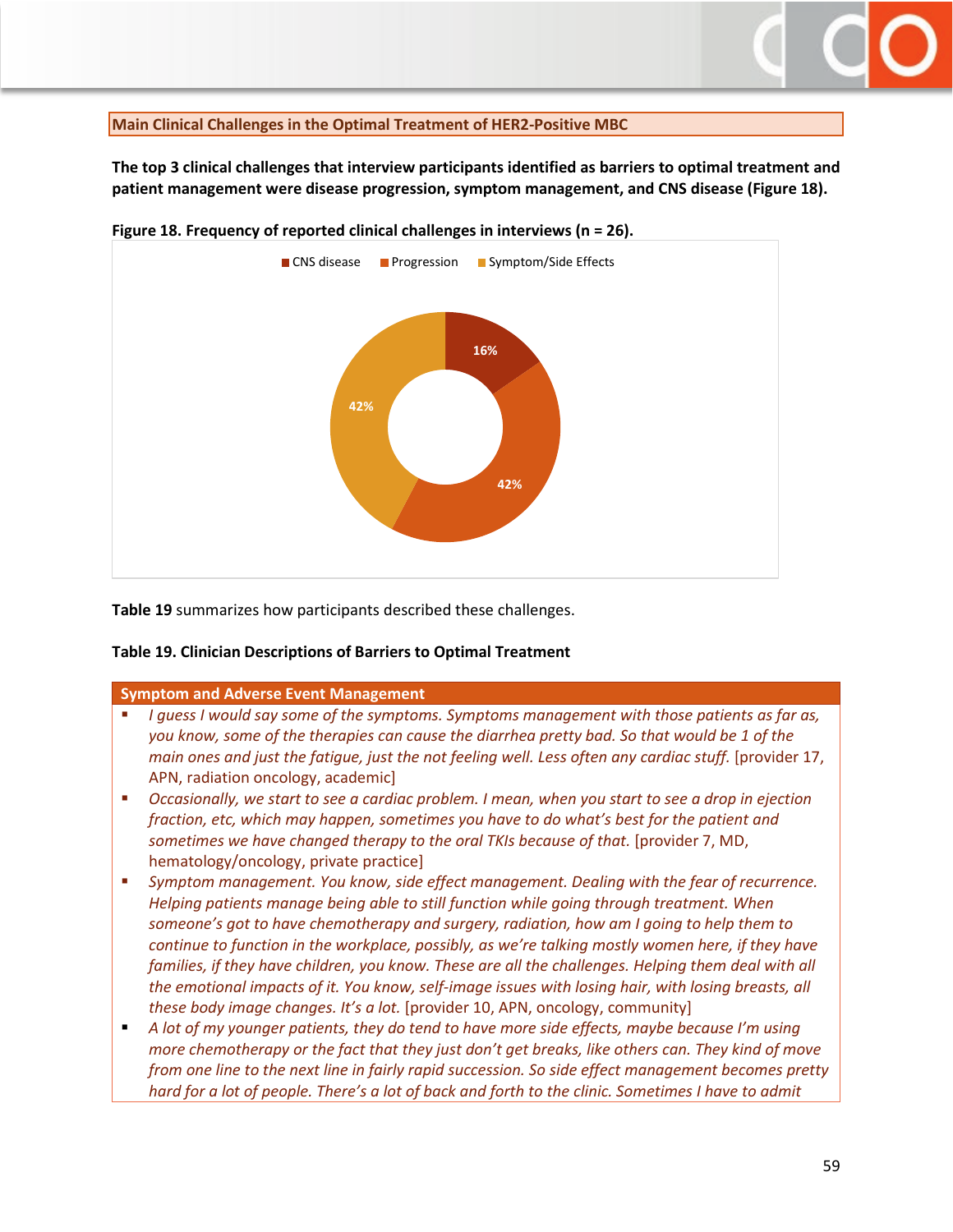## Main Clinical Challenges in the Optimal Treatment of HER2-Positive MBC

**The top 3 clinical challenges that interview participants identified as barriers to optimal treatment and patient management were disease progression, symptom management, and CNS disease (Figure 18).**

**Figure 18. Frequency of reported clinical challenges in interviews (n = 26).**

| Challenge | Percentage |
|---|---|
| CNS disease | 16% |
| Progression | 42% |
| Symptom/Side Effects | 42% |

**Table 19** summarizes how participants described these challenges.

**Table 19. Clinician Descriptions of Barriers to Optimal Treatment**

**Symptom and Adverse Event Management**

- *I guess I would say some of the symptoms. Symptoms management with those patients as far as, you know, some of the therapies can cause the diarrhea pretty bad. So that would be 1 of the main ones and just the fatigue, just the not feeling well. Less often any cardiac stuff.* [provider 17, APN, radiation oncology, academic]
- *Occasionally, we start to see a cardiac problem. I mean, when you start to see a drop in ejection fraction, etc, which may happen, sometimes you have to do what's best for the patient and sometimes we have changed therapy to the oral TKIs because of that.* [provider 7, MD, hematology/oncology, private practice]
- *Symptom management. You know, side effect management. Dealing with the fear of recurrence. Helping patients manage being able to still function while going through treatment. When someone's got to have chemotherapy and surgery, radiation, how am I going to help them to continue to function in the workplace, possibly, as we're talking mostly women here, if they have families, if they have children, you know. These are all the challenges. Helping them deal with all the emotional impacts of it. You know, self-image issues with losing hair, with losing breasts, all these body image changes. It's a lot.* [provider 10, APN, oncology, community]
- *A lot of my younger patients, they do tend to have more side effects, maybe because I'm using more chemotherapy or the fact that they just don't get breaks, like others can. They kind of move from one line to the next line in fairly rapid succession. So side effect management becomes pretty hard for a lot of people. There's a lot of back and forth to the clinic. Sometimes I have to admit*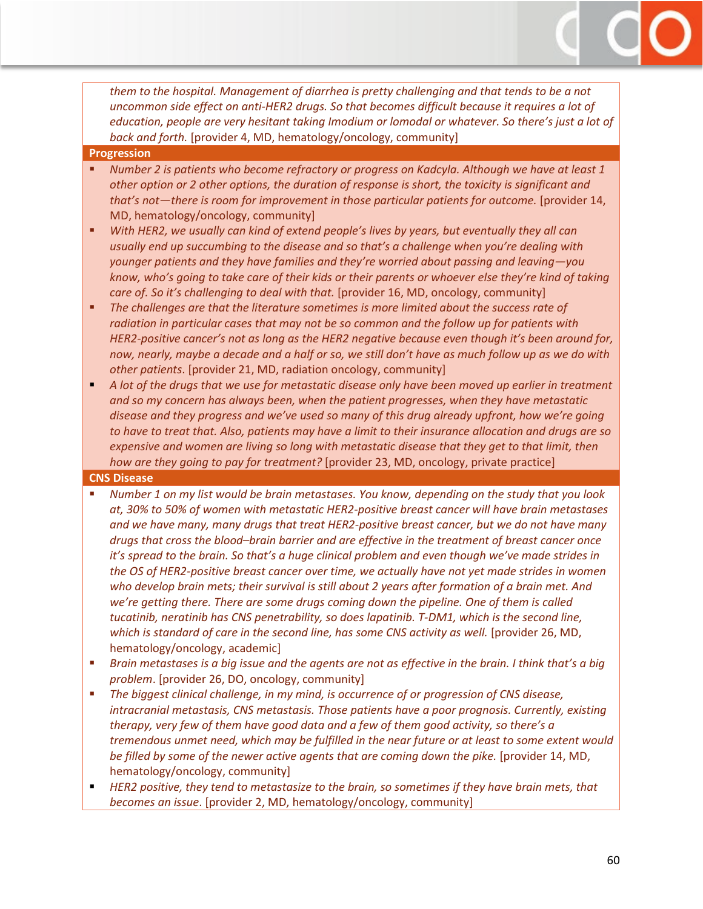*them to the hospital. Management of diarrhea is pretty challenging and that tends to be a not uncommon side effect on anti-HER2 drugs. So that becomes difficult because it requires a lot of education, people are very hesitant taking Imodium or lomodal or whatever. So there's just a lot of back and forth.* [provider 4, MD, hematology/oncology, community]

**Progression**

- *Number 2 is patients who become refractory or progress on Kadcyla. Although we have at least 1 other option or 2 other options, the duration of response is short, the toxicity is significant and that's not—there is room for improvement in those particular patients for outcome.* [provider 14, MD, hematology/oncology, community]
- *With HER2, we usually can kind of extend people's lives by years, but eventually they all can usually end up succumbing to the disease and so that's a challenge when you're dealing with younger patients and they have families and they're worried about passing and leaving—you know, who's going to take care of their kids or their parents or whoever else they're kind of taking care of. So it's challenging to deal with that.* [provider 16, MD, oncology, community]
- *The challenges are that the literature sometimes is more limited about the success rate of radiation in particular cases that may not be so common and the follow up for patients with HER2-positive cancer's not as long as the HER2 negative because even though it's been around for, now, nearly, maybe a decade and a half or so, we still don't have as much follow up as we do with other patients*. [provider 21, MD, radiation oncology, community]
- *A lot of the drugs that we use for metastatic disease only have been moved up earlier in treatment and so my concern has always been, when the patient progresses, when they have metastatic disease and they progress and we've used so many of this drug already upfront, how we're going to have to treat that. Also, patients may have a limit to their insurance allocation and drugs are so expensive and women are living so long with metastatic disease that they get to that limit, then how are they going to pay for treatment?* [provider 23, MD, oncology, private practice]

**CNS Disease**

- *Number 1 on my list would be brain metastases. You know, depending on the study that you look at, 30% to 50% of women with metastatic HER2-positive breast cancer will have brain metastases and we have many, many drugs that treat HER2-positive breast cancer, but we do not have many drugs that cross the blood–brain barrier and are effective in the treatment of breast cancer once it's spread to the brain. So that's a huge clinical problem and even though we've made strides in the OS of HER2-positive breast cancer over time, we actually have not yet made strides in women who develop brain mets; their survival is still about 2 years after formation of a brain met. And we're getting there. There are some drugs coming down the pipeline. One of them is called tucatinib, neratinib has CNS penetrability, so does lapatinib. T-DM1, which is the second line, which is standard of care in the second line, has some CNS activity as well.* [provider 26, MD, hematology/oncology, academic]
- *Brain metastases is a big issue and the agents are not as effective in the brain. I think that's a big problem*. [provider 26, DO, oncology, community]
- *The biggest clinical challenge, in my mind, is occurrence of or progression of CNS disease, intracranial metastasis, CNS metastasis. Those patients have a poor prognosis. Currently, existing therapy, very few of them have good data and a few of them good activity, so there's a tremendous unmet need, which may be fulfilled in the near future or at least to some extent would be filled by some of the newer active agents that are coming down the pike.* [provider 14, MD, hematology/oncology, community]
- *HER2 positive, they tend to metastasize to the brain, so sometimes if they have brain mets, that becomes an issue*. [provider 2, MD, hematology/oncology, community]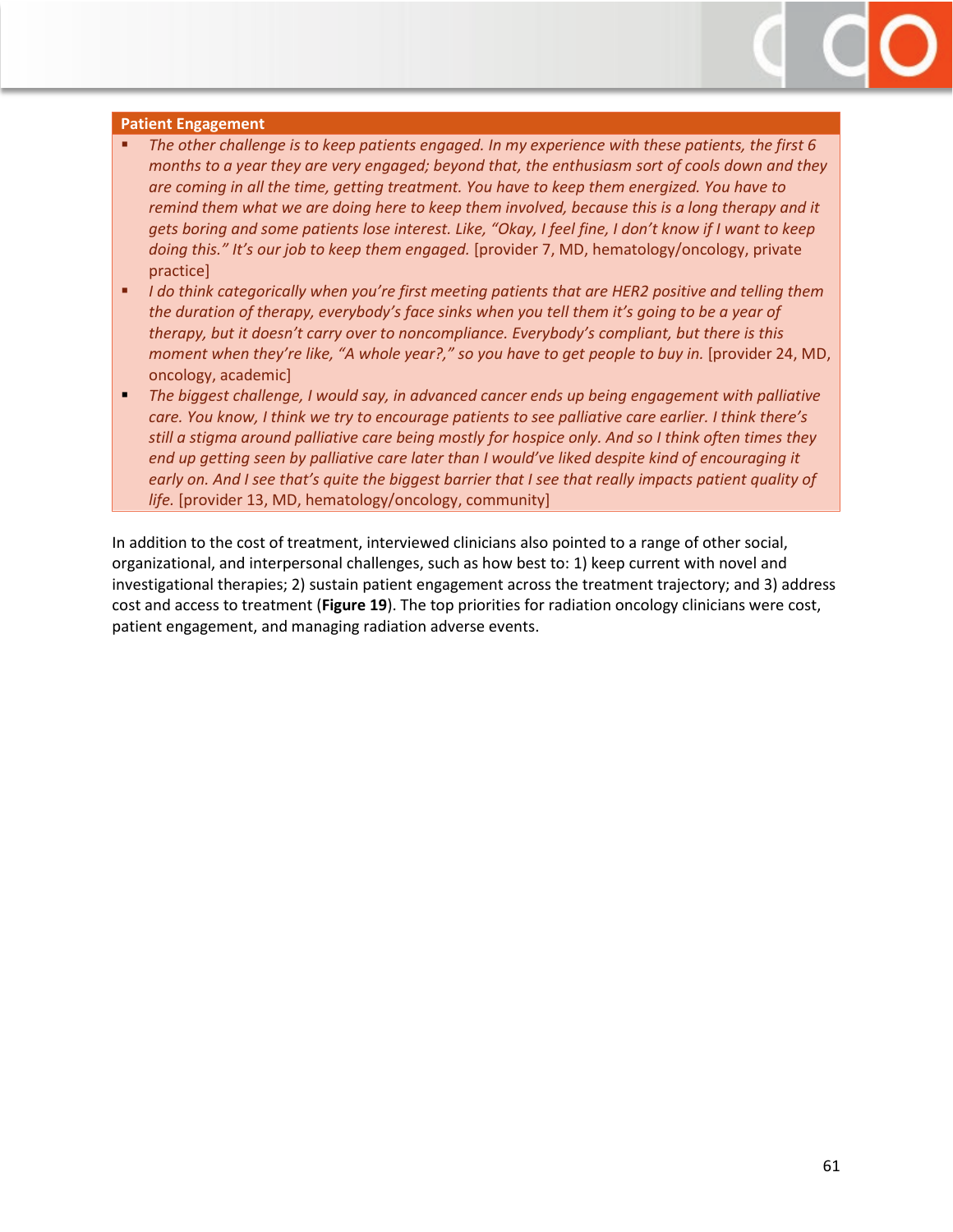**Patient Engagement**

- *The other challenge is to keep patients engaged. In my experience with these patients, the first 6 months to a year they are very engaged; beyond that, the enthusiasm sort of cools down and they are coming in all the time, getting treatment. You have to keep them energized. You have to remind them what we are doing here to keep them involved, because this is a long therapy and it gets boring and some patients lose interest. Like, "Okay, I feel fine, I don't know if I want to keep doing this." It's our job to keep them engaged.* [provider 7, MD, hematology/oncology, private practice]
- *I do think categorically when you're first meeting patients that are HER2 positive and telling them the duration of therapy, everybody's face sinks when you tell them it's going to be a year of therapy, but it doesn't carry over to noncompliance. Everybody's compliant, but there is this moment when they're like, "A whole year?," so you have to get people to buy in.* [provider 24, MD, oncology, academic]
- *The biggest challenge, I would say, in advanced cancer ends up being engagement with palliative care. You know, I think we try to encourage patients to see palliative care earlier. I think there's still a stigma around palliative care being mostly for hospice only. And so I think often times they end up getting seen by palliative care later than I would've liked despite kind of encouraging it early on. And I see that's quite the biggest barrier that I see that really impacts patient quality of life.* [provider 13, MD, hematology/oncology, community]

In addition to the cost of treatment, interviewed clinicians also pointed to a range of other social, organizational, and interpersonal challenges, such as how best to: 1) keep current with novel and investigational therapies; 2) sustain patient engagement across the treatment trajectory; and 3) address cost and access to treatment (**Figure 19**). The top priorities for radiation oncology clinicians were cost, patient engagement, and managing radiation adverse events.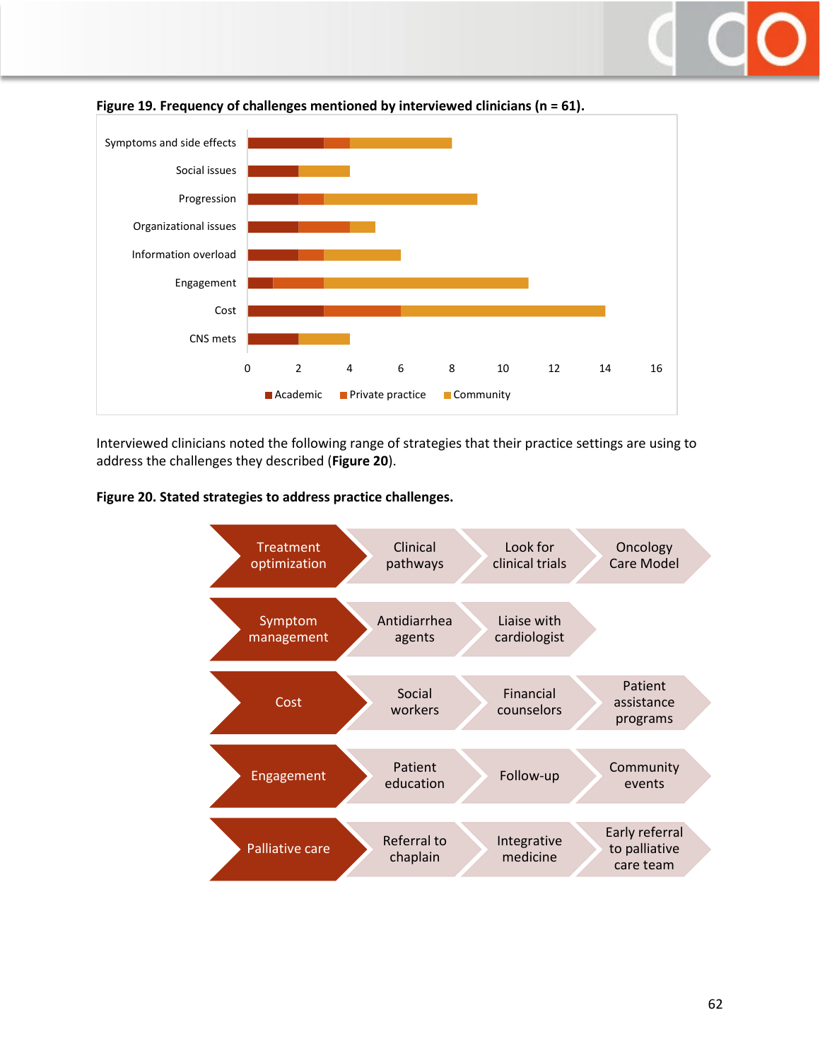**Figure 19. Frequency of challenges mentioned by interviewed clinicians (n = 61).**

| Challenge | Academic | Private practice | Community |
|---|---|---|---|
| Symptoms and side effects | 3 | 1 | 4 |
| Social issues | 2 | 0 | 2 |
| Progression | 2 | 1 | 6 |
| Organizational issues | 2 | 2 | 1 |
| Information overload | 2 | 1 | 3 |
| Engagement | 1 | 2 | 8 |
| Cost | 3 | 3 | 8 |
| CNS mets | 2 | 0 | 2 |

Interviewed clinicians noted the following range of strategies that their practice settings are using to address the challenges they described (**Figure 20**).

**Figure 20. Stated strategies to address practice challenges.**

| Challenge | Strategy | Strategy | Strategy |
|---|---|---|---|
| Treatment optimization | Clinical pathways | Look for clinical trials | Oncology Care Model |
| Symptom management | Antidiarrhea agents | Liaise with cardiologist | |
| Cost | Social workers | Financial counselors | Patient assistance programs |
| Engagement | Patient education | Follow-up | Community events |
| Palliative care | Referral to chaplain | Integrative medicine | Early referral to palliative care team |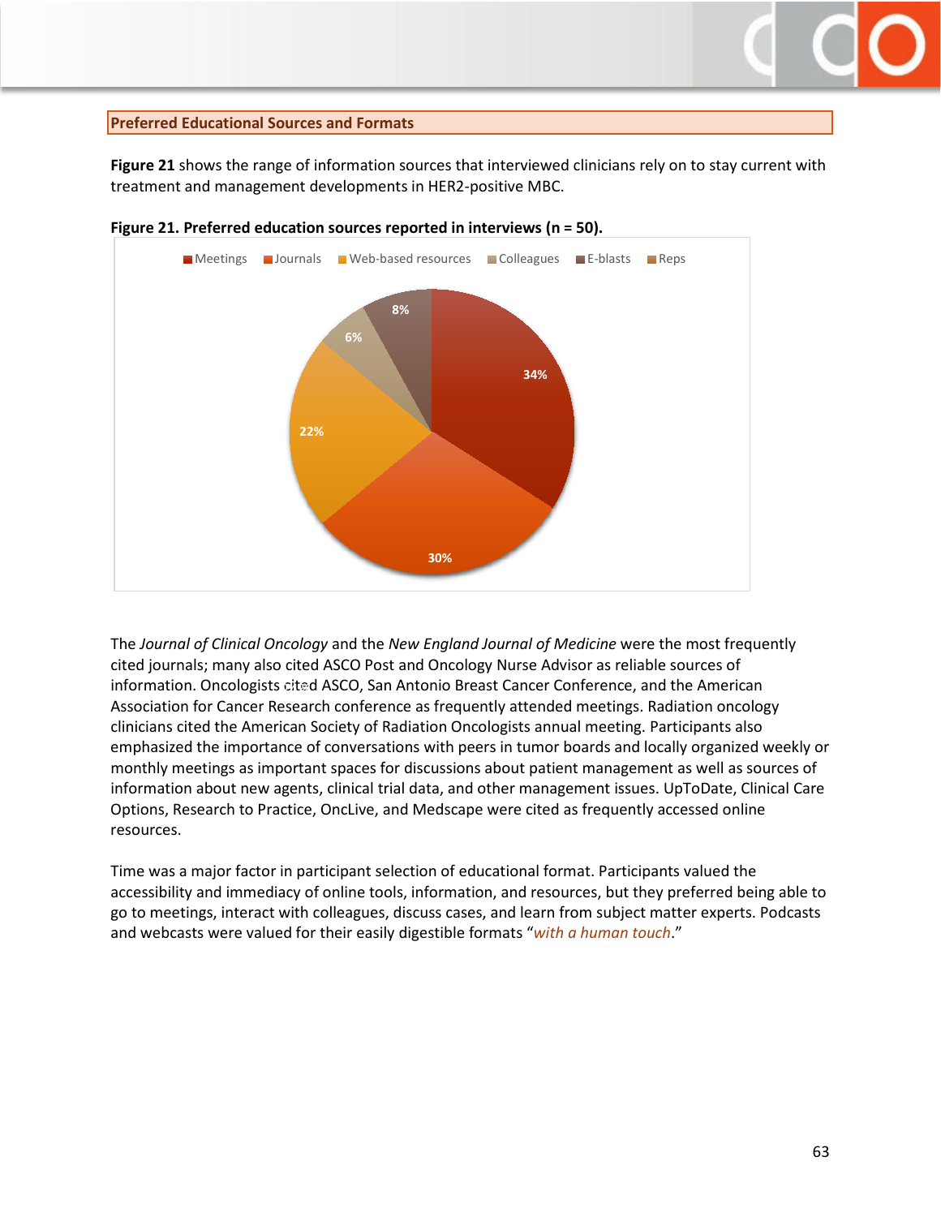## Preferred Educational Sources and Formats

**Figure 21** shows the range of information sources that interviewed clinicians rely on to stay current with treatment and management developments in HER2-positive MBC.

**Figure 21. Preferred education sources reported in interviews (n = 50).**

| Source | Percentage |
|---|---|
| Meetings | 34% |
| Journals | 30% |
| Web-based resources | 22% |
| Colleagues | 6% |
| E-blasts | 8% |
| Reps | |

The *Journal of Clinical Oncology* and the *New England Journal of Medicine* were the most frequently cited journals; many also cited ASCO Post and Oncology Nurse Advisor as reliable sources of information. Oncologists cited ASCO, San Antonio Breast Cancer Conference, and the American Association for Cancer Research conference as frequently attended meetings. Radiation oncology clinicians cited the American Society of Radiation Oncologists annual meeting. Participants also emphasized the importance of conversations with peers in tumor boards and locally organized weekly or monthly meetings as important spaces for discussions about patient management as well as sources of information about new agents, clinical trial data, and other management issues. UpToDate, Clinical Care Options, Research to Practice, OncLive, and Medscape were cited as frequently accessed online resources.

Time was a major factor in participant selection of educational format. Participants valued the accessibility and immediacy of online tools, information, and resources, but they preferred being able to go to meetings, interact with colleagues, discuss cases, and learn from subject matter experts. Podcasts and webcasts were valued for their easily digestible formats "*with a human touch*."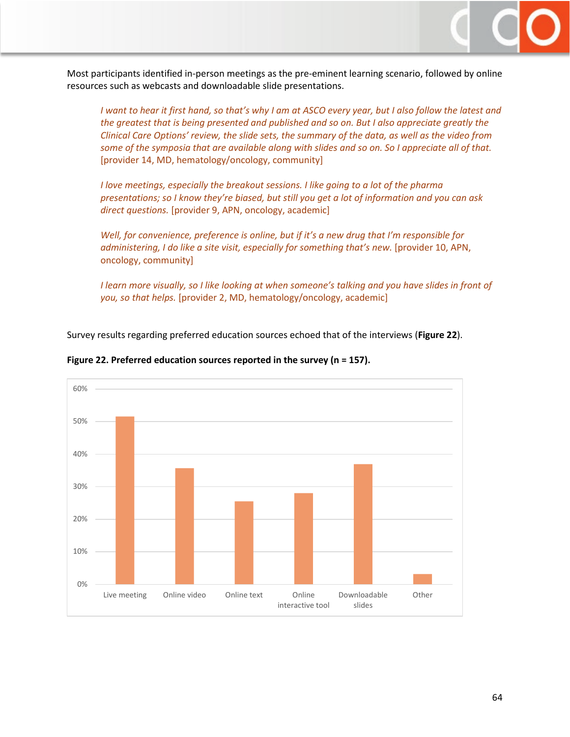Most participants identified in-person meetings as the pre-eminent learning scenario, followed by online resources such as webcasts and downloadable slide presentations.

> *I want to hear it first hand, so that's why I am at ASCO every year, but I also follow the latest and the greatest that is being presented and published and so on. But I also appreciate greatly the Clinical Care Options' review, the slide sets, the summary of the data, as well as the video from some of the symposia that are available along with slides and so on. So I appreciate all of that.* [provider 14, MD, hematology/oncology, community]

> *I love meetings, especially the breakout sessions. I like going to a lot of the pharma presentations; so I know they're biased, but still you get a lot of information and you can ask direct questions.* [provider 9, APN, oncology, academic]

> *Well, for convenience, preference is online, but if it's a new drug that I'm responsible for administering, I do like a site visit, especially for something that's new.* [provider 10, APN, oncology, community]

> *I learn more visually, so I like looking at when someone's talking and you have slides in front of you, so that helps.* [provider 2, MD, hematology/oncology, academic]

Survey results regarding preferred education sources echoed that of the interviews (**Figure 22**).

**Figure 22. Preferred education sources reported in the survey (n = 157).**

| Source | Approximate % |
|---|---|
| Live meeting | ~51% |
| Online video | ~35% |
| Online text | ~25% |
| Online interactive tool | ~28% |
| Downloadable slides | ~37% |
| Other | ~3% |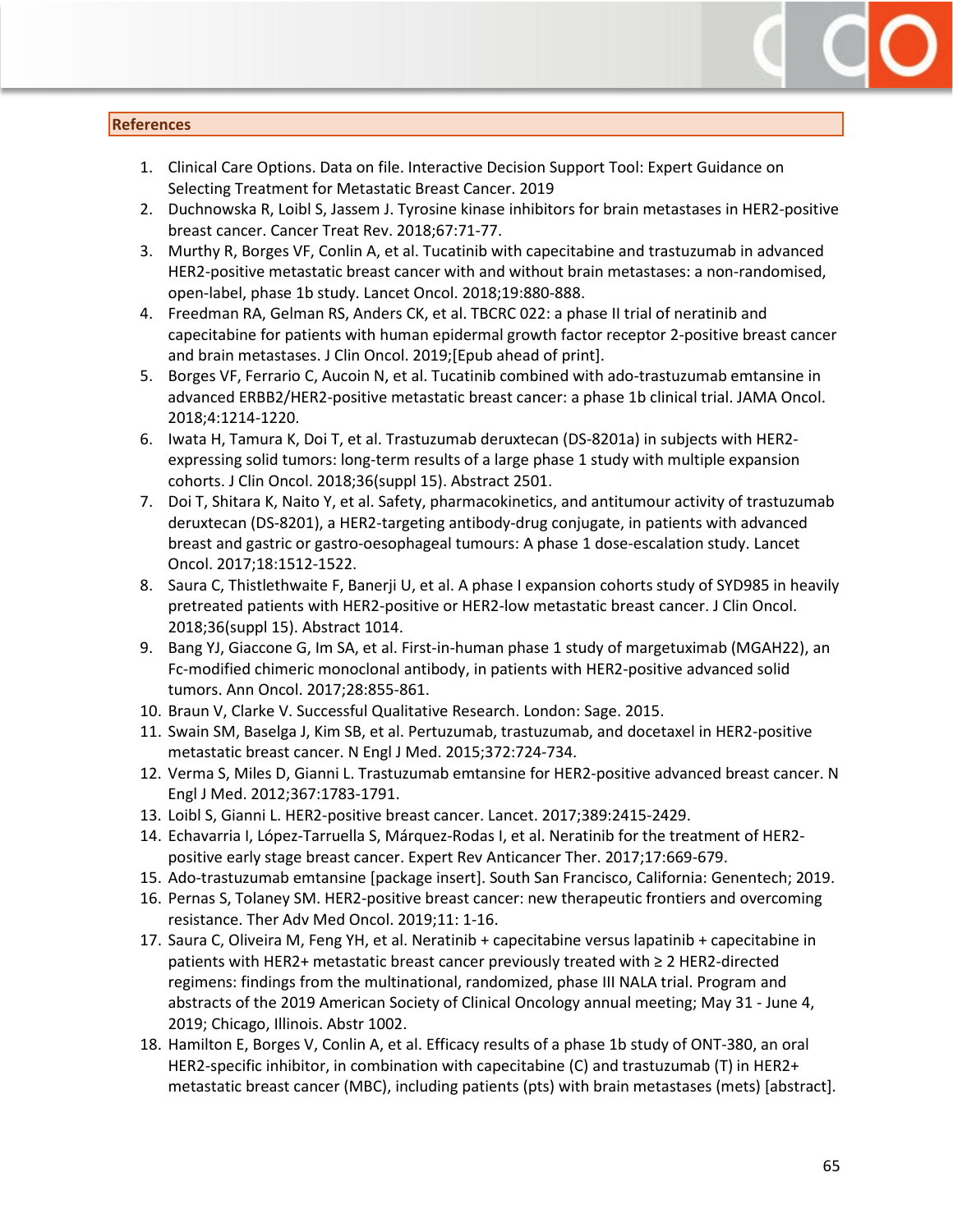## References

1. Clinical Care Options. Data on file. Interactive Decision Support Tool: Expert Guidance on Selecting Treatment for Metastatic Breast Cancer. 2019
2. Duchnowska R, Loibl S, Jassem J. Tyrosine kinase inhibitors for brain metastases in HER2-positive breast cancer. Cancer Treat Rev. 2018;67:71-77.
3. Murthy R, Borges VF, Conlin A, et al. Tucatinib with capecitabine and trastuzumab in advanced HER2-positive metastatic breast cancer with and without brain metastases: a non-randomised, open-label, phase 1b study. Lancet Oncol. 2018;19:880-888.
4. Freedman RA, Gelman RS, Anders CK, et al. TBCRC 022: a phase II trial of neratinib and capecitabine for patients with human epidermal growth factor receptor 2-positive breast cancer and brain metastases. J Clin Oncol. 2019;[Epub ahead of print].
5. Borges VF, Ferrario C, Aucoin N, et al. Tucatinib combined with ado-trastuzumab emtansine in advanced ERBB2/HER2-positive metastatic breast cancer: a phase 1b clinical trial. JAMA Oncol. 2018;4:1214-1220.
6. Iwata H, Tamura K, Doi T, et al. Trastuzumab deruxtecan (DS-8201a) in subjects with HER2-expressing solid tumors: long-term results of a large phase 1 study with multiple expansion cohorts. J Clin Oncol. 2018;36(suppl 15). Abstract 2501.
7. Doi T, Shitara K, Naito Y, et al. Safety, pharmacokinetics, and antitumour activity of trastuzumab deruxtecan (DS-8201), a HER2-targeting antibody-drug conjugate, in patients with advanced breast and gastric or gastro-oesophageal tumours: A phase 1 dose-escalation study. Lancet Oncol. 2017;18:1512-1522.
8. Saura C, Thistlethwaite F, Banerji U, et al. A phase I expansion cohorts study of SYD985 in heavily pretreated patients with HER2-positive or HER2-low metastatic breast cancer. J Clin Oncol. 2018;36(suppl 15). Abstract 1014.
9. Bang YJ, Giaccone G, Im SA, et al. First-in-human phase 1 study of margetuximab (MGAH22), an Fc-modified chimeric monoclonal antibody, in patients with HER2-positive advanced solid tumors. Ann Oncol. 2017;28:855-861.
10. Braun V, Clarke V. Successful Qualitative Research. London: Sage. 2015.
11. Swain SM, Baselga J, Kim SB, et al. Pertuzumab, trastuzumab, and docetaxel in HER2-positive metastatic breast cancer. N Engl J Med. 2015;372:724-734.
12. Verma S, Miles D, Gianni L. Trastuzumab emtansine for HER2-positive advanced breast cancer. N Engl J Med. 2012;367:1783-1791.
13. Loibl S, Gianni L. HER2-positive breast cancer. Lancet. 2017;389:2415-2429.
14. Echavarria I, López-Tarruella S, Márquez-Rodas I, et al. Neratinib for the treatment of HER2-positive early stage breast cancer. Expert Rev Anticancer Ther. 2017;17:669-679.
15. Ado-trastuzumab emtansine [package insert]. South San Francisco, California: Genentech; 2019.
16. Pernas S, Tolaney SM. HER2-positive breast cancer: new therapeutic frontiers and overcoming resistance. Ther Adv Med Oncol. 2019;11: 1-16.
17. Saura C, Oliveira M, Feng YH, et al. Neratinib + capecitabine versus lapatinib + capecitabine in patients with HER2+ metastatic breast cancer previously treated with ≥ 2 HER2-directed regimens: findings from the multinational, randomized, phase III NALA trial. Program and abstracts of the 2019 American Society of Clinical Oncology annual meeting; May 31 - June 4, 2019; Chicago, Illinois. Abstr 1002.
18. Hamilton E, Borges V, Conlin A, et al. Efficacy results of a phase 1b study of ONT-380, an oral HER2-specific inhibitor, in combination with capecitabine (C) and trastuzumab (T) in HER2+ metastatic breast cancer (MBC), including patients (pts) with brain metastases (mets) [abstract].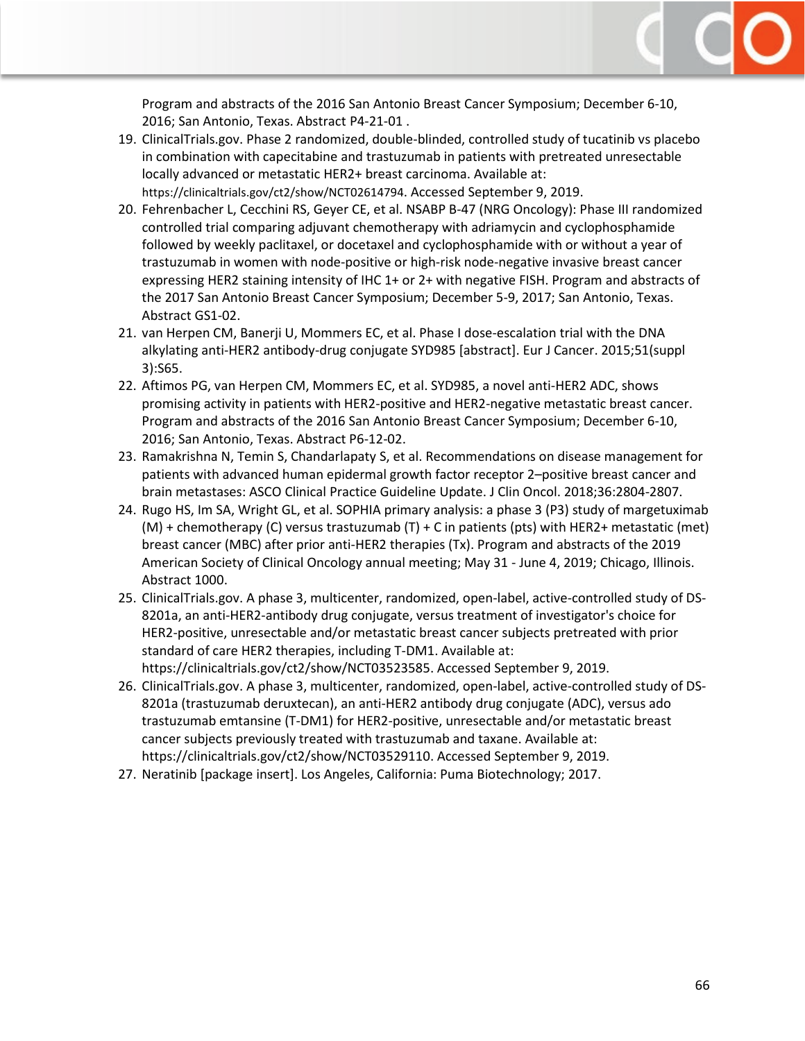Program and abstracts of the 2016 San Antonio Breast Cancer Symposium; December 6-10, 2016; San Antonio, Texas. Abstract P4-21-01 .

19. ClinicalTrials.gov. Phase 2 randomized, double-blinded, controlled study of tucatinib vs placebo in combination with capecitabine and trastuzumab in patients with pretreated unresectable locally advanced or metastatic HER2+ breast carcinoma. Available at: https://clinicaltrials.gov/ct2/show/NCT02614794. Accessed September 9, 2019.
20. Fehrenbacher L, Cecchini RS, Geyer CE, et al. NSABP B-47 (NRG Oncology): Phase III randomized controlled trial comparing adjuvant chemotherapy with adriamycin and cyclophosphamide followed by weekly paclitaxel, or docetaxel and cyclophosphamide with or without a year of trastuzumab in women with node-positive or high-risk node-negative invasive breast cancer expressing HER2 staining intensity of IHC 1+ or 2+ with negative FISH. Program and abstracts of the 2017 San Antonio Breast Cancer Symposium; December 5-9, 2017; San Antonio, Texas. Abstract GS1-02.
21. van Herpen CM, Banerji U, Mommers EC, et al. Phase I dose-escalation trial with the DNA alkylating anti-HER2 antibody-drug conjugate SYD985 [abstract]. Eur J Cancer. 2015;51(suppl 3):S65.
22. Aftimos PG, van Herpen CM, Mommers EC, et al. SYD985, a novel anti-HER2 ADC, shows promising activity in patients with HER2-positive and HER2-negative metastatic breast cancer. Program and abstracts of the 2016 San Antonio Breast Cancer Symposium; December 6-10, 2016; San Antonio, Texas. Abstract P6-12-02.
23. Ramakrishna N, Temin S, Chandarlapaty S, et al. Recommendations on disease management for patients with advanced human epidermal growth factor receptor 2–positive breast cancer and brain metastases: ASCO Clinical Practice Guideline Update. J Clin Oncol. 2018;36:2804-2807.
24. Rugo HS, Im SA, Wright GL, et al. SOPHIA primary analysis: a phase 3 (P3) study of margetuximab (M) + chemotherapy (C) versus trastuzumab (T) + C in patients (pts) with HER2+ metastatic (met) breast cancer (MBC) after prior anti-HER2 therapies (Tx). Program and abstracts of the 2019 American Society of Clinical Oncology annual meeting; May 31 - June 4, 2019; Chicago, Illinois. Abstract 1000.
25. ClinicalTrials.gov. A phase 3, multicenter, randomized, open-label, active-controlled study of DS-8201a, an anti-HER2-antibody drug conjugate, versus treatment of investigator's choice for HER2-positive, unresectable and/or metastatic breast cancer subjects pretreated with prior standard of care HER2 therapies, including T-DM1. Available at: https://clinicaltrials.gov/ct2/show/NCT03523585. Accessed September 9, 2019.
26. ClinicalTrials.gov. A phase 3, multicenter, randomized, open-label, active-controlled study of DS-8201a (trastuzumab deruxtecan), an anti-HER2 antibody drug conjugate (ADC), versus ado trastuzumab emtansine (T-DM1) for HER2-positive, unresectable and/or metastatic breast cancer subjects previously treated with trastuzumab and taxane. Available at: https://clinicaltrials.gov/ct2/show/NCT03529110. Accessed September 9, 2019.
27. Neratinib [package insert]. Los Angeles, California: Puma Biotechnology; 2017.